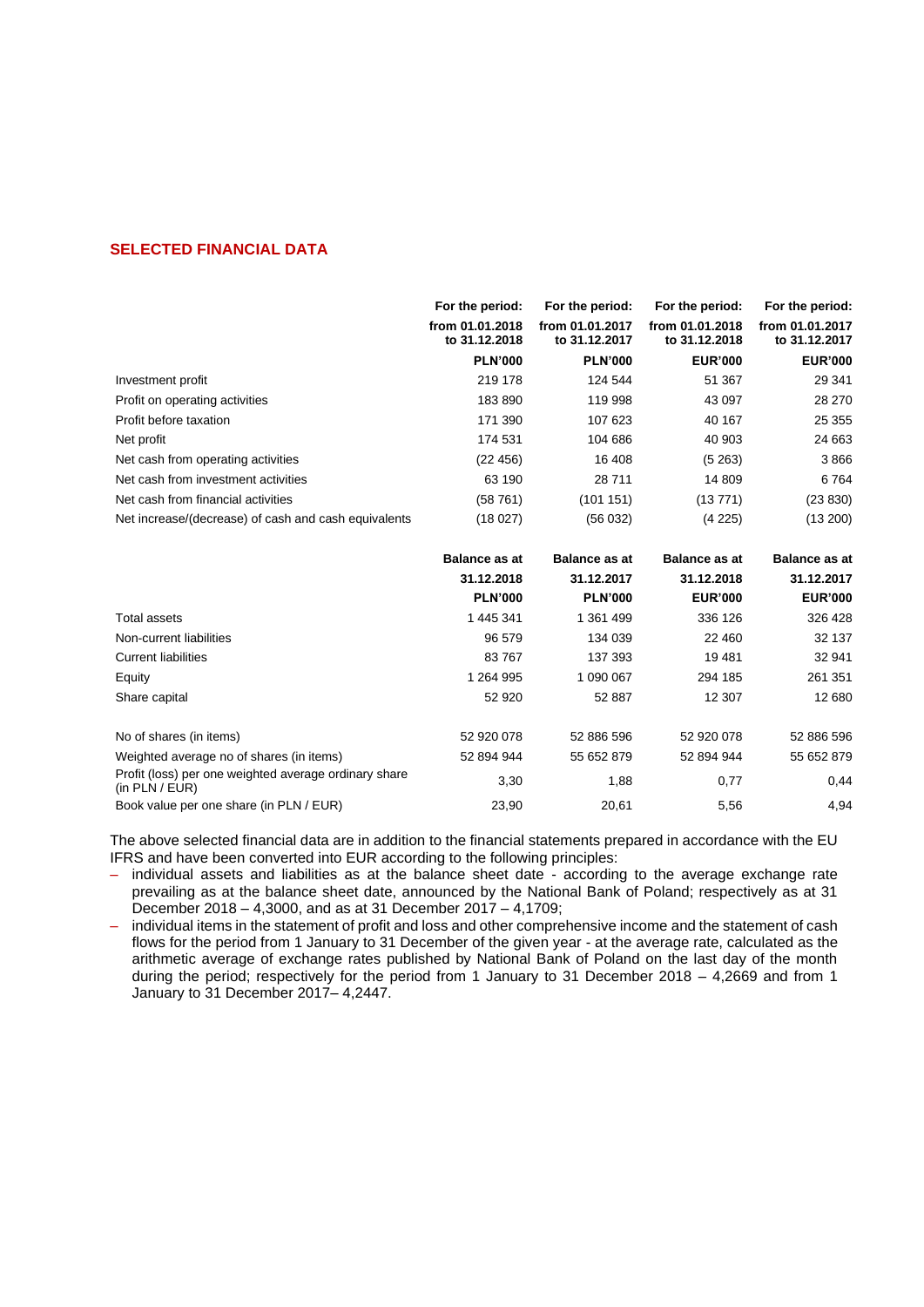## SELECTED FINANCIAL DATA

| | For the period: from 01.01.2018 to 31.12.2018 | For the period: from 01.01.2017 to 31.12.2017 | For the period: from 01.01.2018 to 31.12.2018 | For the period: from 01.01.2017 to 31.12.2017 |
|---|---|---|---|---|
| | **PLN'000** | **PLN'000** | **EUR'000** | **EUR'000** |
| Investment profit | 219 178 | 124 544 | 51 367 | 29 341 |
| Profit on operating activities | 183 890 | 119 998 | 43 097 | 28 270 |
| Profit before taxation | 171 390 | 107 623 | 40 167 | 25 355 |
| Net profit | 174 531 | 104 686 | 40 903 | 24 663 |
| Net cash from operating activities | (22 456) | 16 408 | (5 263) | 3 866 |
| Net cash from investment activities | 63 190 | 28 711 | 14 809 | 6 764 |
| Net cash from financial activities | (58 761) | (101 151) | (13 771) | (23 830) |
| Net increase/(decrease) of cash and cash equivalents | (18 027) | (56 032) | (4 225) | (13 200) |

| | Balance as at 31.12.2018 | Balance as at 31.12.2017 | Balance as at 31.12.2018 | Balance as at 31.12.2017 |
|---|---|---|---|---|
| | **PLN'000** | **PLN'000** | **EUR'000** | **EUR'000** |
| Total assets | 1 445 341 | 1 361 499 | 336 126 | 326 428 |
| Non-current liabilities | 96 579 | 134 039 | 22 460 | 32 137 |
| Current liabilities | 83 767 | 137 393 | 19 481 | 32 941 |
| Equity | 1 264 995 | 1 090 067 | 294 185 | 261 351 |
| Share capital | 52 920 | 52 887 | 12 307 | 12 680 |
| | | | | |
| No of shares (in items) | 52 920 078 | 52 886 596 | 52 920 078 | 52 886 596 |
| Weighted average no of shares (in items) | 52 894 944 | 55 652 879 | 52 894 944 | 55 652 879 |
| Profit (loss) per one weighted average ordinary share (in PLN / EUR) | 3,30 | 1,88 | 0,77 | 0,44 |
| Book value per one share (in PLN / EUR) | 23,90 | 20,61 | 5,56 | 4,94 |

The above selected financial data are in addition to the financial statements prepared in accordance with the EU IFRS and have been converted into EUR according to the following principles:

- individual assets and liabilities as at the balance sheet date - according to the average exchange rate prevailing as at the balance sheet date, announced by the National Bank of Poland; respectively as at 31 December 2018 – 4,3000, and as at 31 December 2017 – 4,1709;
- individual items in the statement of profit and loss and other comprehensive income and the statement of cash flows for the period from 1 January to 31 December of the given year - at the average rate, calculated as the arithmetic average of exchange rates published by National Bank of Poland on the last day of the month during the period; respectively for the period from 1 January to 31 December 2018 – 4,2669 and from 1 January to 31 December 2017– 4,2447.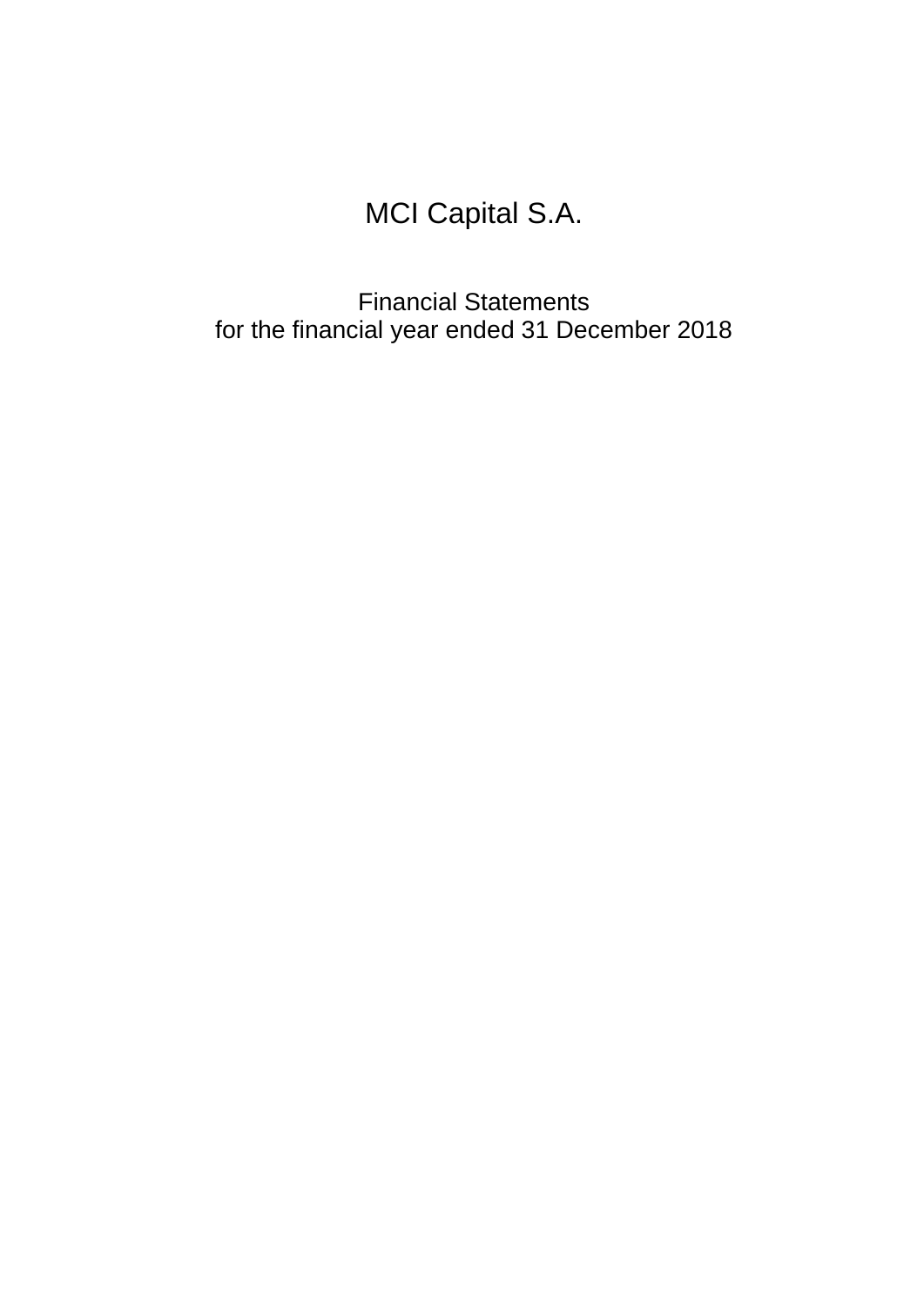# MCI Capital S.A.

## Financial Statements
for the financial year ended 31 December 2018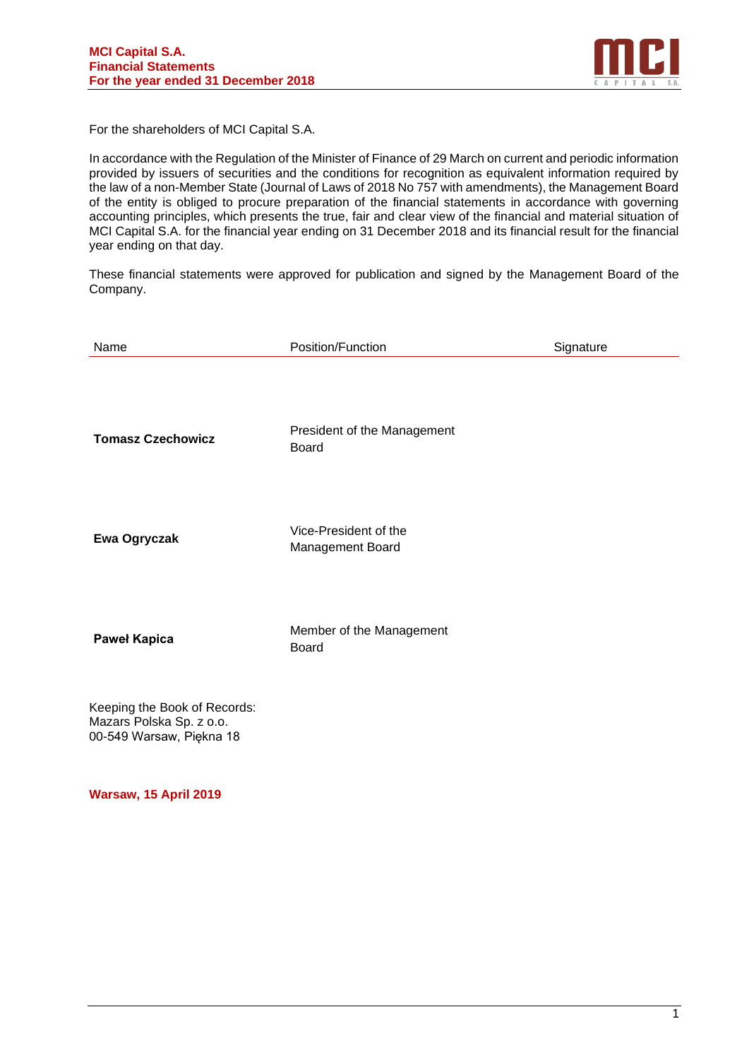For the shareholders of MCI Capital S.A.

In accordance with the Regulation of the Minister of Finance of 29 March on current and periodic information provided by issuers of securities and the conditions for recognition as equivalent information required by the law of a non-Member State (Journal of Laws of 2018 No 757 with amendments), the Management Board of the entity is obliged to procure preparation of the financial statements in accordance with governing accounting principles, which presents the true, fair and clear view of the financial and material situation of MCI Capital S.A. for the financial year ending on 31 December 2018 and its financial result for the financial year ending on that day.

These financial statements were approved for publication and signed by the Management Board of the Company.

| Name | Position/Function | Signature |
|---|---|---|
| **Tomasz Czechowicz** | President of the Management Board | |
| **Ewa Ogryczak** | Vice-President of the Management Board | |
| **Paweł Kapica** | Member of the Management Board | |

Keeping the Book of Records:
Mazars Polska Sp. z o.o.
00-549 Warsaw, Piękna 18

**Warsaw, 15 April 2019**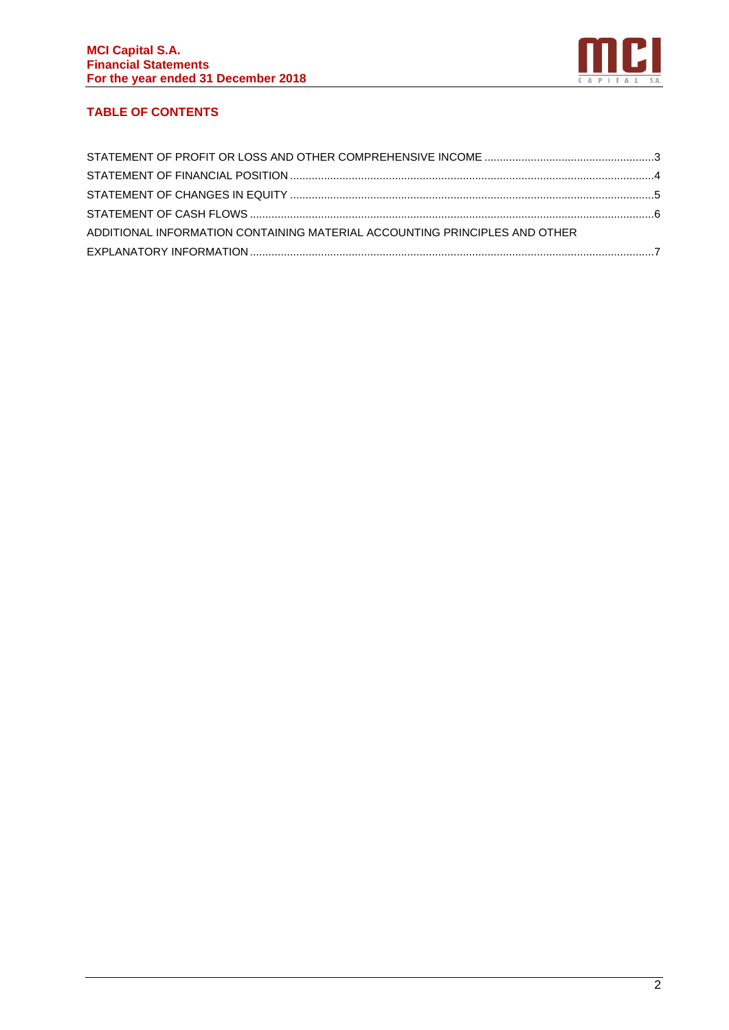## TABLE OF CONTENTS

STATEMENT OF PROFIT OR LOSS AND OTHER COMPREHENSIVE INCOME .......................................................3

STATEMENT OF FINANCIAL POSITION .......................................................................................................4

STATEMENT OF CHANGES IN EQUITY .......................................................................................................5

STATEMENT OF CASH FLOWS ....................................................................................................................6

ADDITIONAL INFORMATION CONTAINING MATERIAL ACCOUNTING PRINCIPLES AND OTHER EXPLANATORY INFORMATION ...................................................................................................................7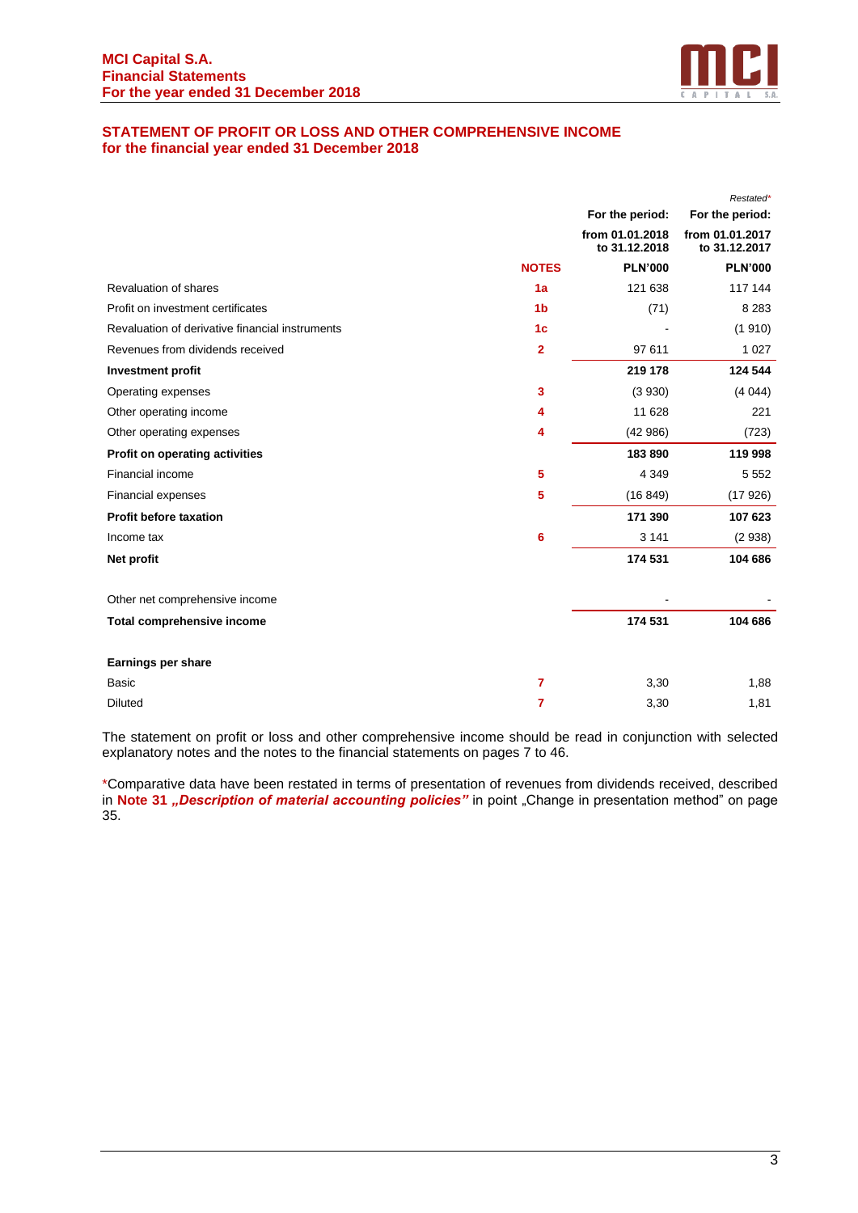## STATEMENT OF PROFIT OR LOSS AND OTHER COMPREHENSIVE INCOME
### for the financial year ended 31 December 2018

| | NOTES | For the period: from 01.01.2018 to 31.12.2018 PLN'000 | *Restated** For the period: from 01.01.2017 to 31.12.2017 PLN'000 |
|---|---|---|---|
| Revaluation of shares | 1a | 121 638 | 117 144 |
| Profit on investment certificates | 1b | (71) | 8 283 |
| Revaluation of derivative financial instruments | 1c | - | (1 910) |
| Revenues from dividends received | 2 | 97 611 | 1 027 |
| **Investment profit** | | **219 178** | **124 544** |
| Operating expenses | 3 | (3 930) | (4 044) |
| Other operating income | 4 | 11 628 | 221 |
| Other operating expenses | 4 | (42 986) | (723) |
| **Profit on operating activities** | | **183 890** | **119 998** |
| Financial income | 5 | 4 349 | 5 552 |
| Financial expenses | 5 | (16 849) | (17 926) |
| **Profit before taxation** | | **171 390** | **107 623** |
| Income tax | 6 | 3 141 | (2 938) |
| **Net profit** | | **174 531** | **104 686** |
| | | | |
| Other net comprehensive income | | - | - |
| **Total comprehensive income** | | **174 531** | **104 686** |
| | | | |
| **Earnings per share** | | | |
| Basic | 7 | 3,30 | 1,88 |
| Diluted | 7 | 3,30 | 1,81 |

The statement on profit or loss and other comprehensive income should be read in conjunction with selected explanatory notes and the notes to the financial statements on pages 7 to 46.

*Comparative data have been restated in terms of presentation of revenues from dividends received, described in **Note 31 *„Description of material accounting policies"*** in point „Change in presentation method" on page 35.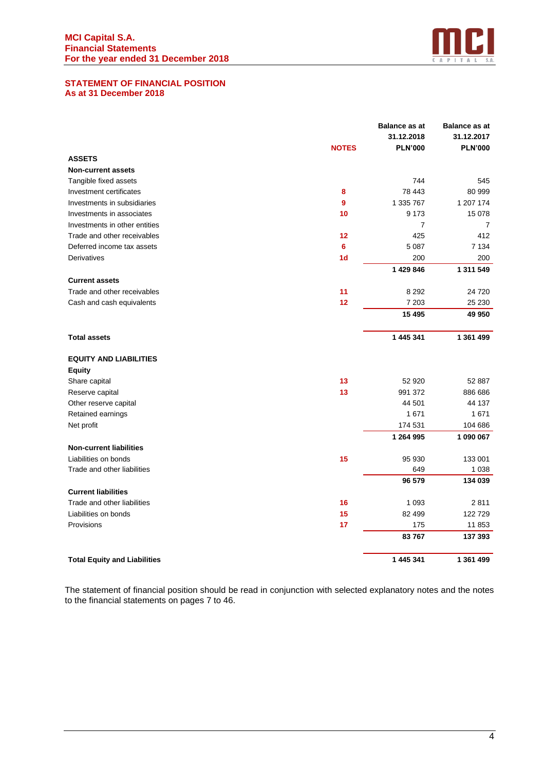## STATEMENT OF FINANCIAL POSITION
### As at 31 December 2018

| | NOTES | Balance as at 31.12.2018 PLN'000 | Balance as at 31.12.2017 PLN'000 |
|---|---|---|---|
| **ASSETS** | | | |
| **Non-current assets** | | | |
| Tangible fixed assets | | 744 | 545 |
| Investment certificates | 8 | 78 443 | 80 999 |
| Investments in subsidiaries | 9 | 1 335 767 | 1 207 174 |
| Investments in associates | 10 | 9 173 | 15 078 |
| Investments in other entities | | 7 | 7 |
| Trade and other receivables | 12 | 425 | 412 |
| Deferred income tax assets | 6 | 5 087 | 7 134 |
| Derivatives | 1d | 200 | 200 |
| | | **1 429 846** | **1 311 549** |
| **Current assets** | | | |
| Trade and other receivables | 11 | 8 292 | 24 720 |
| Cash and cash equivalents | 12 | 7 203 | 25 230 |
| | | **15 495** | **49 950** |
| **Total assets** | | **1 445 341** | **1 361 499** |
| **EQUITY AND LIABILITIES** | | | |
| **Equity** | | | |
| Share capital | 13 | 52 920 | 52 887 |
| Reserve capital | 13 | 991 372 | 886 686 |
| Other reserve capital | | 44 501 | 44 137 |
| Retained earnings | | 1 671 | 1 671 |
| Net profit | | 174 531 | 104 686 |
| | | **1 264 995** | **1 090 067** |
| **Non-current liabilities** | | | |
| Liabilities on bonds | 15 | 95 930 | 133 001 |
| Trade and other liabilities | | 649 | 1 038 |
| | | **96 579** | **134 039** |
| **Current liabilities** | | | |
| Trade and other liabilities | 16 | 1 093 | 2 811 |
| Liabilities on bonds | 15 | 82 499 | 122 729 |
| Provisions | 17 | 175 | 11 853 |
| | | **83 767** | **137 393** |
| **Total Equity and Liabilities** | | **1 445 341** | **1 361 499** |

The statement of financial position should be read in conjunction with selected explanatory notes and the notes to the financial statements on pages 7 to 46.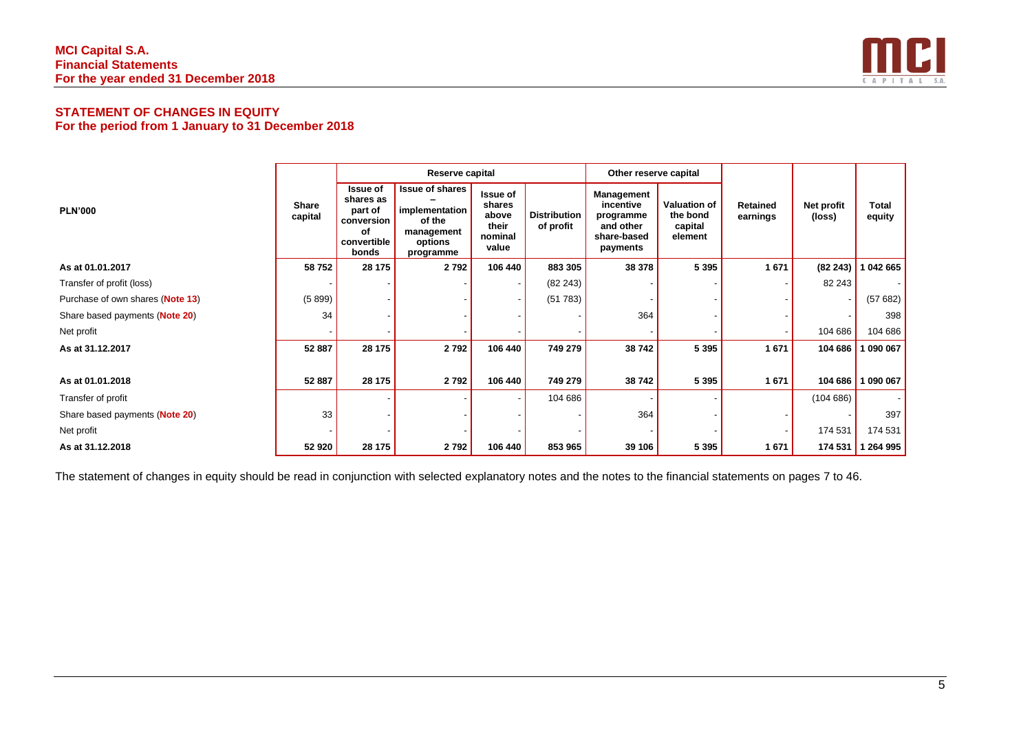## STATEMENT OF CHANGES IN EQUITY
### For the period from 1 January to 31 December 2018

| PLN'000 | Share capital | Reserve capital | | | | Other reserve capital | | Retained earnings | Net profit (loss) | Total equity |
|---|---|---|---|---|---|---|---|---|---|---|
| | | Issue of shares as part of conversion of convertible bonds | Issue of shares – implementation of the management options programme | Issue of shares above their nominal value | Distribution of profit | Management incentive programme and other share-based payments | Valuation of the bond capital element | | | |
| **As at 01.01.2017** | **58 752** | **28 175** | **2 792** | **106 440** | **883 305** | **38 378** | **5 395** | **1 671** | **(82 243)** | **1 042 665** |
| Transfer of profit (loss) | - | - | - | - | (82 243) | - | - | - | 82 243 | - |
| Purchase of own shares (**Note 13**) | (5 899) | - | - | - | (51 783) | - | - | - | - | (57 682) |
| Share based payments (**Note 20**) | 34 | - | - | - | - | 364 | - | - | - | 398 |
| Net profit | - | - | - | - | - | - | - | - | 104 686 | 104 686 |
| **As at 31.12.2017** | **52 887** | **28 175** | **2 792** | **106 440** | **749 279** | **38 742** | **5 395** | **1 671** | **104 686** | **1 090 067** |
| | | | | | | | | | | |
| **As at 01.01.2018** | **52 887** | **28 175** | **2 792** | **106 440** | **749 279** | **38 742** | **5 395** | **1 671** | **104 686** | **1 090 067** |
| Transfer of profit | | - | - | - | 104 686 | - | - | | (104 686) | - |
| Share based payments (**Note 20**) | 33 | - | - | - | - | 364 | - | - | - | 397 |
| Net profit | - | - | - | - | - | - | - | - | 174 531 | 174 531 |
| **As at 31.12.2018** | **52 920** | **28 175** | **2 792** | **106 440** | **853 965** | **39 106** | **5 395** | **1 671** | **174 531** | **1 264 995** |

The statement of changes in equity should be read in conjunction with selected explanatory notes and the notes to the financial statements on pages 7 to 46.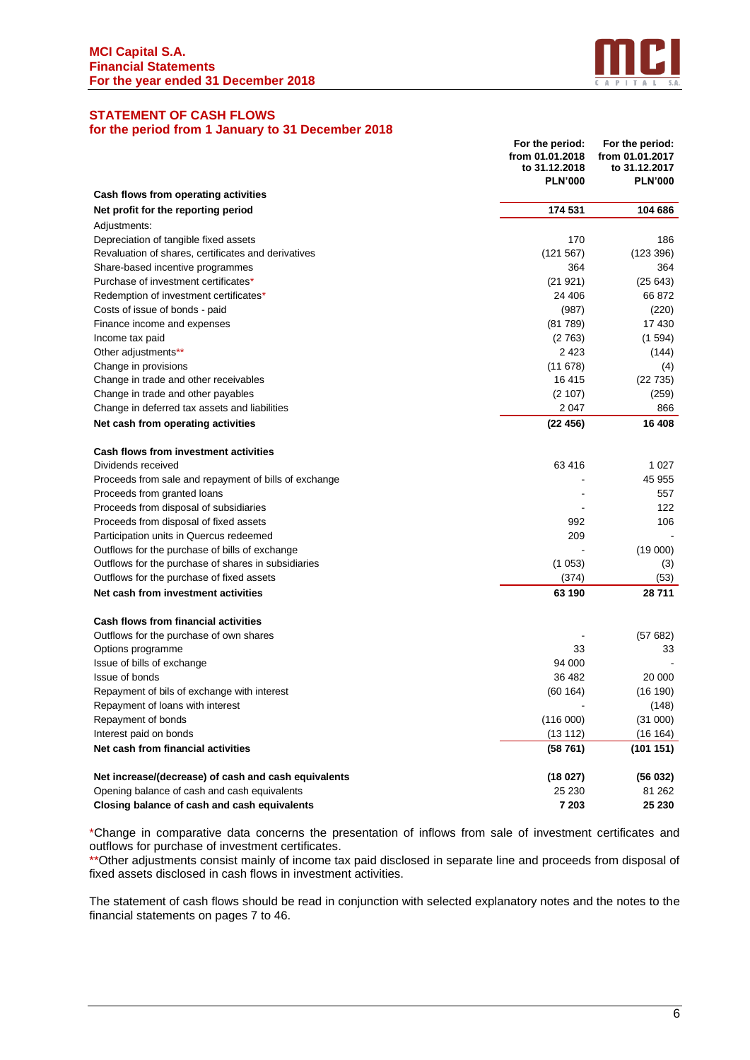## STATEMENT OF CASH FLOWS
### for the period from 1 January to 31 December 2018

| | For the period: from 01.01.2018 to 31.12.2018 PLN'000 | For the period: from 01.01.2017 to 31.12.2017 PLN'000 |
|---|---|---|
| **Cash flows from operating activities** | | |
| **Net profit for the reporting period** | **174 531** | **104 686** |
| Adjustments: | | |
| Depreciation of tangible fixed assets | 170 | 186 |
| Revaluation of shares, certificates and derivatives | (121 567) | (123 396) |
| Share-based incentive programmes | 364 | 364 |
| Purchase of investment certificates* | (21 921) | (25 643) |
| Redemption of investment certificates* | 24 406 | 66 872 |
| Costs of issue of bonds - paid | (987) | (220) |
| Finance income and expenses | (81 789) | 17 430 |
| Income tax paid | (2 763) | (1 594) |
| Other adjustments** | 2 423 | (144) |
| Change in provisions | (11 678) | (4) |
| Change in trade and other receivables | 16 415 | (22 735) |
| Change in trade and other payables | (2 107) | (259) |
| Change in deferred tax assets and liabilities | 2 047 | 866 |
| **Net cash from operating activities** | **(22 456)** | **16 408** |
| | | |
| **Cash flows from investment activities** | | |
| Dividends received | 63 416 | 1 027 |
| Proceeds from sale and repayment of bills of exchange | - | 45 955 |
| Proceeds from granted loans | - | 557 |
| Proceeds from disposal of subsidiaries | - | 122 |
| Proceeds from disposal of fixed assets | 992 | 106 |
| Participation units in Quercus redeemed | 209 | - |
| Outflows for the purchase of bills of exchange | - | (19 000) |
| Outflows for the purchase of shares in subsidiaries | (1 053) | (3) |
| Outflows for the purchase of fixed assets | (374) | (53) |
| **Net cash from investment activities** | **63 190** | **28 711** |
| | | |
| **Cash flows from financial activities** | | |
| Outflows for the purchase of own shares | - | (57 682) |
| Options programme | 33 | 33 |
| Issue of bills of exchange | 94 000 | - |
| Issue of bonds | 36 482 | 20 000 |
| Repayment of bils of exchange with interest | (60 164) | (16 190) |
| Repayment of loans with interest | - | (148) |
| Repayment of bonds | (116 000) | (31 000) |
| Interest paid on bonds | (13 112) | (16 164) |
| **Net cash from financial activities** | **(58 761)** | **(101 151)** |
| | | |
| **Net increase/(decrease) of cash and cash equivalents** | **(18 027)** | **(56 032)** |
| Opening balance of cash and cash equivalents | 25 230 | 81 262 |
| **Closing balance of cash and cash equivalents** | **7 203** | **25 230** |

*Change in comparative data concerns the presentation of inflows from sale of investment certificates and outflows for purchase of investment certificates.

**Other adjustments consist mainly of income tax paid disclosed in separate line and proceeds from disposal of fixed assets disclosed in cash flows in investment activities.

The statement of cash flows should be read in conjunction with selected explanatory notes and the notes to the financial statements on pages 7 to 46.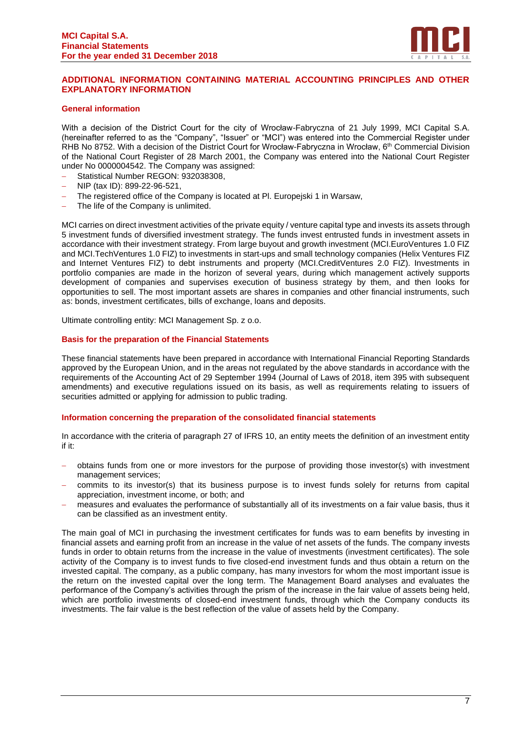## ADDITIONAL INFORMATION CONTAINING MATERIAL ACCOUNTING PRINCIPLES AND OTHER EXPLANATORY INFORMATION

### General information

With a decision of the District Court for the city of Wrocław-Fabryczna of 21 July 1999, MCI Capital S.A. (hereinafter referred to as the "Company", "Issuer" or "MCI") was entered into the Commercial Register under RHB No 8752. With a decision of the District Court for Wrocław-Fabryczna in Wrocław, 6th Commercial Division of the National Court Register of 28 March 2001, the Company was entered into the National Court Register under No 0000004542. The Company was assigned:

- Statistical Number REGON: 932038308,
- NIP (tax ID): 899-22-96-521,
- The registered office of the Company is located at Pl. Europejski 1 in Warsaw,
- The life of the Company is unlimited.

MCI carries on direct investment activities of the private equity / venture capital type and invests its assets through 5 investment funds of diversified investment strategy. The funds invest entrusted funds in investment assets in accordance with their investment strategy. From large buyout and growth investment (MCI.EuroVentures 1.0 FIZ and MCI.TechVentures 1.0 FIZ) to investments in start-ups and small technology companies (Helix Ventures FIZ and Internet Ventures FIZ) to debt instruments and property (MCI.CreditVentures 2.0 FIZ). Investments in portfolio companies are made in the horizon of several years, during which management actively supports development of companies and supervises execution of business strategy by them, and then looks for opportunities to sell. The most important assets are shares in companies and other financial instruments, such as: bonds, investment certificates, bills of exchange, loans and deposits.

Ultimate controlling entity: MCI Management Sp. z o.o.

### Basis for the preparation of the Financial Statements

These financial statements have been prepared in accordance with International Financial Reporting Standards approved by the European Union, and in the areas not regulated by the above standards in accordance with the requirements of the Accounting Act of 29 September 1994 (Journal of Laws of 2018, item 395 with subsequent amendments) and executive regulations issued on its basis, as well as requirements relating to issuers of securities admitted or applying for admission to public trading.

### Information concerning the preparation of the consolidated financial statements

In accordance with the criteria of paragraph 27 of IFRS 10, an entity meets the definition of an investment entity if it:

- obtains funds from one or more investors for the purpose of providing those investor(s) with investment management services;
- commits to its investor(s) that its business purpose is to invest funds solely for returns from capital appreciation, investment income, or both; and
- measures and evaluates the performance of substantially all of its investments on a fair value basis, thus it can be classified as an investment entity.

The main goal of MCI in purchasing the investment certificates for funds was to earn benefits by investing in financial assets and earning profit from an increase in the value of net assets of the funds. The company invests funds in order to obtain returns from the increase in the value of investments (investment certificates). The sole activity of the Company is to invest funds to five closed-end investment funds and thus obtain a return on the invested capital. The company, as a public company, has many investors for whom the most important issue is the return on the invested capital over the long term. The Management Board analyses and evaluates the performance of the Company's activities through the prism of the increase in the fair value of assets being held, which are portfolio investments of closed-end investment funds, through which the Company conducts its investments. The fair value is the best reflection of the value of assets held by the Company.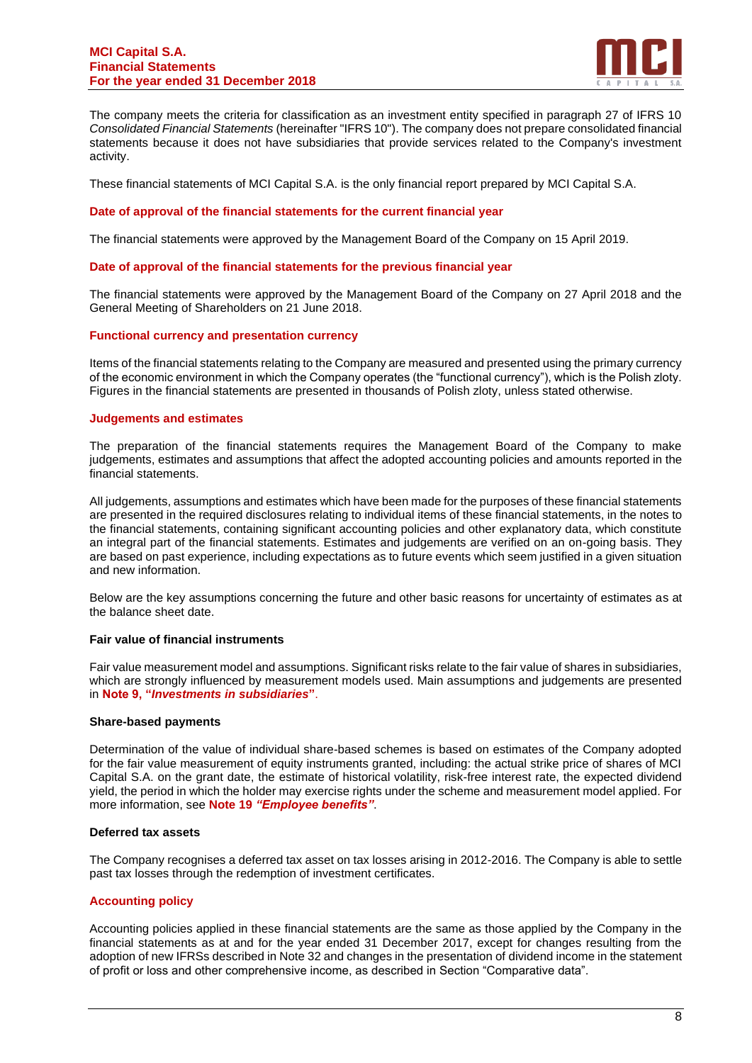The company meets the criteria for classification as an investment entity specified in paragraph 27 of IFRS 10 *Consolidated Financial Statements* (hereinafter "IFRS 10"). The company does not prepare consolidated financial statements because it does not have subsidiaries that provide services related to the Company's investment activity.

These financial statements of MCI Capital S.A. is the only financial report prepared by MCI Capital S.A.

### Date of approval of the financial statements for the current financial year

The financial statements were approved by the Management Board of the Company on 15 April 2019.

### Date of approval of the financial statements for the previous financial year

The financial statements were approved by the Management Board of the Company on 27 April 2018 and the General Meeting of Shareholders on 21 June 2018.

### Functional currency and presentation currency

Items of the financial statements relating to the Company are measured and presented using the primary currency of the economic environment in which the Company operates (the "functional currency"), which is the Polish zloty. Figures in the financial statements are presented in thousands of Polish zloty, unless stated otherwise.

### Judgements and estimates

The preparation of the financial statements requires the Management Board of the Company to make judgements, estimates and assumptions that affect the adopted accounting policies and amounts reported in the financial statements.

All judgements, assumptions and estimates which have been made for the purposes of these financial statements are presented in the required disclosures relating to individual items of these financial statements, in the notes to the financial statements, containing significant accounting policies and other explanatory data, which constitute an integral part of the financial statements. Estimates and judgements are verified on an on-going basis. They are based on past experience, including expectations as to future events which seem justified in a given situation and new information.

Below are the key assumptions concerning the future and other basic reasons for uncertainty of estimates as at the balance sheet date.

#### Fair value of financial instruments

Fair value measurement model and assumptions. Significant risks relate to the fair value of shares in subsidiaries, which are strongly influenced by measurement models used. Main assumptions and judgements are presented in **Note 9, "*Investments in subsidiaries*"**.

#### Share-based payments

Determination of the value of individual share-based schemes is based on estimates of the Company adopted for the fair value measurement of equity instruments granted, including: the actual strike price of shares of MCI Capital S.A. on the grant date, the estimate of historical volatility, risk-free interest rate, the expected dividend yield, the period in which the holder may exercise rights under the scheme and measurement model applied. For more information, see **Note 19 *"Employee benefits"***.

#### Deferred tax assets

The Company recognises a deferred tax asset on tax losses arising in 2012-2016. The Company is able to settle past tax losses through the redemption of investment certificates.

### Accounting policy

Accounting policies applied in these financial statements are the same as those applied by the Company in the financial statements as at and for the year ended 31 December 2017, except for changes resulting from the adoption of new IFRSs described in Note 32 and changes in the presentation of dividend income in the statement of profit or loss and other comprehensive income, as described in Section "Comparative data".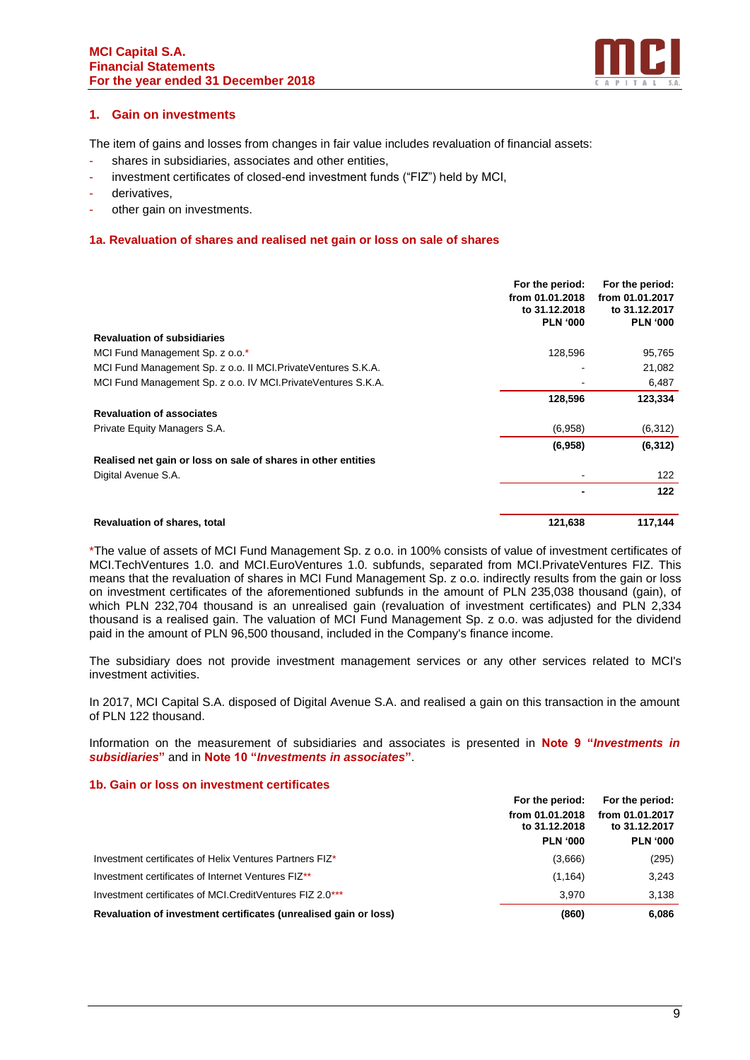## 1. Gain on investments

The item of gains and losses from changes in fair value includes revaluation of financial assets:

- shares in subsidiaries, associates and other entities,
- investment certificates of closed-end investment funds ("FIZ") held by MCI,
- derivatives,
- other gain on investments.

### 1a. Revaluation of shares and realised net gain or loss on sale of shares

| | For the period: from 01.01.2018 to 31.12.2018 PLN '000 | For the period: from 01.01.2017 to 31.12.2017 PLN '000 |
|---|---|---|
| **Revaluation of subsidiaries** | | |
| MCI Fund Management Sp. z o.o.* | 128,596 | 95,765 |
| MCI Fund Management Sp. z o.o. II MCI.PrivateVentures S.K.A. | - | 21,082 |
| MCI Fund Management Sp. z o.o. IV MCI.PrivateVentures S.K.A. | - | 6,487 |
| | **128,596** | **123,334** |
| **Revaluation of associates** | | |
| Private Equity Managers S.A. | (6,958) | (6,312) |
| | **(6,958)** | **(6,312)** |
| **Realised net gain or loss on sale of shares in other entities** | | |
| Digital Avenue S.A. | - | 122 |
| | **-** | **122** |
| **Revaluation of shares, total** | **121,638** | **117,144** |

*The value of assets of MCI Fund Management Sp. z o.o. in 100% consists of value of investment certificates of MCI.TechVentures 1.0. and MCI.EuroVentures 1.0. subfunds, separated from MCI.PrivateVentures FIZ. This means that the revaluation of shares in MCI Fund Management Sp. z o.o. indirectly results from the gain or loss on investment certificates of the aforementioned subfunds in the amount of PLN 235,038 thousand (gain), of which PLN 232,704 thousand is an unrealised gain (revaluation of investment certificates) and PLN 2,334 thousand is a realised gain. The valuation of MCI Fund Management Sp. z o.o. was adjusted for the dividend paid in the amount of PLN 96,500 thousand, included in the Company's finance income.

The subsidiary does not provide investment management services or any other services related to MCI's investment activities.

In 2017, MCI Capital S.A. disposed of Digital Avenue S.A. and realised a gain on this transaction in the amount of PLN 122 thousand.

Information on the measurement of subsidiaries and associates is presented in **Note 9 "*Investments in subsidiaries*"** and in **Note 10 "*Investments in associates*"**.

### 1b. Gain or loss on investment certificates

| | For the period: from 01.01.2018 to 31.12.2018 PLN '000 | For the period: from 01.01.2017 to 31.12.2017 PLN '000 |
|---|---|---|
| Investment certificates of Helix Ventures Partners FIZ* | (3,666) | (295) |
| Investment certificates of Internet Ventures FIZ** | (1,164) | 3,243 |
| Investment certificates of MCI.CreditVentures FIZ 2.0*** | 3,970 | 3,138 |
| **Revaluation of investment certificates (unrealised gain or loss)** | **(860)** | **6,086** |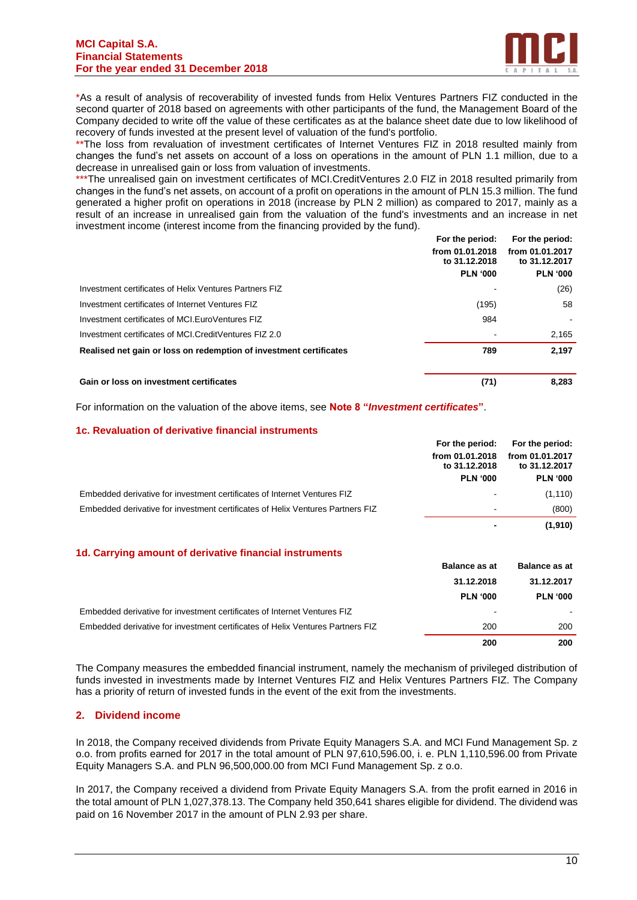*As a result of analysis of recoverability of invested funds from Helix Ventures Partners FIZ conducted in the second quarter of 2018 based on agreements with other participants of the fund, the Management Board of the Company decided to write off the value of these certificates as at the balance sheet date due to low likelihood of recovery of funds invested at the present level of valuation of the fund's portfolio.

**The loss from revaluation of investment certificates of Internet Ventures FIZ in 2018 resulted mainly from changes the fund's net assets on account of a loss on operations in the amount of PLN 1.1 million, due to a decrease in unrealised gain or loss from valuation of investments.

***The unrealised gain on investment certificates of MCI.CreditVentures 2.0 FIZ in 2018 resulted primarily from changes in the fund's net assets, on account of a profit on operations in the amount of PLN 15.3 million. The fund generated a higher profit on operations in 2018 (increase by PLN 2 million) as compared to 2017, mainly as a result of an increase in unrealised gain from the valuation of the fund's investments and an increase in net investment income (interest income from the financing provided by the fund).

| | For the period: from 01.01.2018 to 31.12.2018 PLN '000 | For the period: from 01.01.2017 to 31.12.2017 PLN '000 |
|---|---|---|
| Investment certificates of Helix Ventures Partners FIZ | - | (26) |
| Investment certificates of Internet Ventures FIZ | (195) | 58 |
| Investment certificates of MCI.EuroVentures FIZ | 984 | - |
| Investment certificates of MCI.CreditVentures FIZ 2.0 | - | 2,165 |
| **Realised net gain or loss on redemption of investment certificates** | **789** | **2,197** |
| | | |
| **Gain or loss on investment certificates** | **(71)** | **8,283** |

For information on the valuation of the above items, see **Note 8 "*Investment certificates*"**.

### 1c. Revaluation of derivative financial instruments

| | For the period: from 01.01.2018 to 31.12.2018 PLN '000 | For the period: from 01.01.2017 to 31.12.2017 PLN '000 |
|---|---|---|
| Embedded derivative for investment certificates of Internet Ventures FIZ | - | (1,110) |
| Embedded derivative for investment certificates of Helix Ventures Partners FIZ | - | (800) |
| | **-** | **(1,910)** |

### 1d. Carrying amount of derivative financial instruments

| | Balance as at 31.12.2018 PLN '000 | Balance as at 31.12.2017 PLN '000 |
|---|---|---|
| Embedded derivative for investment certificates of Internet Ventures FIZ | - | - |
| Embedded derivative for investment certificates of Helix Ventures Partners FIZ | 200 | 200 |
| | **200** | **200** |

The Company measures the embedded financial instrument, namely the mechanism of privileged distribution of funds invested in investments made by Internet Ventures FIZ and Helix Ventures Partners FIZ. The Company has a priority of return of invested funds in the event of the exit from the investments.

## 2. Dividend income

In 2018, the Company received dividends from Private Equity Managers S.A. and MCI Fund Management Sp. z o.o. from profits earned for 2017 in the total amount of PLN 97,610,596.00, i. e. PLN 1,110,596.00 from Private Equity Managers S.A. and PLN 96,500,000.00 from MCI Fund Management Sp. z o.o.

In 2017, the Company received a dividend from Private Equity Managers S.A. from the profit earned in 2016 in the total amount of PLN 1,027,378.13. The Company held 350,641 shares eligible for dividend. The dividend was paid on 16 November 2017 in the amount of PLN 2.93 per share.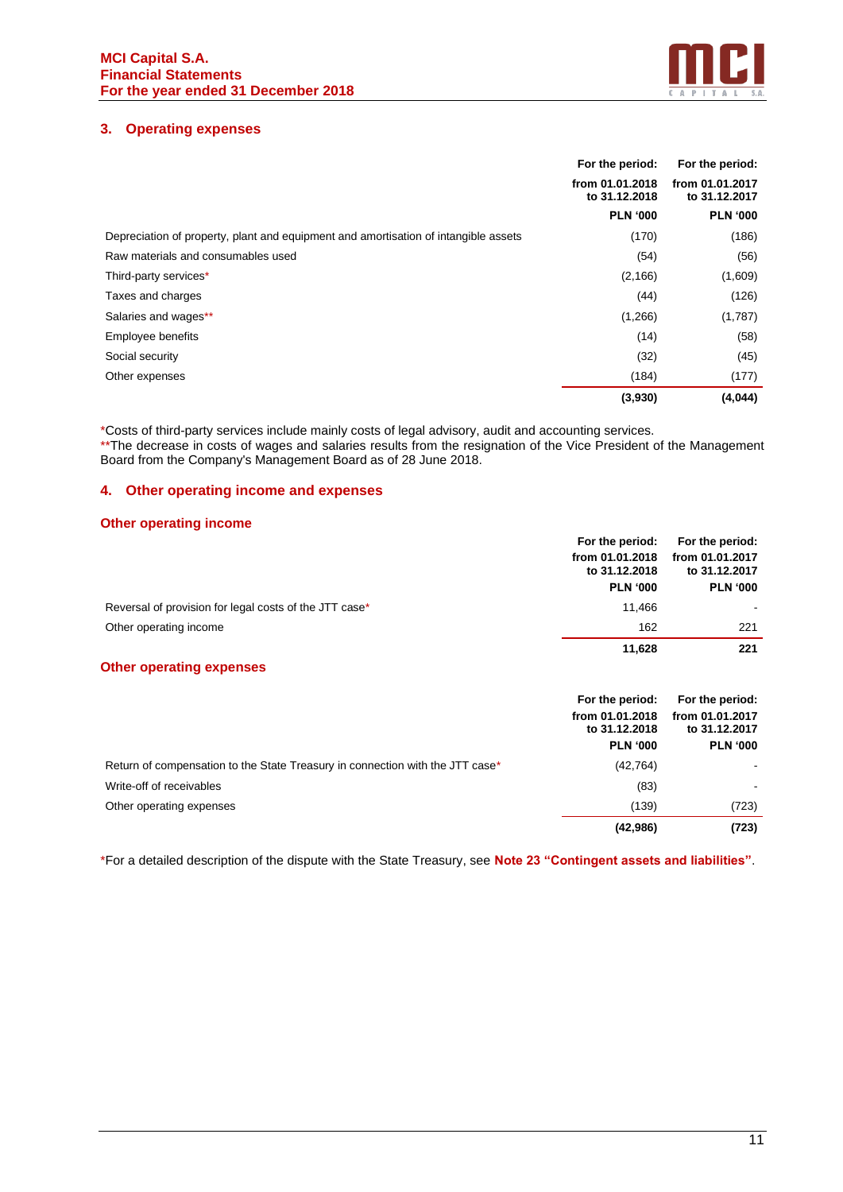## 3. Operating expenses

| | For the period: from 01.01.2018 to 31.12.2018 | For the period: from 01.01.2017 to 31.12.2017 |
|---|---|---|
| | PLN '000 | PLN '000 |
| Depreciation of property, plant and equipment and amortisation of intangible assets | (170) | (186) |
| Raw materials and consumables used | (54) | (56) |
| Third-party services* | (2,166) | (1,609) |
| Taxes and charges | (44) | (126) |
| Salaries and wages** | (1,266) | (1,787) |
| Employee benefits | (14) | (58) |
| Social security | (32) | (45) |
| Other expenses | (184) | (177) |
| | **(3,930)** | **(4,044)** |

*Costs of third-party services include mainly costs of legal advisory, audit and accounting services.
**The decrease in costs of wages and salaries results from the resignation of the Vice President of the Management Board from the Company's Management Board as of 28 June 2018.

## 4. Other operating income and expenses

### Other operating income

| | For the period: from 01.01.2018 to 31.12.2018 | For the period: from 01.01.2017 to 31.12.2017 |
|---|---|---|
| | PLN '000 | PLN '000 |
| Reversal of provision for legal costs of the JTT case* | 11,466 | - |
| Other operating income | 162 | 221 |
| | **11,628** | **221** |

### Other operating expenses

| | For the period: from 01.01.2018 to 31.12.2018 | For the period: from 01.01.2017 to 31.12.2017 |
|---|---|---|
| | PLN '000 | PLN '000 |
| Return of compensation to the State Treasury in connection with the JTT case* | (42,764) | - |
| Write-off of receivables | (83) | - |
| Other operating expenses | (139) | (723) |
| | **(42,986)** | **(723)** |

*For a detailed description of the dispute with the State Treasury, see **Note 23 "Contingent assets and liabilities"**.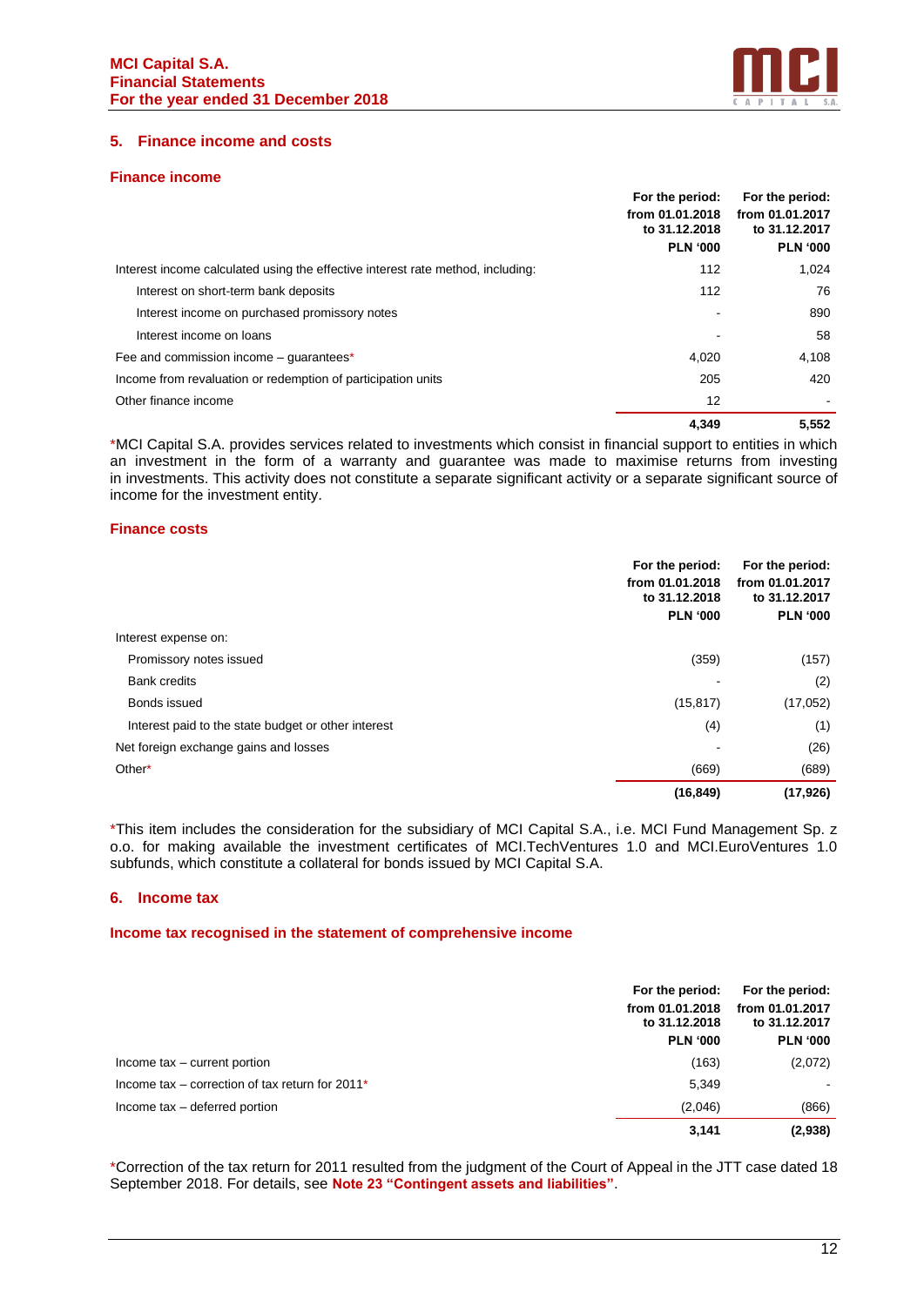## 5. Finance income and costs

### Finance income

| | For the period: from 01.01.2018 to 31.12.2018 PLN '000 | For the period: from 01.01.2017 to 31.12.2017 PLN '000 |
|---|---|---|
| Interest income calculated using the effective interest rate method, including: | 112 | 1,024 |
| Interest on short-term bank deposits | 112 | 76 |
| Interest income on purchased promissory notes | - | 890 |
| Interest income on loans | - | 58 |
| Fee and commission income – guarantees* | 4,020 | 4,108 |
| Income from revaluation or redemption of participation units | 205 | 420 |
| Other finance income | 12 | - |
| | **4,349** | **5,552** |

*MCI Capital S.A. provides services related to investments which consist in financial support to entities in which an investment in the form of a warranty and guarantee was made to maximise returns from investing in investments. This activity does not constitute a separate significant activity or a separate significant source of income for the investment entity.

### Finance costs

| | For the period: from 01.01.2018 to 31.12.2018 PLN '000 | For the period: from 01.01.2017 to 31.12.2017 PLN '000 |
|---|---|---|
| Interest expense on: | | |
| Promissory notes issued | (359) | (157) |
| Bank credits | - | (2) |
| Bonds issued | (15,817) | (17,052) |
| Interest paid to the state budget or other interest | (4) | (1) |
| Net foreign exchange gains and losses | - | (26) |
| Other* | (669) | (689) |
| | **(16,849)** | **(17,926)** |

*This item includes the consideration for the subsidiary of MCI Capital S.A., i.e. MCI Fund Management Sp. z o.o. for making available the investment certificates of MCI.TechVentures 1.0 and MCI.EuroVentures 1.0 subfunds, which constitute a collateral for bonds issued by MCI Capital S.A.

## 6. Income tax

### Income tax recognised in the statement of comprehensive income

| | For the period: from 01.01.2018 to 31.12.2018 PLN '000 | For the period: from 01.01.2017 to 31.12.2017 PLN '000 |
|---|---|---|
| Income tax – current portion | (163) | (2,072) |
| Income tax – correction of tax return for 2011* | 5,349 | - |
| Income tax – deferred portion | (2,046) | (866) |
| | **3,141** | **(2,938)** |

*Correction of the tax return for 2011 resulted from the judgment of the Court of Appeal in the JTT case dated 18 September 2018. For details, see **Note 23 "Contingent assets and liabilities"**.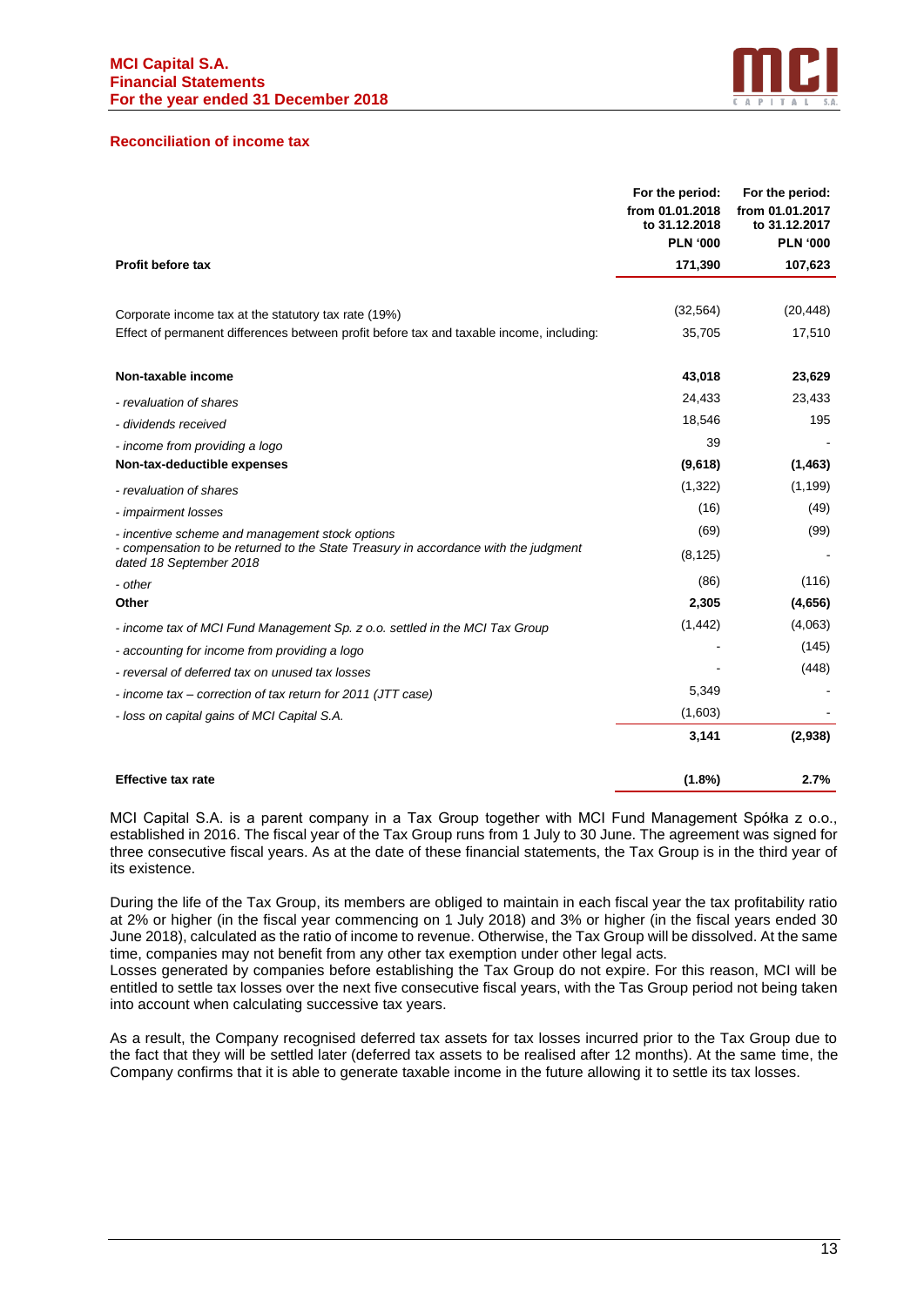### Reconciliation of income tax

| | For the period: from 01.01.2018 to 31.12.2018 PLN '000 | For the period: from 01.01.2017 to 31.12.2017 PLN '000 |
|---|---|---|
| **Profit before tax** | **171,390** | **107,623** |
| | | |
| Corporate income tax at the statutory tax rate (19%) | (32,564) | (20,448) |
| Effect of permanent differences between profit before tax and taxable income, including: | 35,705 | 17,510 |
| | | |
| **Non-taxable income** | **43,018** | **23,629** |
| *- revaluation of shares* | 24,433 | 23,433 |
| *- dividends received* | 18,546 | 195 |
| *- income from providing a logo* | 39 | - |
| **Non-tax-deductible expenses** | **(9,618)** | **(1,463)** |
| *- revaluation of shares* | (1,322) | (1,199) |
| *- impairment losses* | (16) | (49) |
| *- incentive scheme and management stock options* | (69) | (99) |
| *- compensation to be returned to the State Treasury in accordance with the judgment dated 18 September 2018* | (8,125) | - |
| *- other* | (86) | (116) |
| **Other** | **2,305** | **(4,656)** |
| *- income tax of MCI Fund Management Sp. z o.o. settled in the MCI Tax Group* | (1,442) | (4,063) |
| *- accounting for income from providing a logo* | - | (145) |
| *- reversal of deferred tax on unused tax losses* | - | (448) |
| *- income tax – correction of tax return for 2011 (JTT case)* | 5,349 | - |
| *- loss on capital gains of MCI Capital S.A.* | (1,603) | - |
| | **3,141** | **(2,938)** |
| | | |
| **Effective tax rate** | **(1.8%)** | **2.7%** |

MCI Capital S.A. is a parent company in a Tax Group together with MCI Fund Management Spółka z o.o., established in 2016. The fiscal year of the Tax Group runs from 1 July to 30 June. The agreement was signed for three consecutive fiscal years. As at the date of these financial statements, the Tax Group is in the third year of its existence.

During the life of the Tax Group, its members are obliged to maintain in each fiscal year the tax profitability ratio at 2% or higher (in the fiscal year commencing on 1 July 2018) and 3% or higher (in the fiscal years ended 30 June 2018), calculated as the ratio of income to revenue. Otherwise, the Tax Group will be dissolved. At the same time, companies may not benefit from any other tax exemption under other legal acts.
Losses generated by companies before establishing the Tax Group do not expire. For this reason, MCI will be entitled to settle tax losses over the next five consecutive fiscal years, with the Tas Group period not being taken into account when calculating successive tax years.

As a result, the Company recognised deferred tax assets for tax losses incurred prior to the Tax Group due to the fact that they will be settled later (deferred tax assets to be realised after 12 months). At the same time, the Company confirms that it is able to generate taxable income in the future allowing it to settle its tax losses.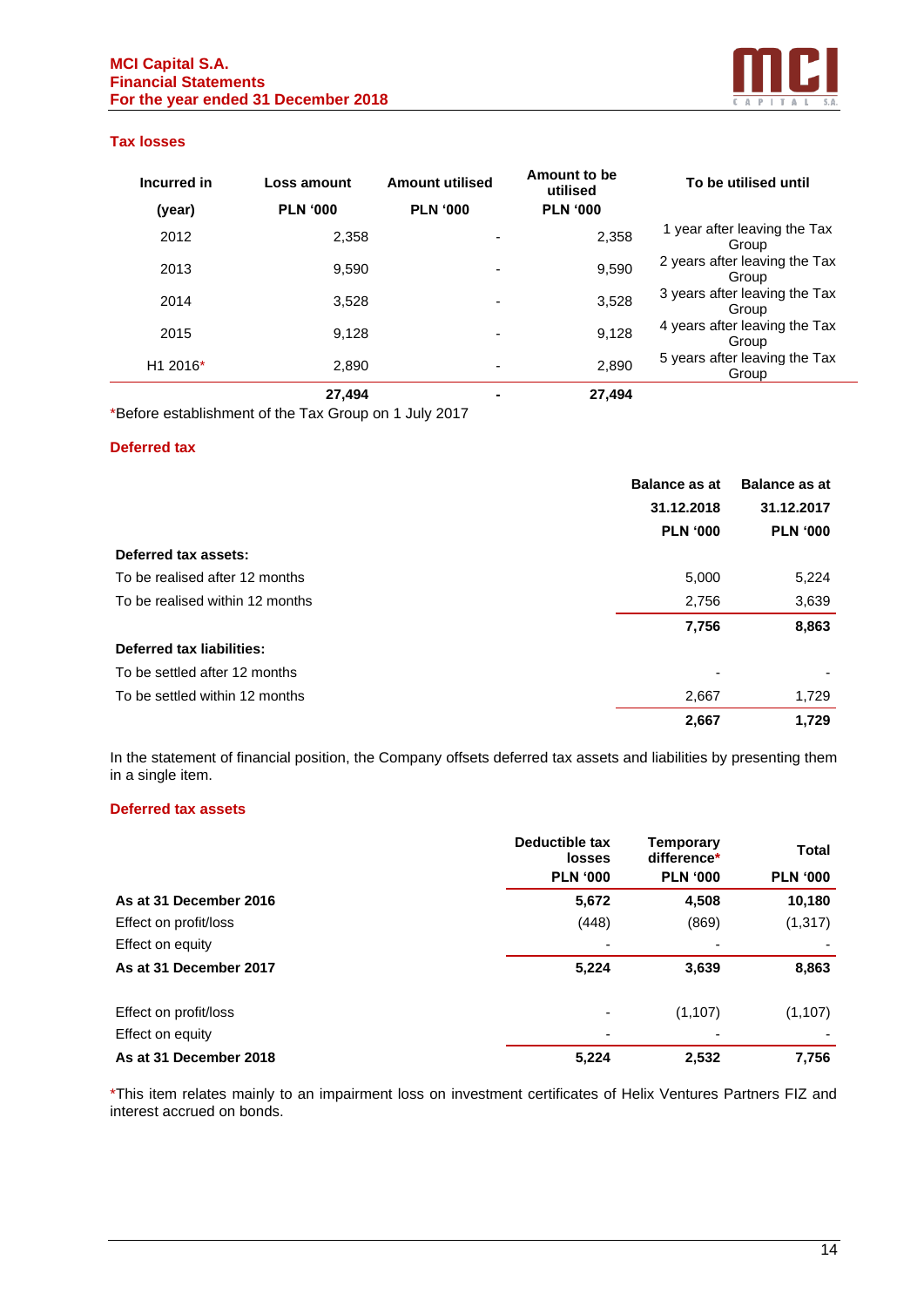### Tax losses

| Incurred in (year) | Loss amount PLN '000 | Amount utilised PLN '000 | Amount to be utilised PLN '000 | To be utilised until |
|---|---|---|---|---|
| 2012 | 2,358 | - | 2,358 | 1 year after leaving the Tax Group |
| 2013 | 9,590 | - | 9,590 | 2 years after leaving the Tax Group |
| 2014 | 3,528 | - | 3,528 | 3 years after leaving the Tax Group |
| 2015 | 9,128 | - | 9,128 | 4 years after leaving the Tax Group |
| H1 2016* | 2,890 | - | 2,890 | 5 years after leaving the Tax Group |
| | **27,494** | **-** | **27,494** | |

*Before establishment of the Tax Group on 1 July 2017

### Deferred tax

| | Balance as at 31.12.2018 PLN '000 | Balance as at 31.12.2017 PLN '000 |
|---|---|---|
| **Deferred tax assets:** | | |
| To be realised after 12 months | 5,000 | 5,224 |
| To be realised within 12 months | 2,756 | 3,639 |
| | **7,756** | **8,863** |
| **Deferred tax liabilities:** | | |
| To be settled after 12 months | - | - |
| To be settled within 12 months | 2,667 | 1,729 |
| | **2,667** | **1,729** |

In the statement of financial position, the Company offsets deferred tax assets and liabilities by presenting them in a single item.

### Deferred tax assets

| | Deductible tax losses PLN '000 | Temporary difference* PLN '000 | Total PLN '000 |
|---|---|---|---|
| **As at 31 December 2016** | **5,672** | **4,508** | **10,180** |
| Effect on profit/loss | (448) | (869) | (1,317) |
| Effect on equity | - | - | - |
| **As at 31 December 2017** | **5,224** | **3,639** | **8,863** |
| Effect on profit/loss | - | (1,107) | (1,107) |
| Effect on equity | - | - | - |
| **As at 31 December 2018** | **5,224** | **2,532** | **7,756** |

*This item relates mainly to an impairment loss on investment certificates of Helix Ventures Partners FIZ and interest accrued on bonds.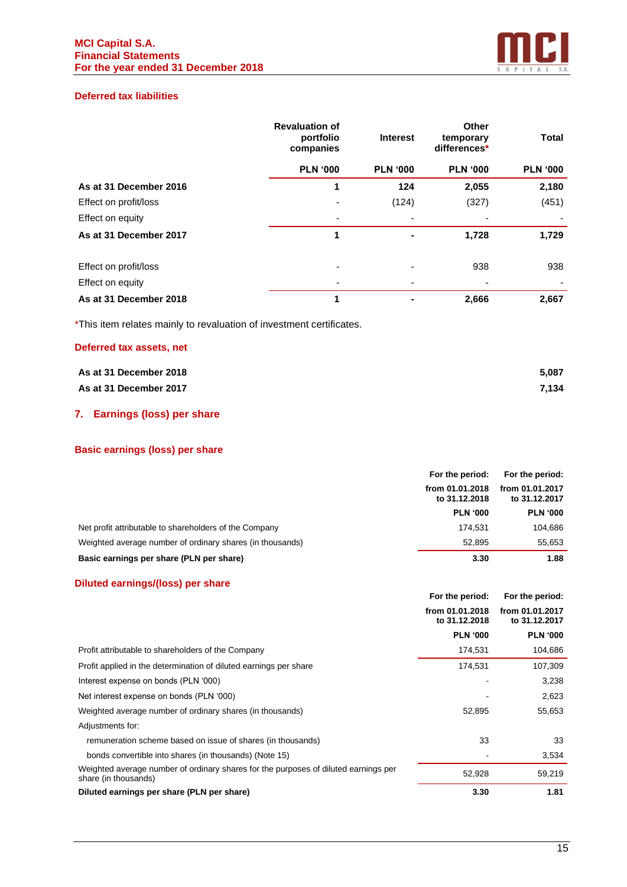### Deferred tax liabilities

| | Revaluation of portfolio companies | Interest | Other temporary differences* | Total |
|---|---|---|---|---|
| | PLN '000 | PLN '000 | PLN '000 | PLN '000 |
| **As at 31 December 2016** | **1** | **124** | **2,055** | **2,180** |
| Effect on profit/loss | - | (124) | (327) | (451) |
| Effect on equity | - | - | - | - |
| **As at 31 December 2017** | **1** | **-** | **1,728** | **1,729** |
| Effect on profit/loss | - | - | 938 | 938 |
| Effect on equity | - | - | - | - |
| **As at 31 December 2018** | **1** | **-** | **2,666** | **2,667** |

*This item relates mainly to revaluation of investment certificates.

### Deferred tax assets, net

| | |
|---|---|
| **As at 31 December 2018** | **5,087** |
| **As at 31 December 2017** | **7,134** |

## 7. Earnings (loss) per share

### Basic earnings (loss) per share

| | For the period: from 01.01.2018 to 31.12.2018 | For the period: from 01.01.2017 to 31.12.2017 |
|---|---|---|
| | PLN '000 | PLN '000 |
| Net profit attributable to shareholders of the Company | 174,531 | 104,686 |
| Weighted average number of ordinary shares (in thousands) | 52,895 | 55,653 |
| **Basic earnings per share (PLN per share)** | **3.30** | **1.88** |

### Diluted earnings/(loss) per share

| | For the period: from 01.01.2018 to 31.12.2018 | For the period: from 01.01.2017 to 31.12.2017 |
|---|---|---|
| | PLN '000 | PLN '000 |
| Profit attributable to shareholders of the Company | 174,531 | 104,686 |
| Profit applied in the determination of diluted earnings per share | 174,531 | 107,309 |
| Interest expense on bonds (PLN '000) | - | 3,238 |
| Net interest expense on bonds (PLN '000) | - | 2,623 |
| Weighted average number of ordinary shares (in thousands) | 52,895 | 55,653 |
| Adjustments for: | | |
| remuneration scheme based on issue of shares (in thousands) | 33 | 33 |
| bonds convertible into shares (in thousands) (Note 15) | - | 3,534 |
| Weighted average number of ordinary shares for the purposes of diluted earnings per share (in thousands) | 52,928 | 59,219 |
| **Diluted earnings per share (PLN per share)** | **3.30** | **1.81** |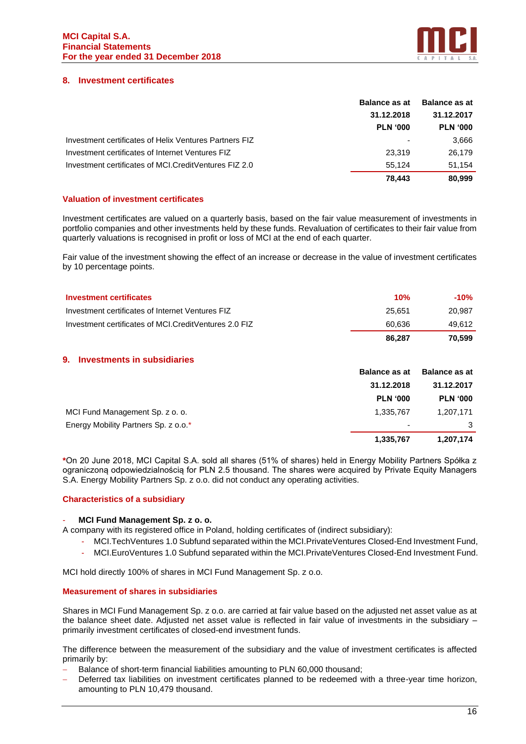## 8. Investment certificates

| | Balance as at 31.12.2018 PLN '000 | Balance as at 31.12.2017 PLN '000 |
|---|---|---|
| Investment certificates of Helix Ventures Partners FIZ | - | 3,666 |
| Investment certificates of Internet Ventures FIZ | 23,319 | 26,179 |
| Investment certificates of MCI.CreditVentures FIZ 2.0 | 55,124 | 51,154 |
| | **78,443** | **80,999** |

### Valuation of investment certificates

Investment certificates are valued on a quarterly basis, based on the fair value measurement of investments in portfolio companies and other investments held by these funds. Revaluation of certificates to their fair value from quarterly valuations is recognised in profit or loss of MCI at the end of each quarter.

Fair value of the investment showing the effect of an increase or decrease in the value of investment certificates by 10 percentage points.

| Investment certificates | 10% | -10% |
|---|---|---|
| Investment certificates of Internet Ventures FIZ | 25,651 | 20,987 |
| Investment certificates of MCI.CreditVentures 2.0 FIZ | 60,636 | 49,612 |
| | **86,287** | **70,599** |

## 9. Investments in subsidiaries

| | Balance as at 31.12.2018 PLN '000 | Balance as at 31.12.2017 PLN '000 |
|---|---|---|
| MCI Fund Management Sp. z o. o. | 1,335,767 | 1,207,171 |
| Energy Mobility Partners Sp. z o.o.* | - | 3 |
| | **1,335,767** | **1,207,174** |

***On 20 June 2018, MCI Capital S.A. sold all shares (51% of shares) held in Energy Mobility Partners Spółka z ograniczoną odpowiedzialnością for PLN 2.5 thousand. The shares were acquired by Private Equity Managers S.A. Energy Mobility Partners Sp. z o.o. did not conduct any operating activities.

### Characteristics of a subsidiary

- **MCI Fund Management Sp. z o. o.**

A company with its registered office in Poland, holding certificates of (indirect subsidiary):

- MCI.TechVentures 1.0 Subfund separated within the MCI.PrivateVentures Closed-End Investment Fund,
- MCI.EuroVentures 1.0 Subfund separated within the MCI.PrivateVentures Closed-End Investment Fund.

MCI hold directly 100% of shares in MCI Fund Management Sp. z o.o.

### Measurement of shares in subsidiaries

Shares in MCI Fund Management Sp. z o.o. are carried at fair value based on the adjusted net asset value as at the balance sheet date. Adjusted net asset value is reflected in fair value of investments in the subsidiary – primarily investment certificates of closed-end investment funds.

The difference between the measurement of the subsidiary and the value of investment certificates is affected primarily by:

- Balance of short-term financial liabilities amounting to PLN 60,000 thousand;
- Deferred tax liabilities on investment certificates planned to be redeemed with a three-year time horizon, amounting to PLN 10,479 thousand.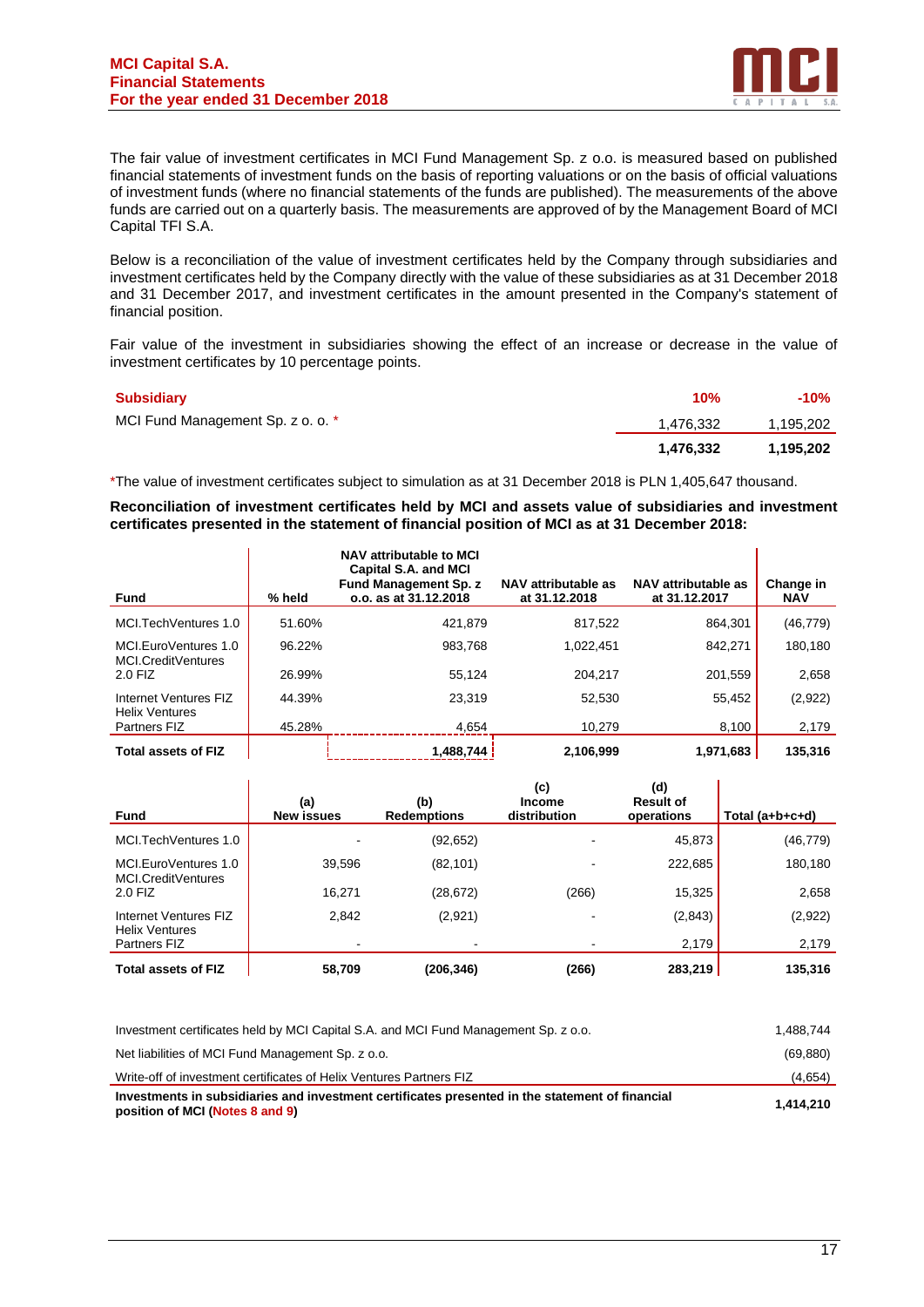The fair value of investment certificates in MCI Fund Management Sp. z o.o. is measured based on published financial statements of investment funds on the basis of reporting valuations or on the basis of official valuations of investment funds (where no financial statements of the funds are published). The measurements of the above funds are carried out on a quarterly basis. The measurements are approved of by the Management Board of MCI Capital TFI S.A.

Below is a reconciliation of the value of investment certificates held by the Company through subsidiaries and investment certificates held by the Company directly with the value of these subsidiaries as at 31 December 2018 and 31 December 2017, and investment certificates in the amount presented in the Company's statement of financial position.

Fair value of the investment in subsidiaries showing the effect of an increase or decrease in the value of investment certificates by 10 percentage points.

| Subsidiary | 10% | -10% |
|---|---|---|
| MCI Fund Management Sp. z o. o. * | 1,476,332 | 1,195,202 |
| | **1,476,332** | **1,195,202** |

*The value of investment certificates subject to simulation as at 31 December 2018 is PLN 1,405,647 thousand.

**Reconciliation of investment certificates held by MCI and assets value of subsidiaries and investment certificates presented in the statement of financial position of MCI as at 31 December 2018:**

| Fund | % held | NAV attributable to MCI Capital S.A. and MCI Fund Management Sp. z o.o. as at 31.12.2018 | NAV attributable as at 31.12.2018 | NAV attributable as at 31.12.2017 | Change in NAV |
|---|---|---|---|---|---|
| MCI.TechVentures 1.0 | 51.60% | 421,879 | 817,522 | 864,301 | (46,779) |
| MCI.EuroVentures 1.0 | 96.22% | 983,768 | 1,022,451 | 842,271 | 180,180 |
| MCI.CreditVentures 2.0 FIZ | 26.99% | 55,124 | 204,217 | 201,559 | 2,658 |
| Internet Ventures FIZ | 44.39% | 23,319 | 52,530 | 55,452 | (2,922) |
| Helix Ventures Partners FIZ | 45.28% | 4,654 | 10,279 | 8,100 | 2,179 |
| **Total assets of FIZ** | | **1,488,744** | **2,106,999** | **1,971,683** | **135,316** |

| Fund | (a) New issues | (b) Redemptions | (c) Income distribution | (d) Result of operations | Total (a+b+c+d) |
|---|---|---|---|---|---|
| MCI.TechVentures 1.0 | - | (92,652) | - | 45,873 | (46,779) |
| MCI.EuroVentures 1.0 | 39,596 | (82,101) | - | 222,685 | 180,180 |
| MCI.CreditVentures 2.0 FIZ | 16,271 | (28,672) | (266) | 15,325 | 2,658 |
| Internet Ventures FIZ | 2,842 | (2,921) | - | (2,843) | (2,922) |
| Helix Ventures Partners FIZ | - | - | - | 2,179 | 2,179 |
| **Total assets of FIZ** | **58,709** | **(206,346)** | **(266)** | **283,219** | **135,316** |

| | |
|---|---|
| Investment certificates held by MCI Capital S.A. and MCI Fund Management Sp. z o.o. | 1,488,744 |
| Net liabilities of MCI Fund Management Sp. z o.o. | (69,880) |
| Write-off of investment certificates of Helix Ventures Partners FIZ | (4,654) |
| **Investments in subsidiaries and investment certificates presented in the statement of financial position of MCI (Notes 8 and 9)** | **1,414,210** |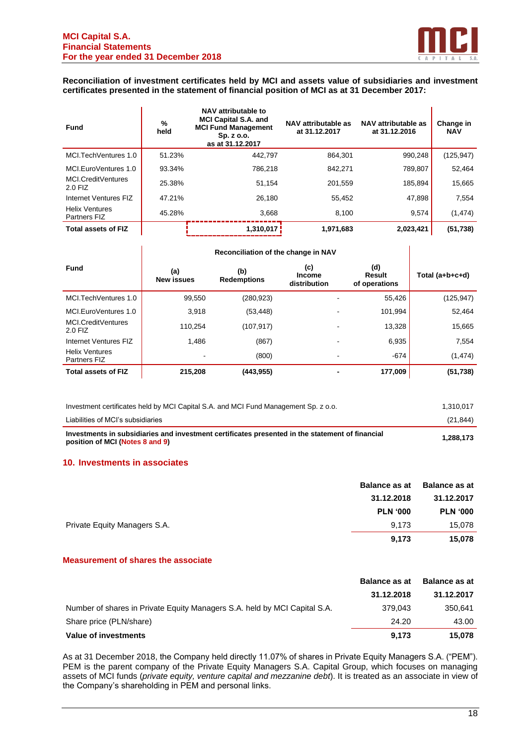**Reconciliation of investment certificates held by MCI and assets value of subsidiaries and investment certificates presented in the statement of financial position of MCI as at 31 December 2017:**

| Fund | % held | NAV attributable to MCI Capital S.A. and MCI Fund Management Sp. z o.o. as at 31.12.2017 | NAV attributable as at 31.12.2017 | NAV attributable as at 31.12.2016 | Change in NAV |
|---|---|---|---|---|---|
| MCI.TechVentures 1.0 | 51.23% | 442,797 | 864,301 | 990,248 | (125,947) |
| MCI.EuroVentures 1.0 | 93.34% | 786,218 | 842,271 | 789,807 | 52,464 |
| MCI.CreditVentures 2.0 FIZ | 25.38% | 51,154 | 201,559 | 185,894 | 15,665 |
| Internet Ventures FIZ | 47.21% | 26,180 | 55,452 | 47,898 | 7,554 |
| Helix Ventures Partners FIZ | 45.28% | 3,668 | 8,100 | 9,574 | (1,474) |
| **Total assets of FIZ** | | **1,310,017** | **1,971,683** | **2,023,421** | **(51,738)** |

| Fund | Reconciliation of the change in NAV | | | | |
|---|---|---|---|---|---|
| | (a) New issues | (b) Redemptions | (c) Income distribution | (d) Result of operations | Total (a+b+c+d) |
| MCI.TechVentures 1.0 | 99,550 | (280,923) | - | 55,426 | (125,947) |
| MCI.EuroVentures 1.0 | 3,918 | (53,448) | - | 101,994 | 52,464 |
| MCI.CreditVentures 2.0 FIZ | 110,254 | (107,917) | - | 13,328 | 15,665 |
| Internet Ventures FIZ | 1,486 | (867) | - | 6,935 | 7,554 |
| Helix Ventures Partners FIZ | - | (800) | - | -674 | (1,474) |
| **Total assets of FIZ** | **215,208** | **(443,955)** | **-** | **177,009** | **(51,738)** |

| | |
|---|---|
| Investment certificates held by MCI Capital S.A. and MCI Fund Management Sp. z o.o. | 1,310,017 |
| Liabilities of MCI's subsidiaries | (21,844) |
| **Investments in subsidiaries and investment certificates presented in the statement of financial position of MCI (Notes 8 and 9)** | **1,288,173** |

## 10. Investments in associates

| | Balance as at 31.12.2018 PLN '000 | Balance as at 31.12.2017 PLN '000 |
|---|---|---|
| Private Equity Managers S.A. | 9,173 | 15,078 |
| | **9,173** | **15,078** |

### Measurement of shares the associate

| | Balance as at 31.12.2018 | Balance as at 31.12.2017 |
|---|---|---|
| Number of shares in Private Equity Managers S.A. held by MCI Capital S.A. | 379,043 | 350,641 |
| Share price (PLN/share) | 24.20 | 43.00 |
| **Value of investments** | **9,173** | **15,078** |

As at 31 December 2018, the Company held directly 11.07% of shares in Private Equity Managers S.A. ("PEM"). PEM is the parent company of the Private Equity Managers S.A. Capital Group, which focuses on managing assets of MCI funds (*private equity, venture capital and mezzanine debt*). It is treated as an associate in view of the Company's shareholding in PEM and personal links.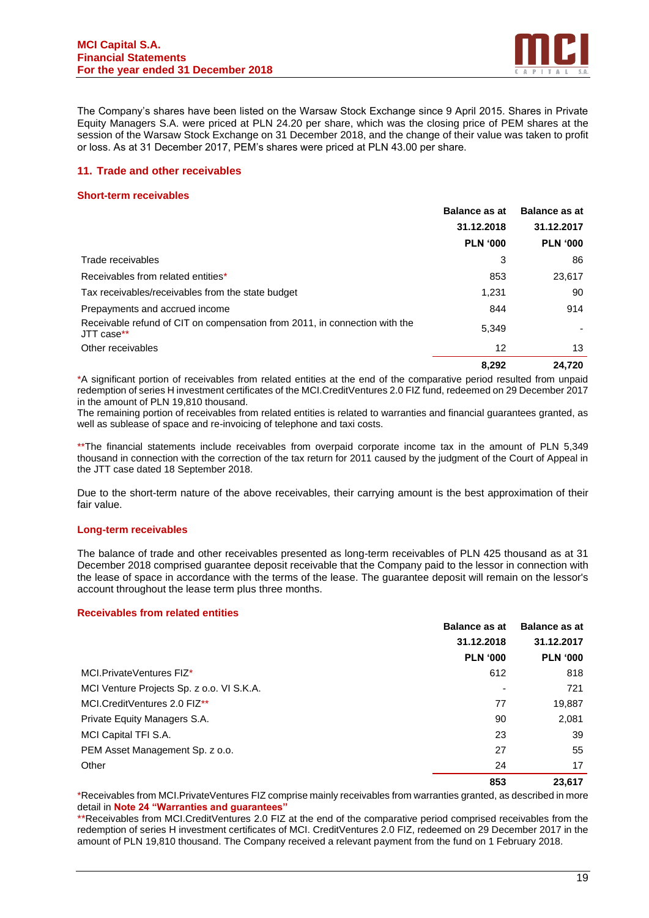The Company's shares have been listed on the Warsaw Stock Exchange since 9 April 2015. Shares in Private Equity Managers S.A. were priced at PLN 24.20 per share, which was the closing price of PEM shares at the session of the Warsaw Stock Exchange on 31 December 2018, and the change of their value was taken to profit or loss. As at 31 December 2017, PEM's shares were priced at PLN 43.00 per share.

## 11. Trade and other receivables

### Short-term receivables

| | Balance as at 31.12.2018 PLN '000 | Balance as at 31.12.2017 PLN '000 |
|---|---|---|
| Trade receivables | 3 | 86 |
| Receivables from related entities* | 853 | 23,617 |
| Tax receivables/receivables from the state budget | 1,231 | 90 |
| Prepayments and accrued income | 844 | 914 |
| Receivable refund of CIT on compensation from 2011, in connection with the JTT case** | 5,349 | - |
| Other receivables | 12 | 13 |
| | **8,292** | **24,720** |

*A significant portion of receivables from related entities at the end of the comparative period resulted from unpaid redemption of series H investment certificates of the MCI.CreditVentures 2.0 FIZ fund, redeemed on 29 December 2017 in the amount of PLN 19,810 thousand.

The remaining portion of receivables from related entities is related to warranties and financial guarantees granted, as well as sublease of space and re-invoicing of telephone and taxi costs.

**The financial statements include receivables from overpaid corporate income tax in the amount of PLN 5,349 thousand in connection with the correction of the tax return for 2011 caused by the judgment of the Court of Appeal in the JTT case dated 18 September 2018.

Due to the short-term nature of the above receivables, their carrying amount is the best approximation of their fair value.

### Long-term receivables

The balance of trade and other receivables presented as long-term receivables of PLN 425 thousand as at 31 December 2018 comprised guarantee deposit receivable that the Company paid to the lessor in connection with the lease of space in accordance with the terms of the lease. The guarantee deposit will remain on the lessor's account throughout the lease term plus three months.

### Receivables from related entities

| | Balance as at 31.12.2018 PLN '000 | Balance as at 31.12.2017 PLN '000 |
|---|---|---|
| MCI.PrivateVentures FIZ* | 612 | 818 |
| MCI Venture Projects Sp. z o.o. VI S.K.A. | - | 721 |
| MCI.CreditVentures 2.0 FIZ** | 77 | 19,887 |
| Private Equity Managers S.A. | 90 | 2,081 |
| MCI Capital TFI S.A. | 23 | 39 |
| PEM Asset Management Sp. z o.o. | 27 | 55 |
| Other | 24 | 17 |
| | **853** | **23,617** |

*Receivables from MCI.PrivateVentures FIZ comprise mainly receivables from warranties granted, as described in more detail in **Note 24 "Warranties and guarantees"**

**Receivables from MCI.CreditVentures 2.0 FIZ at the end of the comparative period comprised receivables from the redemption of series H investment certificates of MCI. CreditVentures 2.0 FIZ, redeemed on 29 December 2017 in the amount of PLN 19,810 thousand. The Company received a relevant payment from the fund on 1 February 2018.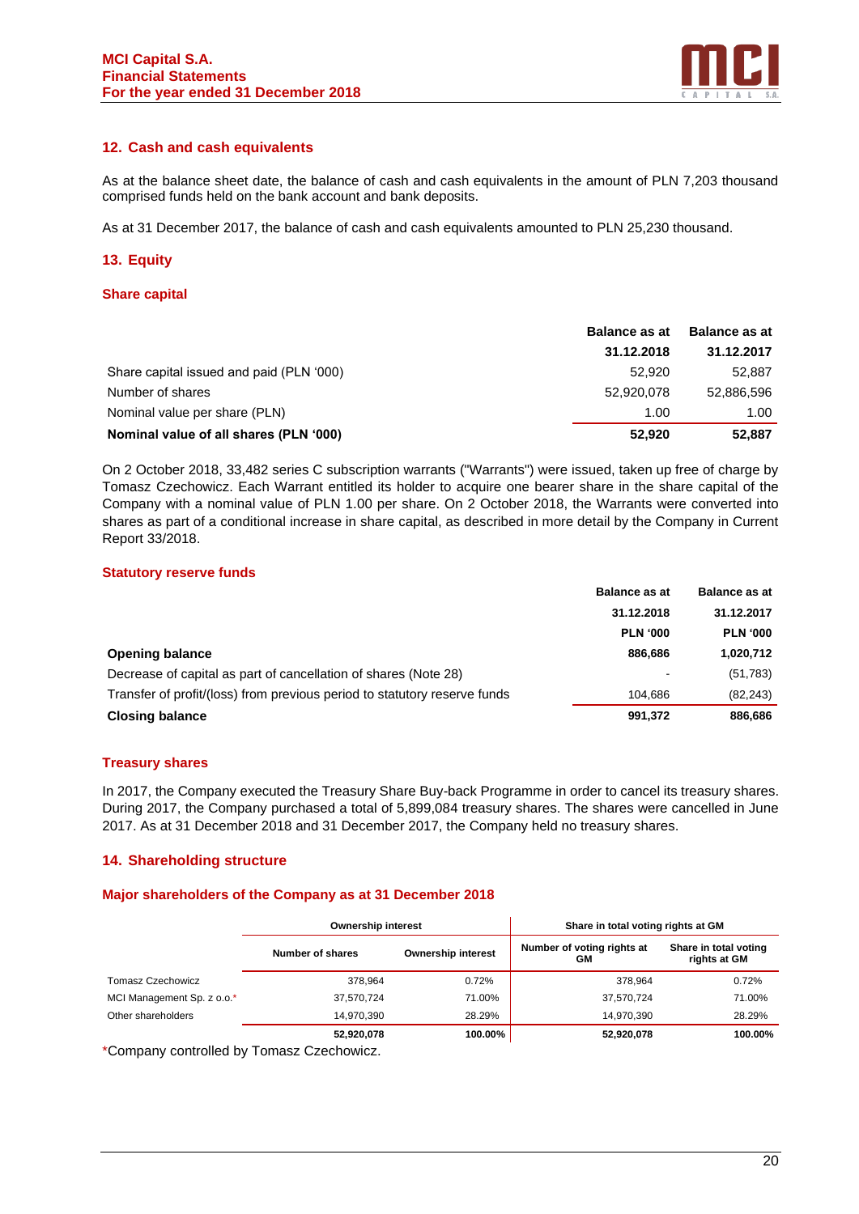## 12. Cash and cash equivalents

As at the balance sheet date, the balance of cash and cash equivalents in the amount of PLN 7,203 thousand comprised funds held on the bank account and bank deposits.

As at 31 December 2017, the balance of cash and cash equivalents amounted to PLN 25,230 thousand.

## 13. Equity

### Share capital

| | Balance as at 31.12.2018 | Balance as at 31.12.2017 |
|---|---|---|
| Share capital issued and paid (PLN '000) | 52,920 | 52,887 |
| Number of shares | 52,920,078 | 52,886,596 |
| Nominal value per share (PLN) | 1.00 | 1.00 |
| **Nominal value of all shares (PLN '000)** | **52,920** | **52,887** |

On 2 October 2018, 33,482 series C subscription warrants ("Warrants") were issued, taken up free of charge by Tomasz Czechowicz. Each Warrant entitled its holder to acquire one bearer share in the share capital of the Company with a nominal value of PLN 1.00 per share. On 2 October 2018, the Warrants were converted into shares as part of a conditional increase in share capital, as described in more detail by the Company in Current Report 33/2018.

### Statutory reserve funds

| | Balance as at 31.12.2018 PLN '000 | Balance as at 31.12.2017 PLN '000 |
|---|---|---|
| **Opening balance** | **886,686** | **1,020,712** |
| Decrease of capital as part of cancellation of shares (Note 28) | - | (51,783) |
| Transfer of profit/(loss) from previous period to statutory reserve funds | 104,686 | (82,243) |
| **Closing balance** | **991,372** | **886,686** |

### Treasury shares

In 2017, the Company executed the Treasury Share Buy-back Programme in order to cancel its treasury shares. During 2017, the Company purchased a total of 5,899,084 treasury shares. The shares were cancelled in June 2017. As at 31 December 2018 and 31 December 2017, the Company held no treasury shares.

## 14. Shareholding structure

### Major shareholders of the Company as at 31 December 2018

| | Ownership interest | | Share in total voting rights at GM | |
|---|---|---|---|---|
| | Number of shares | Ownership interest | Number of voting rights at GM | Share in total voting rights at GM |
| Tomasz Czechowicz | 378,964 | 0.72% | 378,964 | 0.72% |
| MCI Management Sp. z o.o.* | 37,570,724 | 71.00% | 37,570,724 | 71.00% |
| Other shareholders | 14,970,390 | 28.29% | 14,970,390 | 28.29% |
| | **52,920,078** | **100.00%** | **52,920,078** | **100.00%** |

*Company controlled by Tomasz Czechowicz.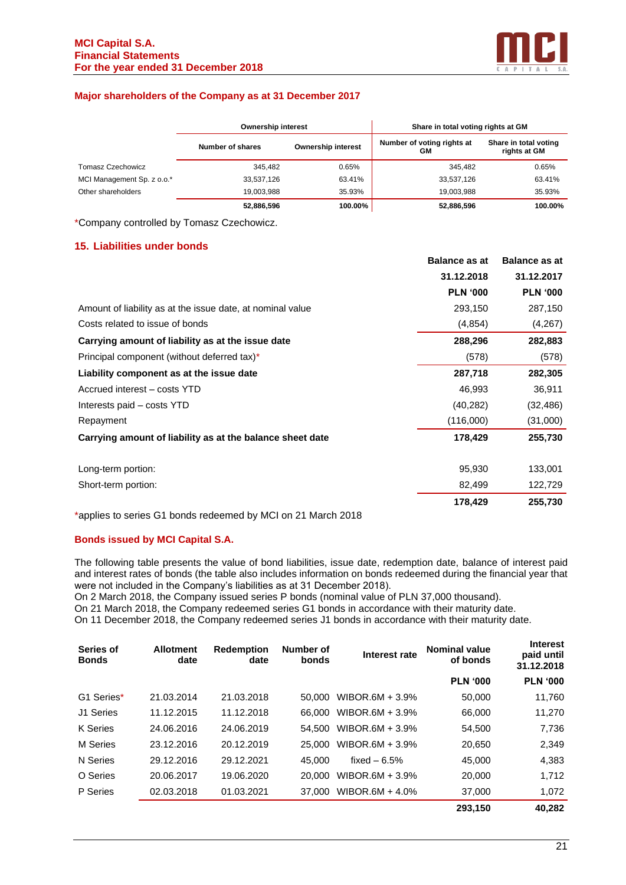### Major shareholders of the Company as at 31 December 2017

| | Ownership interest | | Share in total voting rights at GM | |
|---|---|---|---|---|
| | Number of shares | Ownership interest | Number of voting rights at GM | Share in total voting rights at GM |
| Tomasz Czechowicz | 345,482 | 0.65% | 345,482 | 0.65% |
| MCI Management Sp. z o.o.* | 33,537,126 | 63.41% | 33,537,126 | 63.41% |
| Other shareholders | 19,003,988 | 35.93% | 19,003,988 | 35.93% |
| | **52,886,596** | **100.00%** | **52,886,596** | **100.00%** |

*Company controlled by Tomasz Czechowicz.

## 15. Liabilities under bonds

| | Balance as at 31.12.2018 PLN '000 | Balance as at 31.12.2017 PLN '000 |
|---|---|---|
| Amount of liability as at the issue date, at nominal value | 293,150 | 287,150 |
| Costs related to issue of bonds | (4,854) | (4,267) |
| **Carrying amount of liability as at the issue date** | **288,296** | **282,883** |
| Principal component (without deferred tax)* | (578) | (578) |
| **Liability component as at the issue date** | **287,718** | **282,305** |
| Accrued interest – costs YTD | 46,993 | 36,911 |
| Interests paid – costs YTD | (40,282) | (32,486) |
| Repayment | (116,000) | (31,000) |
| **Carrying amount of liability as at the balance sheet date** | **178,429** | **255,730** |
| | | |
| Long-term portion: | 95,930 | 133,001 |
| Short-term portion: | 82,499 | 122,729 |
| | **178,429** | **255,730** |

*applies to series G1 bonds redeemed by MCI on 21 March 2018

### Bonds issued by MCI Capital S.A.

The following table presents the value of bond liabilities, issue date, redemption date, balance of interest paid and interest rates of bonds (the table also includes information on bonds redeemed during the financial year that were not included in the Company's liabilities as at 31 December 2018).
On 2 March 2018, the Company issued series P bonds (nominal value of PLN 37,000 thousand).
On 21 March 2018, the Company redeemed series G1 bonds in accordance with their maturity date.
On 11 December 2018, the Company redeemed series J1 bonds in accordance with their maturity date.

| Series of Bonds | Allotment date | Redemption date | Number of bonds | Interest rate | Nominal value of bonds PLN '000 | Interest paid until 31.12.2018 PLN '000 |
|---|---|---|---|---|---|---|
| G1 Series* | 21.03.2014 | 21.03.2018 | 50,000 | WIBOR.6M + 3.9% | 50,000 | 11,760 |
| J1 Series | 11.12.2015 | 11.12.2018 | 66,000 | WIBOR.6M + 3.9% | 66,000 | 11,270 |
| K Series | 24.06.2016 | 24.06.2019 | 54,500 | WIBOR.6M + 3.9% | 54,500 | 7,736 |
| M Series | 23.12.2016 | 20.12.2019 | 25,000 | WIBOR.6M + 3.9% | 20,650 | 2,349 |
| N Series | 29.12.2016 | 29.12.2021 | 45,000 | fixed – 6.5% | 45,000 | 4,383 |
| O Series | 20.06.2017 | 19.06.2020 | 20,000 | WIBOR.6M + 3.9% | 20,000 | 1,712 |
| P Series | 02.03.2018 | 01.03.2021 | 37,000 | WIBOR.6M + 4.0% | 37,000 | 1,072 |
| | | | | | **293,150** | **40,282** |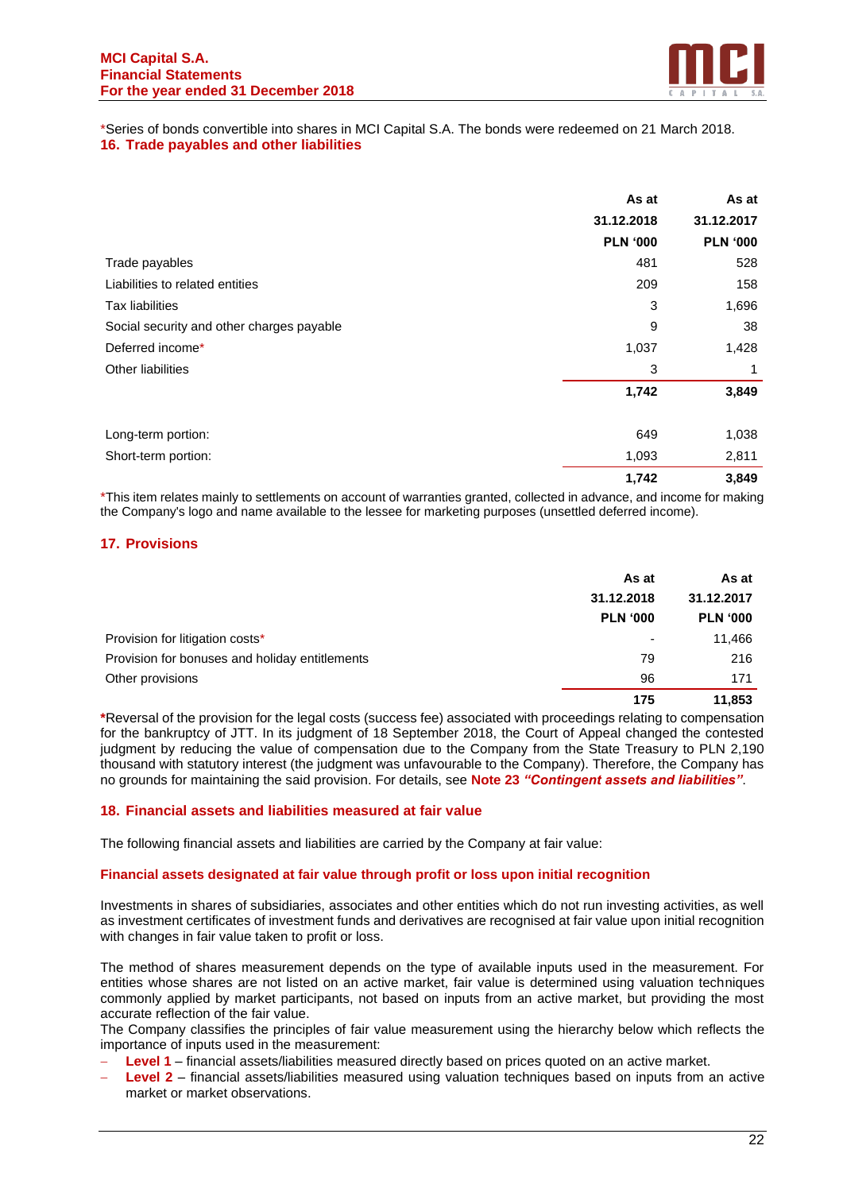*Series of bonds convertible into shares in MCI Capital S.A. The bonds were redeemed on 21 March 2018.

## 16. Trade payables and other liabilities

| | As at 31.12.2018 PLN '000 | As at 31.12.2017 PLN '000 |
|---|---|---|
| Trade payables | 481 | 528 |
| Liabilities to related entities | 209 | 158 |
| Tax liabilities | 3 | 1,696 |
| Social security and other charges payable | 9 | 38 |
| Deferred income* | 1,037 | 1,428 |
| Other liabilities | 3 | 1 |
| | **1,742** | **3,849** |
| | | |
| Long-term portion: | 649 | 1,038 |
| Short-term portion: | 1,093 | 2,811 |
| | **1,742** | **3,849** |

*This item relates mainly to settlements on account of warranties granted, collected in advance, and income for making the Company's logo and name available to the lessee for marketing purposes (unsettled deferred income).

## 17. Provisions

| | As at 31.12.2018 PLN '000 | As at 31.12.2017 PLN '000 |
|---|---|---|
| Provision for litigation costs* | - | 11,466 |
| Provision for bonuses and holiday entitlements | 79 | 216 |
| Other provisions | 96 | 171 |
| | **175** | **11,853** |

**\***Reversal of the provision for the legal costs (success fee) associated with proceedings relating to compensation for the bankruptcy of JTT. In its judgment of 18 September 2018, the Court of Appeal changed the contested judgment by reducing the value of compensation due to the Company from the State Treasury to PLN 2,190 thousand with statutory interest (the judgment was unfavourable to the Company). Therefore, the Company has no grounds for maintaining the said provision. For details, see **Note 23 *"Contingent assets and liabilities"***.

## 18. Financial assets and liabilities measured at fair value

The following financial assets and liabilities are carried by the Company at fair value:

### Financial assets designated at fair value through profit or loss upon initial recognition

Investments in shares of subsidiaries, associates and other entities which do not run investing activities, as well as investment certificates of investment funds and derivatives are recognised at fair value upon initial recognition with changes in fair value taken to profit or loss.

The method of shares measurement depends on the type of available inputs used in the measurement. For entities whose shares are not listed on an active market, fair value is determined using valuation techniques commonly applied by market participants, not based on inputs from an active market, but providing the most accurate reflection of the fair value.

The Company classifies the principles of fair value measurement using the hierarchy below which reflects the importance of inputs used in the measurement:

- **Level 1** – financial assets/liabilities measured directly based on prices quoted on an active market.
- **Level 2** – financial assets/liabilities measured using valuation techniques based on inputs from an active market or market observations.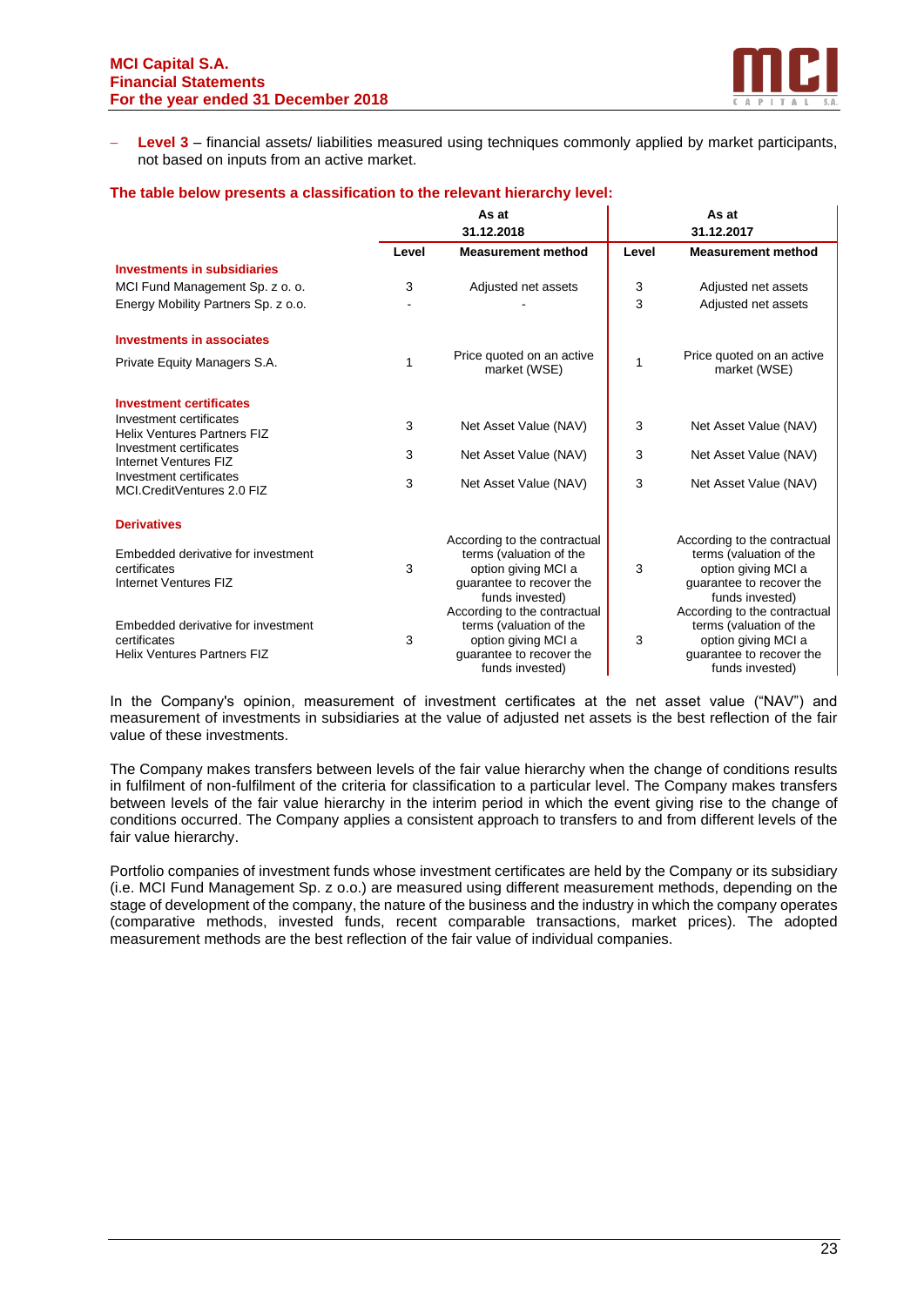- **Level 3** – financial assets/ liabilities measured using techniques commonly applied by market participants, not based on inputs from an active market.

**The table below presents a classification to the relevant hierarchy level:**

| | As at 31.12.2018 | | As at 31.12.2017 | |
|---|---|---|---|---|
| | **Level** | **Measurement method** | **Level** | **Measurement method** |
| **Investments in subsidiaries** | | | | |
| MCI Fund Management Sp. z o. o. | 3 | Adjusted net assets | 3 | Adjusted net assets |
| Energy Mobility Partners Sp. z o.o. | - | - | 3 | Adjusted net assets |
| **Investments in associates** | | | | |
| Private Equity Managers S.A. | 1 | Price quoted on an active market (WSE) | 1 | Price quoted on an active market (WSE) |
| **Investment certificates** | | | | |
| Investment certificates Helix Ventures Partners FIZ | 3 | Net Asset Value (NAV) | 3 | Net Asset Value (NAV) |
| Investment certificates Internet Ventures FIZ | 3 | Net Asset Value (NAV) | 3 | Net Asset Value (NAV) |
| Investment certificates MCI.CreditVentures 2.0 FIZ | 3 | Net Asset Value (NAV) | 3 | Net Asset Value (NAV) |
| **Derivatives** | | | | |
| Embedded derivative for investment certificates Internet Ventures FIZ | 3 | According to the contractual terms (valuation of the option giving MCI a guarantee to recover the funds invested) | 3 | According to the contractual terms (valuation of the option giving MCI a guarantee to recover the funds invested) |
| Embedded derivative for investment certificates Helix Ventures Partners FIZ | 3 | According to the contractual terms (valuation of the option giving MCI a guarantee to recover the funds invested) | 3 | According to the contractual terms (valuation of the option giving MCI a guarantee to recover the funds invested) |

In the Company's opinion, measurement of investment certificates at the net asset value ("NAV") and measurement of investments in subsidiaries at the value of adjusted net assets is the best reflection of the fair value of these investments.

The Company makes transfers between levels of the fair value hierarchy when the change of conditions results in fulfilment of non-fulfilment of the criteria for classification to a particular level. The Company makes transfers between levels of the fair value hierarchy in the interim period in which the event giving rise to the change of conditions occurred. The Company applies a consistent approach to transfers to and from different levels of the fair value hierarchy.

Portfolio companies of investment funds whose investment certificates are held by the Company or its subsidiary (i.e. MCI Fund Management Sp. z o.o.) are measured using different measurement methods, depending on the stage of development of the company, the nature of the business and the industry in which the company operates (comparative methods, invested funds, recent comparable transactions, market prices). The adopted measurement methods are the best reflection of the fair value of individual companies.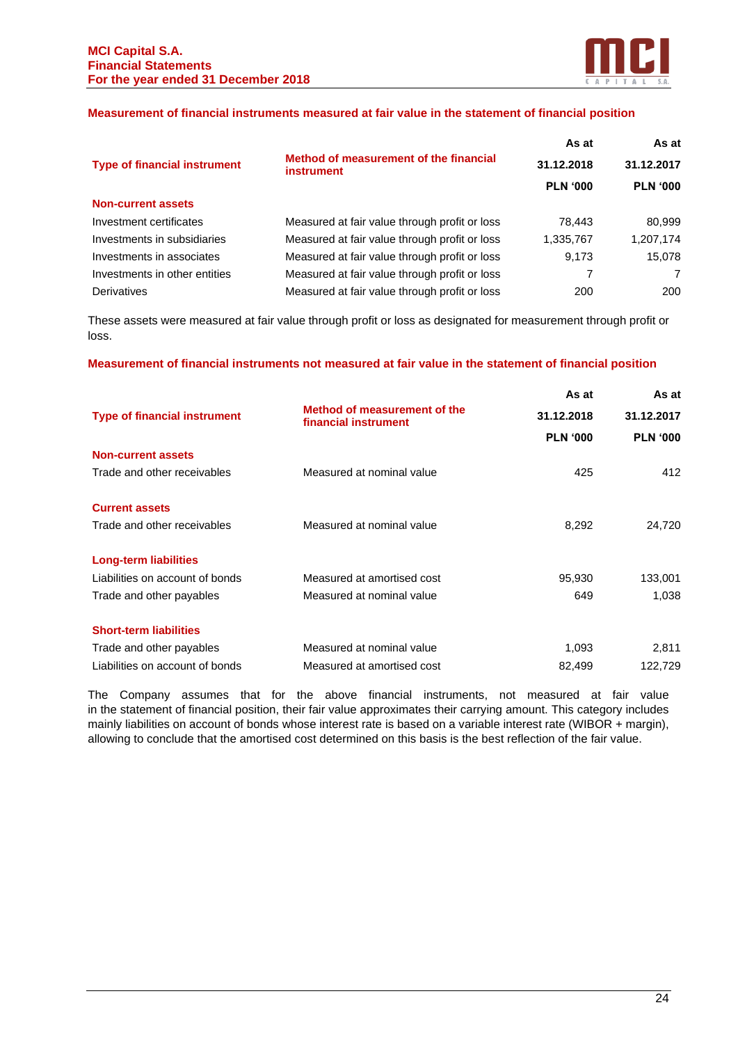## Measurement of financial instruments measured at fair value in the statement of financial position

| Type of financial instrument | Method of measurement of the financial instrument | As at 31.12.2018 PLN '000 | As at 31.12.2017 PLN '000 |
|---|---|---|---|
| **Non-current assets** | | | |
| Investment certificates | Measured at fair value through profit or loss | 78,443 | 80,999 |
| Investments in subsidiaries | Measured at fair value through profit or loss | 1,335,767 | 1,207,174 |
| Investments in associates | Measured at fair value through profit or loss | 9,173 | 15,078 |
| Investments in other entities | Measured at fair value through profit or loss | 7 | 7 |
| Derivatives | Measured at fair value through profit or loss | 200 | 200 |

These assets were measured at fair value through profit or loss as designated for measurement through profit or loss.

## Measurement of financial instruments not measured at fair value in the statement of financial position

| Type of financial instrument | Method of measurement of the financial instrument | As at 31.12.2018 PLN '000 | As at 31.12.2017 PLN '000 |
|---|---|---|---|
| **Non-current assets** | | | |
| Trade and other receivables | Measured at nominal value | 425 | 412 |
| **Current assets** | | | |
| Trade and other receivables | Measured at nominal value | 8,292 | 24,720 |
| **Long-term liabilities** | | | |
| Liabilities on account of bonds | Measured at amortised cost | 95,930 | 133,001 |
| Trade and other payables | Measured at nominal value | 649 | 1,038 |
| **Short-term liabilities** | | | |
| Trade and other payables | Measured at nominal value | 1,093 | 2,811 |
| Liabilities on account of bonds | Measured at amortised cost | 82,499 | 122,729 |

The Company assumes that for the above financial instruments, not measured at fair value in the statement of financial position, their fair value approximates their carrying amount. This category includes mainly liabilities on account of bonds whose interest rate is based on a variable interest rate (WIBOR + margin), allowing to conclude that the amortised cost determined on this basis is the best reflection of the fair value.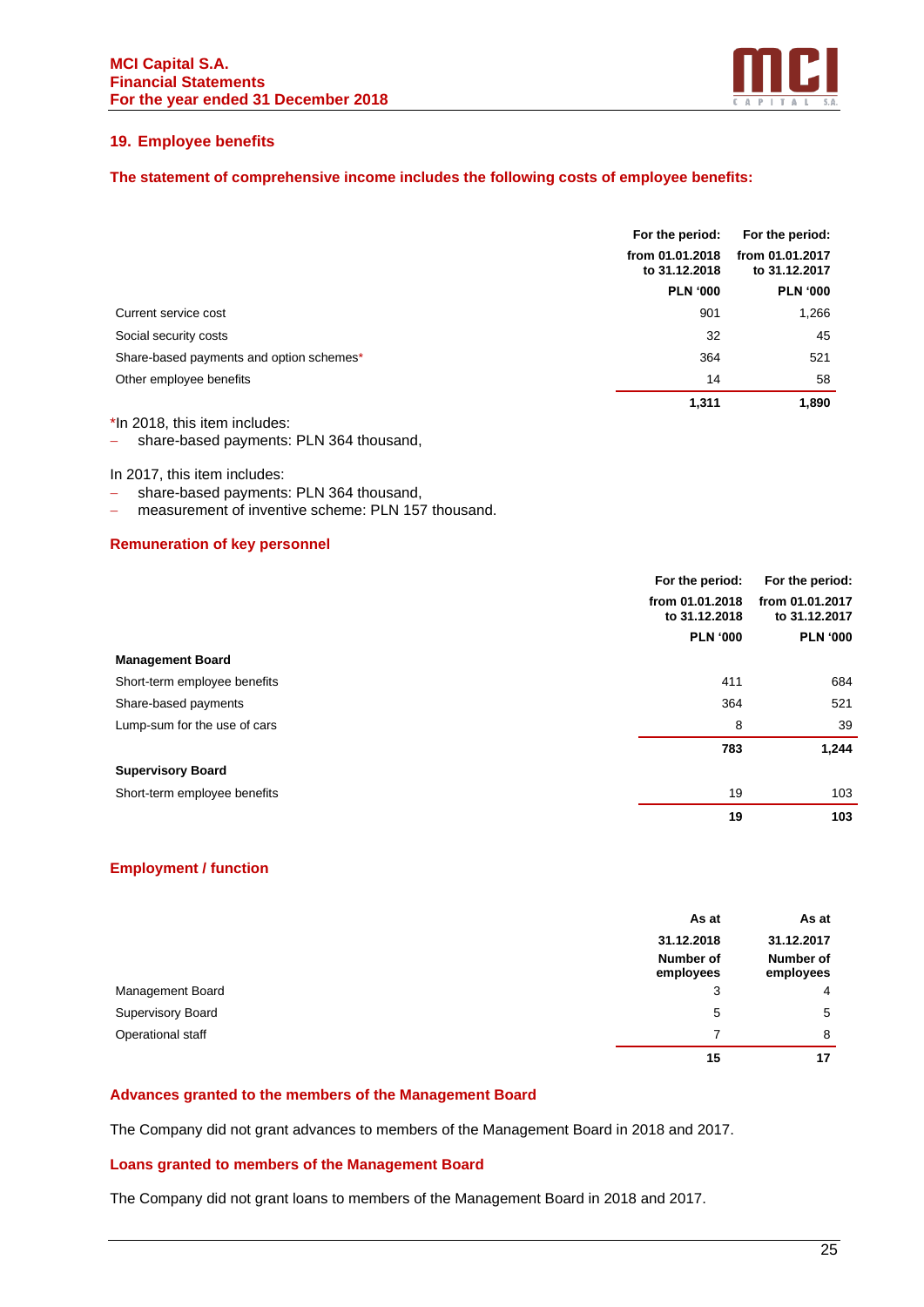## 19. Employee benefits

### The statement of comprehensive income includes the following costs of employee benefits:

| | For the period: from 01.01.2018 to 31.12.2018 PLN '000 | For the period: from 01.01.2017 to 31.12.2017 PLN '000 |
|---|---|---|
| Current service cost | 901 | 1,266 |
| Social security costs | 32 | 45 |
| Share-based payments and option schemes* | 364 | 521 |
| Other employee benefits | 14 | 58 |
| | **1,311** | **1,890** |

*In 2018, this item includes:
- share-based payments: PLN 364 thousand,

In 2017, this item includes:
- share-based payments: PLN 364 thousand,
- measurement of inventive scheme: PLN 157 thousand.

### Remuneration of key personnel

| | For the period: from 01.01.2018 to 31.12.2018 PLN '000 | For the period: from 01.01.2017 to 31.12.2017 PLN '000 |
|---|---|---|
| **Management Board** | | |
| Short-term employee benefits | 411 | 684 |
| Share-based payments | 364 | 521 |
| Lump-sum for the use of cars | 8 | 39 |
| | **783** | **1,244** |
| **Supervisory Board** | | |
| Short-term employee benefits | 19 | 103 |
| | **19** | **103** |

### Employment / function

| | As at 31.12.2018 Number of employees | As at 31.12.2017 Number of employees |
|---|---|---|
| Management Board | 3 | 4 |
| Supervisory Board | 5 | 5 |
| Operational staff | 7 | 8 |
| | **15** | **17** |

### Advances granted to the members of the Management Board

The Company did not grant advances to members of the Management Board in 2018 and 2017.

### Loans granted to members of the Management Board

The Company did not grant loans to members of the Management Board in 2018 and 2017.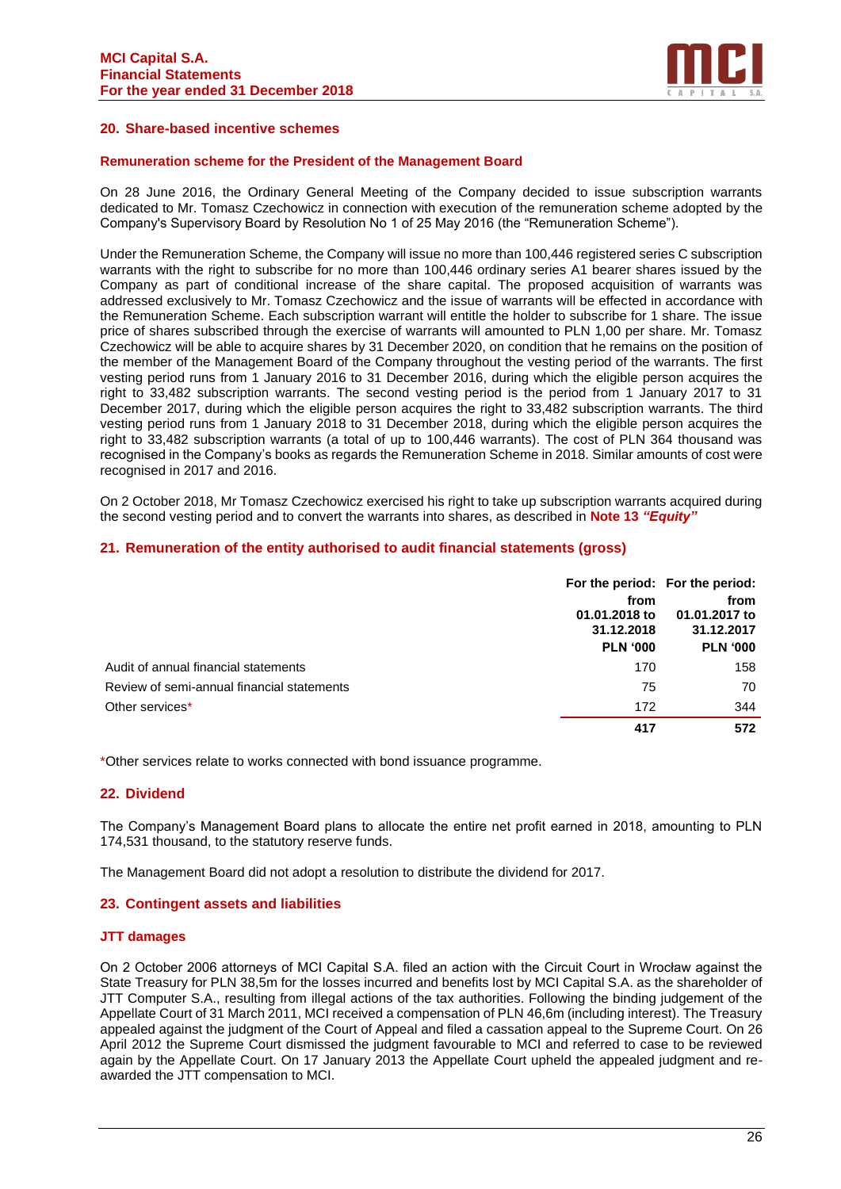## 20. Share-based incentive schemes

### Remuneration scheme for the President of the Management Board

On 28 June 2016, the Ordinary General Meeting of the Company decided to issue subscription warrants dedicated to Mr. Tomasz Czechowicz in connection with execution of the remuneration scheme adopted by the Company's Supervisory Board by Resolution No 1 of 25 May 2016 (the "Remuneration Scheme").

Under the Remuneration Scheme, the Company will issue no more than 100,446 registered series C subscription warrants with the right to subscribe for no more than 100,446 ordinary series A1 bearer shares issued by the Company as part of conditional increase of the share capital. The proposed acquisition of warrants was addressed exclusively to Mr. Tomasz Czechowicz and the issue of warrants will be effected in accordance with the Remuneration Scheme. Each subscription warrant will entitle the holder to subscribe for 1 share. The issue price of shares subscribed through the exercise of warrants will amounted to PLN 1,00 per share. Mr. Tomasz Czechowicz will be able to acquire shares by 31 December 2020, on condition that he remains on the position of the member of the Management Board of the Company throughout the vesting period of the warrants. The first vesting period runs from 1 January 2016 to 31 December 2016, during which the eligible person acquires the right to 33,482 subscription warrants. The second vesting period is the period from 1 January 2017 to 31 December 2017, during which the eligible person acquires the right to 33,482 subscription warrants. The third vesting period runs from 1 January 2018 to 31 December 2018, during which the eligible person acquires the right to 33,482 subscription warrants (a total of up to 100,446 warrants). The cost of PLN 364 thousand was recognised in the Company's books as regards the Remuneration Scheme in 2018. Similar amounts of cost were recognised in 2017 and 2016.

On 2 October 2018, Mr Tomasz Czechowicz exercised his right to take up subscription warrants acquired during the second vesting period and to convert the warrants into shares, as described in **Note 13 *"Equity"***

## 21. Remuneration of the entity authorised to audit financial statements (gross)

| | For the period: from 01.01.2018 to 31.12.2018 PLN '000 | For the period: from 01.01.2017 to 31.12.2017 PLN '000 |
|---|---|---|
| Audit of annual financial statements | 170 | 158 |
| Review of semi-annual financial statements | 75 | 70 |
| Other services* | 172 | 344 |
| | **417** | **572** |

*Other services relate to works connected with bond issuance programme.

## 22. Dividend

The Company's Management Board plans to allocate the entire net profit earned in 2018, amounting to PLN 174,531 thousand, to the statutory reserve funds.

The Management Board did not adopt a resolution to distribute the dividend for 2017.

## 23. Contingent assets and liabilities

### JTT damages

On 2 October 2006 attorneys of MCI Capital S.A. filed an action with the Circuit Court in Wrocław against the State Treasury for PLN 38,5m for the losses incurred and benefits lost by MCI Capital S.A. as the shareholder of JTT Computer S.A., resulting from illegal actions of the tax authorities. Following the binding judgement of the Appellate Court of 31 March 2011, MCI received a compensation of PLN 46,6m (including interest). The Treasury appealed against the judgment of the Court of Appeal and filed a cassation appeal to the Supreme Court. On 26 April 2012 the Supreme Court dismissed the judgment favourable to MCI and referred to case to be reviewed again by the Appellate Court. On 17 January 2013 the Appellate Court upheld the appealed judgment and re-awarded the JTT compensation to MCI.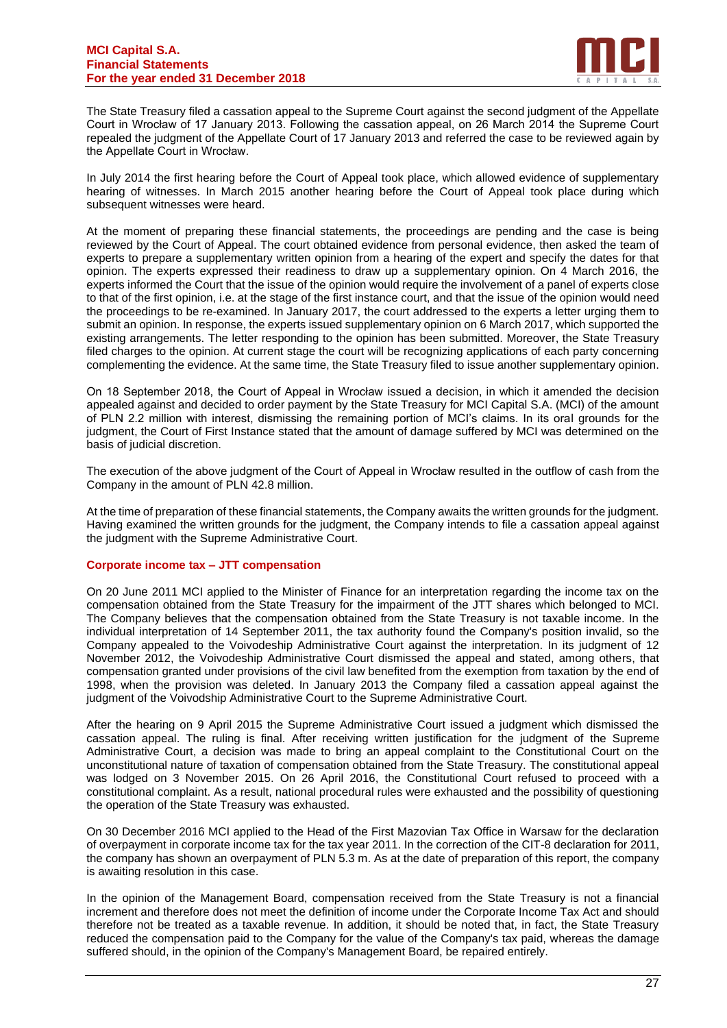The State Treasury filed a cassation appeal to the Supreme Court against the second judgment of the Appellate Court in Wrocław of 17 January 2013. Following the cassation appeal, on 26 March 2014 the Supreme Court repealed the judgment of the Appellate Court of 17 January 2013 and referred the case to be reviewed again by the Appellate Court in Wrocław.

In July 2014 the first hearing before the Court of Appeal took place, which allowed evidence of supplementary hearing of witnesses. In March 2015 another hearing before the Court of Appeal took place during which subsequent witnesses were heard.

At the moment of preparing these financial statements, the proceedings are pending and the case is being reviewed by the Court of Appeal. The court obtained evidence from personal evidence, then asked the team of experts to prepare a supplementary written opinion from a hearing of the expert and specify the dates for that opinion. The experts expressed their readiness to draw up a supplementary opinion. On 4 March 2016, the experts informed the Court that the issue of the opinion would require the involvement of a panel of experts close to that of the first opinion, i.e. at the stage of the first instance court, and that the issue of the opinion would need the proceedings to be re-examined. In January 2017, the court addressed to the experts a letter urging them to submit an opinion. In response, the experts issued supplementary opinion on 6 March 2017, which supported the existing arrangements. The letter responding to the opinion has been submitted. Moreover, the State Treasury filed charges to the opinion. At current stage the court will be recognizing applications of each party concerning complementing the evidence. At the same time, the State Treasury filed to issue another supplementary opinion.

On 18 September 2018, the Court of Appeal in Wrocław issued a decision, in which it amended the decision appealed against and decided to order payment by the State Treasury for MCI Capital S.A. (MCI) of the amount of PLN 2.2 million with interest, dismissing the remaining portion of MCI's claims. In its oral grounds for the judgment, the Court of First Instance stated that the amount of damage suffered by MCI was determined on the basis of judicial discretion.

The execution of the above judgment of the Court of Appeal in Wrocław resulted in the outflow of cash from the Company in the amount of PLN 42.8 million.

At the time of preparation of these financial statements, the Company awaits the written grounds for the judgment. Having examined the written grounds for the judgment, the Company intends to file a cassation appeal against the judgment with the Supreme Administrative Court.

### Corporate income tax – JTT compensation

On 20 June 2011 MCI applied to the Minister of Finance for an interpretation regarding the income tax on the compensation obtained from the State Treasury for the impairment of the JTT shares which belonged to MCI. The Company believes that the compensation obtained from the State Treasury is not taxable income. In the individual interpretation of 14 September 2011, the tax authority found the Company's position invalid, so the Company appealed to the Voivodeship Administrative Court against the interpretation. In its judgment of 12 November 2012, the Voivodeship Administrative Court dismissed the appeal and stated, among others, that compensation granted under provisions of the civil law benefited from the exemption from taxation by the end of 1998, when the provision was deleted. In January 2013 the Company filed a cassation appeal against the judgment of the Voivodship Administrative Court to the Supreme Administrative Court.

After the hearing on 9 April 2015 the Supreme Administrative Court issued a judgment which dismissed the cassation appeal. The ruling is final. After receiving written justification for the judgment of the Supreme Administrative Court, a decision was made to bring an appeal complaint to the Constitutional Court on the unconstitutional nature of taxation of compensation obtained from the State Treasury. The constitutional appeal was lodged on 3 November 2015. On 26 April 2016, the Constitutional Court refused to proceed with a constitutional complaint. As a result, national procedural rules were exhausted and the possibility of questioning the operation of the State Treasury was exhausted.

On 30 December 2016 MCI applied to the Head of the First Mazovian Tax Office in Warsaw for the declaration of overpayment in corporate income tax for the tax year 2011. In the correction of the CIT-8 declaration for 2011, the company has shown an overpayment of PLN 5.3 m. As at the date of preparation of this report, the company is awaiting resolution in this case.

In the opinion of the Management Board, compensation received from the State Treasury is not a financial increment and therefore does not meet the definition of income under the Corporate Income Tax Act and should therefore not be treated as a taxable revenue. In addition, it should be noted that, in fact, the State Treasury reduced the compensation paid to the Company for the value of the Company's tax paid, whereas the damage suffered should, in the opinion of the Company's Management Board, be repaired entirely.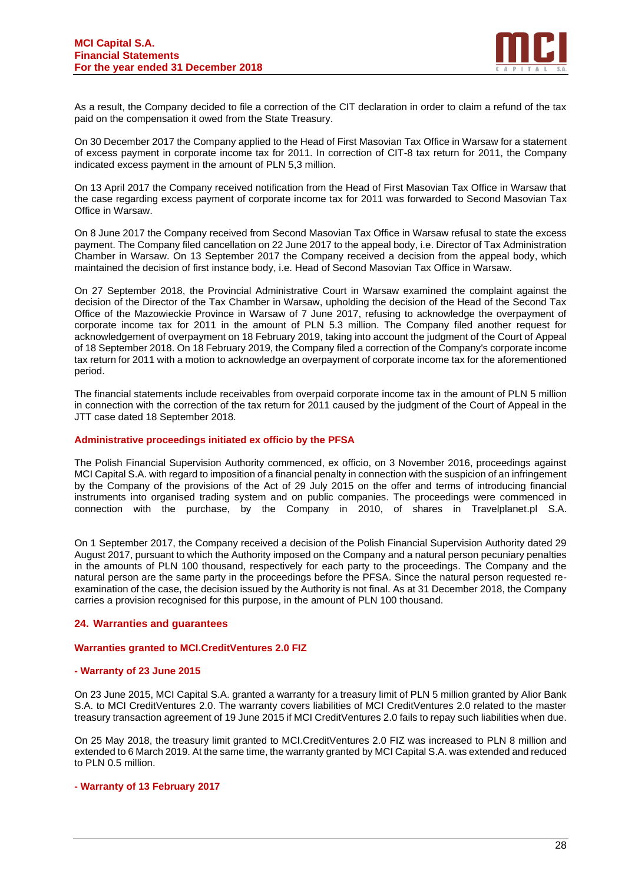As a result, the Company decided to file a correction of the CIT declaration in order to claim a refund of the tax paid on the compensation it owed from the State Treasury.

On 30 December 2017 the Company applied to the Head of First Masovian Tax Office in Warsaw for a statement of excess payment in corporate income tax for 2011. In correction of CIT-8 tax return for 2011, the Company indicated excess payment in the amount of PLN 5,3 million.

On 13 April 2017 the Company received notification from the Head of First Masovian Tax Office in Warsaw that the case regarding excess payment of corporate income tax for 2011 was forwarded to Second Masovian Tax Office in Warsaw.

On 8 June 2017 the Company received from Second Masovian Tax Office in Warsaw refusal to state the excess payment. The Company filed cancellation on 22 June 2017 to the appeal body, i.e. Director of Tax Administration Chamber in Warsaw. On 13 September 2017 the Company received a decision from the appeal body, which maintained the decision of first instance body, i.e. Head of Second Masovian Tax Office in Warsaw.

On 27 September 2018, the Provincial Administrative Court in Warsaw examined the complaint against the decision of the Director of the Tax Chamber in Warsaw, upholding the decision of the Head of the Second Tax Office of the Mazowieckie Province in Warsaw of 7 June 2017, refusing to acknowledge the overpayment of corporate income tax for 2011 in the amount of PLN 5.3 million. The Company filed another request for acknowledgement of overpayment on 18 February 2019, taking into account the judgment of the Court of Appeal of 18 September 2018. On 18 February 2019, the Company filed a correction of the Company's corporate income tax return for 2011 with a motion to acknowledge an overpayment of corporate income tax for the aforementioned period.

The financial statements include receivables from overpaid corporate income tax in the amount of PLN 5 million in connection with the correction of the tax return for 2011 caused by the judgment of the Court of Appeal in the JTT case dated 18 September 2018.

### Administrative proceedings initiated ex officio by the PFSA

The Polish Financial Supervision Authority commenced, ex officio, on 3 November 2016, proceedings against MCI Capital S.A. with regard to imposition of a financial penalty in connection with the suspicion of an infringement by the Company of the provisions of the Act of 29 July 2015 on the offer and terms of introducing financial instruments into organised trading system and on public companies. The proceedings were commenced in connection with the purchase, by the Company in 2010, of shares in Travelplanet.pl S.A.

On 1 September 2017, the Company received a decision of the Polish Financial Supervision Authority dated 29 August 2017, pursuant to which the Authority imposed on the Company and a natural person pecuniary penalties in the amounts of PLN 100 thousand, respectively for each party to the proceedings. The Company and the natural person are the same party in the proceedings before the PFSA. Since the natural person requested re-examination of the case, the decision issued by the Authority is not final. As at 31 December 2018, the Company carries a provision recognised for this purpose, in the amount of PLN 100 thousand.

## 24. Warranties and guarantees

### Warranties granted to MCI.CreditVentures 2.0 FIZ

#### - Warranty of 23 June 2015

On 23 June 2015, MCI Capital S.A. granted a warranty for a treasury limit of PLN 5 million granted by Alior Bank S.A. to MCI CreditVentures 2.0. The warranty covers liabilities of MCI CreditVentures 2.0 related to the master treasury transaction agreement of 19 June 2015 if MCI CreditVentures 2.0 fails to repay such liabilities when due.

On 25 May 2018, the treasury limit granted to MCI.CreditVentures 2.0 FIZ was increased to PLN 8 million and extended to 6 March 2019. At the same time, the warranty granted by MCI Capital S.A. was extended and reduced to PLN 0.5 million.

#### - Warranty of 13 February 2017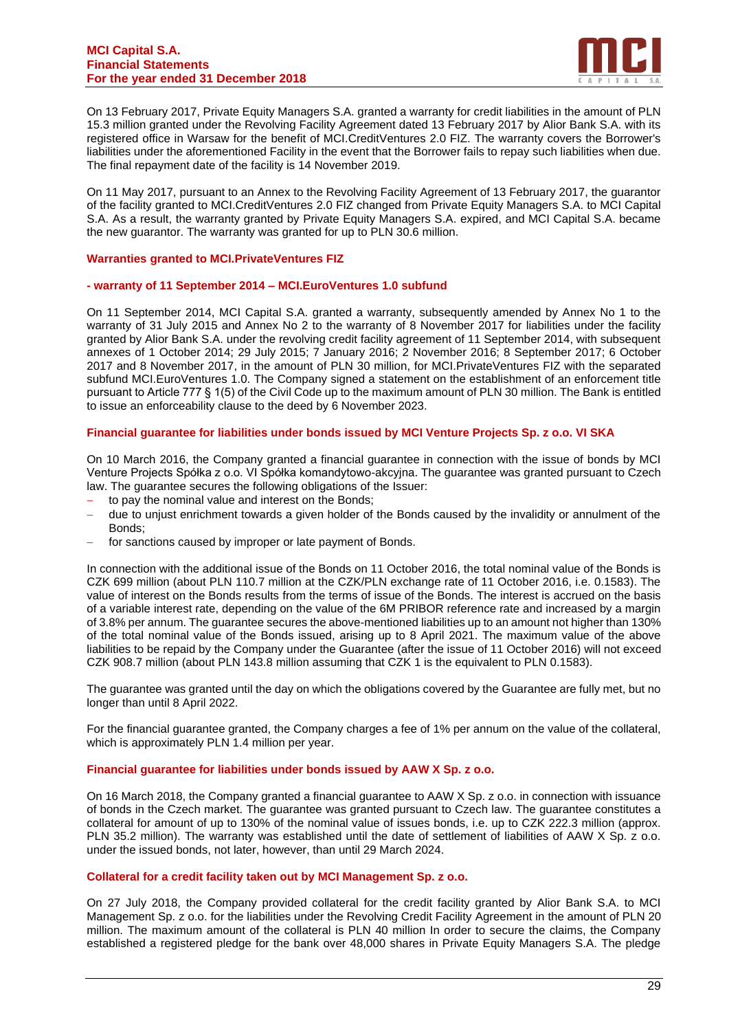On 13 February 2017, Private Equity Managers S.A. granted a warranty for credit liabilities in the amount of PLN 15.3 million granted under the Revolving Facility Agreement dated 13 February 2017 by Alior Bank S.A. with its registered office in Warsaw for the benefit of MCI.CreditVentures 2.0 FIZ. The warranty covers the Borrower's liabilities under the aforementioned Facility in the event that the Borrower fails to repay such liabilities when due. The final repayment date of the facility is 14 November 2019.

On 11 May 2017, pursuant to an Annex to the Revolving Facility Agreement of 13 February 2017, the guarantor of the facility granted to MCI.CreditVentures 2.0 FIZ changed from Private Equity Managers S.A. to MCI Capital S.A. As a result, the warranty granted by Private Equity Managers S.A. expired, and MCI Capital S.A. became the new guarantor. The warranty was granted for up to PLN 30.6 million.

**Warranties granted to MCI.PrivateVentures FIZ**

**- warranty of 11 September 2014 – MCI.EuroVentures 1.0 subfund**

On 11 September 2014, MCI Capital S.A. granted a warranty, subsequently amended by Annex No 1 to the warranty of 31 July 2015 and Annex No 2 to the warranty of 8 November 2017 for liabilities under the facility granted by Alior Bank S.A. under the revolving credit facility agreement of 11 September 2014, with subsequent annexes of 1 October 2014; 29 July 2015; 7 January 2016; 2 November 2016; 8 September 2017; 6 October 2017 and 8 November 2017, in the amount of PLN 30 million, for MCI.PrivateVentures FIZ with the separated subfund MCI.EuroVentures 1.0. The Company signed a statement on the establishment of an enforcement title pursuant to Article 777 § 1(5) of the Civil Code up to the maximum amount of PLN 30 million. The Bank is entitled to issue an enforceability clause to the deed by 6 November 2023.

**Financial guarantee for liabilities under bonds issued by MCI Venture Projects Sp. z o.o. VI SKA**

On 10 March 2016, the Company granted a financial guarantee in connection with the issue of bonds by MCI Venture Projects Spółka z o.o. VI Spółka komandytowo-akcyjna. The guarantee was granted pursuant to Czech law. The guarantee secures the following obligations of the Issuer:

- to pay the nominal value and interest on the Bonds;
- due to unjust enrichment towards a given holder of the Bonds caused by the invalidity or annulment of the Bonds;
- for sanctions caused by improper or late payment of Bonds.

In connection with the additional issue of the Bonds on 11 October 2016, the total nominal value of the Bonds is CZK 699 million (about PLN 110.7 million at the CZK/PLN exchange rate of 11 October 2016, i.e. 0.1583). The value of interest on the Bonds results from the terms of issue of the Bonds. The interest is accrued on the basis of a variable interest rate, depending on the value of the 6M PRIBOR reference rate and increased by a margin of 3.8% per annum. The guarantee secures the above-mentioned liabilities up to an amount not higher than 130% of the total nominal value of the Bonds issued, arising up to 8 April 2021. The maximum value of the above liabilities to be repaid by the Company under the Guarantee (after the issue of 11 October 2016) will not exceed CZK 908.7 million (about PLN 143.8 million assuming that CZK 1 is the equivalent to PLN 0.1583).

The guarantee was granted until the day on which the obligations covered by the Guarantee are fully met, but no longer than until 8 April 2022.

For the financial guarantee granted, the Company charges a fee of 1% per annum on the value of the collateral, which is approximately PLN 1.4 million per year.

**Financial guarantee for liabilities under bonds issued by AAW X Sp. z o.o.**

On 16 March 2018, the Company granted a financial guarantee to AAW X Sp. z o.o. in connection with issuance of bonds in the Czech market. The guarantee was granted pursuant to Czech law. The guarantee constitutes a collateral for amount of up to 130% of the nominal value of issues bonds, i.e. up to CZK 222.3 million (approx. PLN 35.2 million). The warranty was established until the date of settlement of liabilities of AAW X Sp. z o.o. under the issued bonds, not later, however, than until 29 March 2024.

**Collateral for a credit facility taken out by MCI Management Sp. z o.o.**

On 27 July 2018, the Company provided collateral for the credit facility granted by Alior Bank S.A. to MCI Management Sp. z o.o. for the liabilities under the Revolving Credit Facility Agreement in the amount of PLN 20 million. The maximum amount of the collateral is PLN 40 million In order to secure the claims, the Company established a registered pledge for the bank over 48,000 shares in Private Equity Managers S.A. The pledge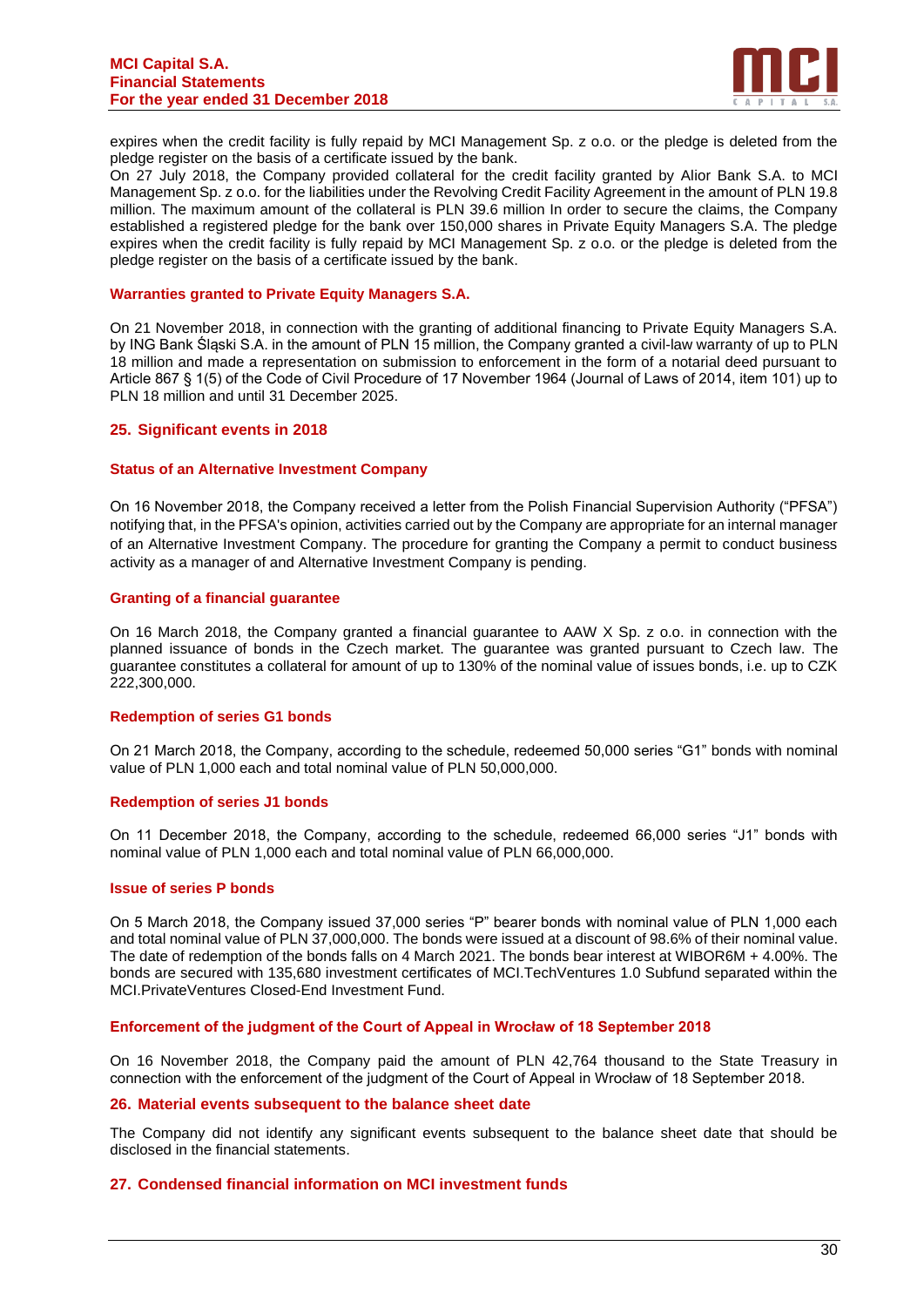expires when the credit facility is fully repaid by MCI Management Sp. z o.o. or the pledge is deleted from the pledge register on the basis of a certificate issued by the bank.
On 27 July 2018, the Company provided collateral for the credit facility granted by Alior Bank S.A. to MCI Management Sp. z o.o. for the liabilities under the Revolving Credit Facility Agreement in the amount of PLN 19.8 million. The maximum amount of the collateral is PLN 39.6 million In order to secure the claims, the Company established a registered pledge for the bank over 150,000 shares in Private Equity Managers S.A. The pledge expires when the credit facility is fully repaid by MCI Management Sp. z o.o. or the pledge is deleted from the pledge register on the basis of a certificate issued by the bank.

### Warranties granted to Private Equity Managers S.A.

On 21 November 2018, in connection with the granting of additional financing to Private Equity Managers S.A. by ING Bank Śląski S.A. in the amount of PLN 15 million, the Company granted a civil-law warranty of up to PLN 18 million and made a representation on submission to enforcement in the form of a notarial deed pursuant to Article 867 § 1(5) of the Code of Civil Procedure of 17 November 1964 (Journal of Laws of 2014, item 101) up to PLN 18 million and until 31 December 2025.

## 25. Significant events in 2018

### Status of an Alternative Investment Company

On 16 November 2018, the Company received a letter from the Polish Financial Supervision Authority ("PFSA") notifying that, in the PFSA's opinion, activities carried out by the Company are appropriate for an internal manager of an Alternative Investment Company. The procedure for granting the Company a permit to conduct business activity as a manager of and Alternative Investment Company is pending.

### Granting of a financial guarantee

On 16 March 2018, the Company granted a financial guarantee to AAW X Sp. z o.o. in connection with the planned issuance of bonds in the Czech market. The guarantee was granted pursuant to Czech law. The guarantee constitutes a collateral for amount of up to 130% of the nominal value of issues bonds, i.e. up to CZK 222,300,000.

### Redemption of series G1 bonds

On 21 March 2018, the Company, according to the schedule, redeemed 50,000 series "G1" bonds with nominal value of PLN 1,000 each and total nominal value of PLN 50,000,000.

### Redemption of series J1 bonds

On 11 December 2018, the Company, according to the schedule, redeemed 66,000 series "J1" bonds with nominal value of PLN 1,000 each and total nominal value of PLN 66,000,000.

### Issue of series P bonds

On 5 March 2018, the Company issued 37,000 series "P" bearer bonds with nominal value of PLN 1,000 each and total nominal value of PLN 37,000,000. The bonds were issued at a discount of 98.6% of their nominal value. The date of redemption of the bonds falls on 4 March 2021. The bonds bear interest at WIBOR6M + 4.00%. The bonds are secured with 135,680 investment certificates of MCI.TechVentures 1.0 Subfund separated within the MCI.PrivateVentures Closed-End Investment Fund.

### Enforcement of the judgment of the Court of Appeal in Wrocław of 18 September 2018

On 16 November 2018, the Company paid the amount of PLN 42,764 thousand to the State Treasury in connection with the enforcement of the judgment of the Court of Appeal in Wrocław of 18 September 2018.

## 26. Material events subsequent to the balance sheet date

The Company did not identify any significant events subsequent to the balance sheet date that should be disclosed in the financial statements.

## 27. Condensed financial information on MCI investment funds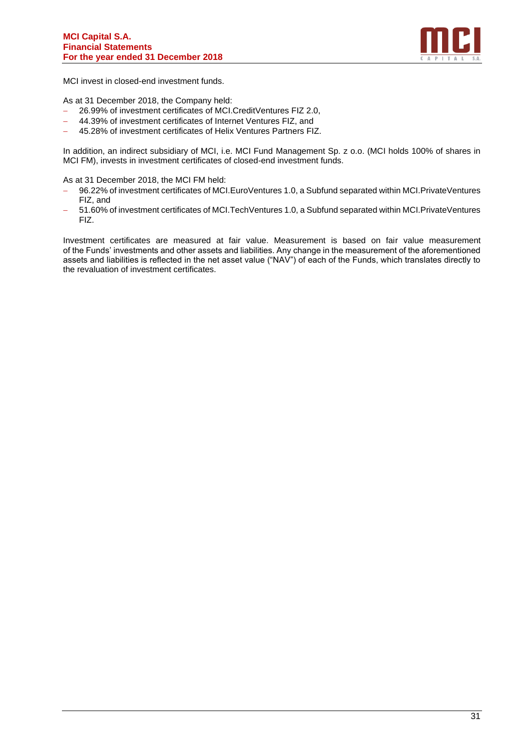MCI invest in closed-end investment funds.

As at 31 December 2018, the Company held:

- 26.99% of investment certificates of MCI.CreditVentures FIZ 2.0,
- 44.39% of investment certificates of Internet Ventures FIZ, and
- 45.28% of investment certificates of Helix Ventures Partners FIZ.

In addition, an indirect subsidiary of MCI, i.e. MCI Fund Management Sp. z o.o. (MCI holds 100% of shares in MCI FM), invests in investment certificates of closed-end investment funds.

As at 31 December 2018, the MCI FM held:

- 96.22% of investment certificates of MCI.EuroVentures 1.0, a Subfund separated within MCI.PrivateVentures FIZ, and
- 51.60% of investment certificates of MCI.TechVentures 1.0, a Subfund separated within MCI.PrivateVentures FIZ.

Investment certificates are measured at fair value. Measurement is based on fair value measurement of the Funds' investments and other assets and liabilities. Any change in the measurement of the aforementioned assets and liabilities is reflected in the net asset value ("NAV") of each of the Funds, which translates directly to the revaluation of investment certificates.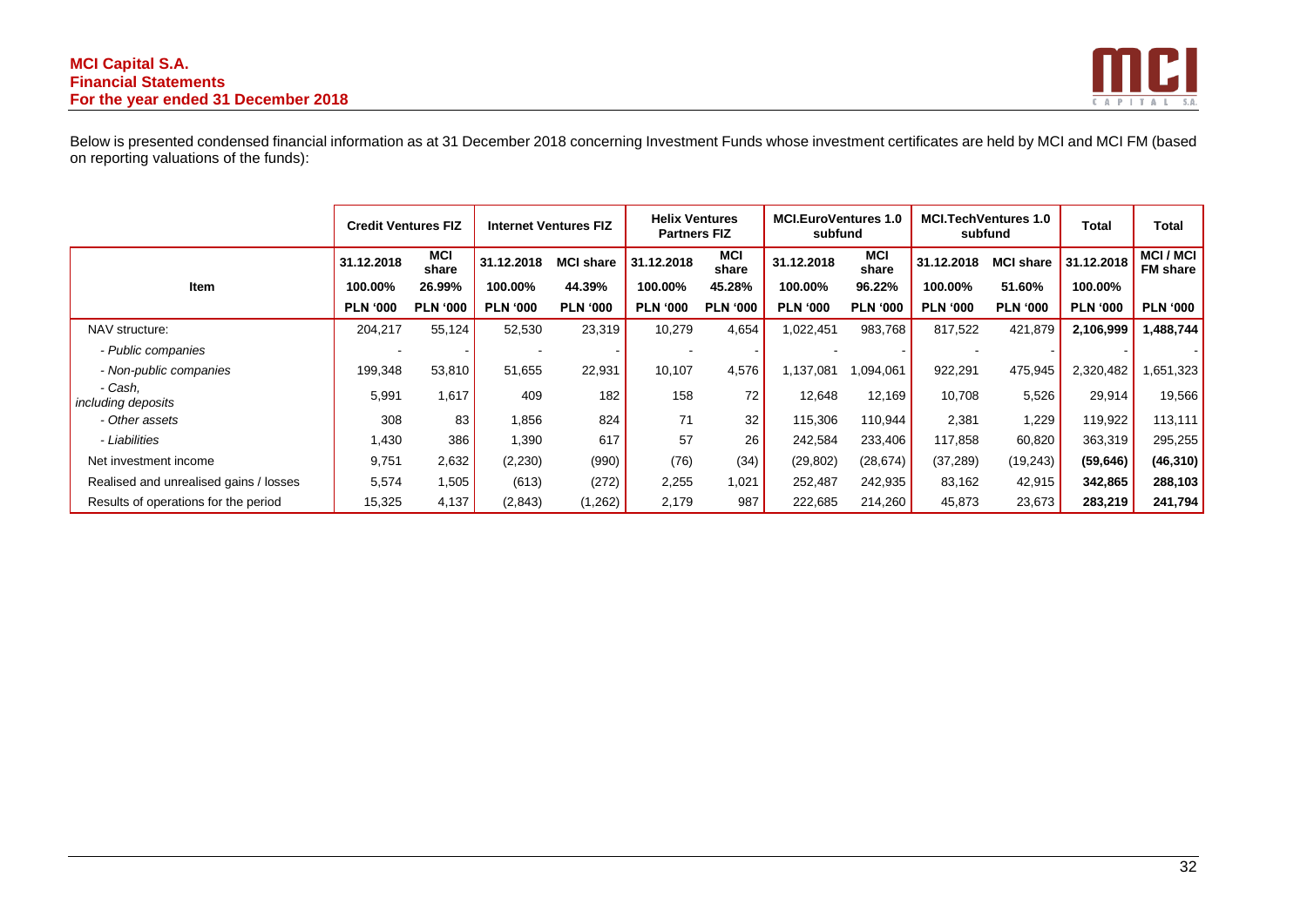Below is presented condensed financial information as at 31 December 2018 concerning Investment Funds whose investment certificates are held by MCI and MCI FM (based on reporting valuations of the funds):

| | Credit Ventures FIZ | | Internet Ventures FIZ | | Helix Ventures Partners FIZ | | MCI.EuroVentures 1.0 subfund | | MCI.TechVentures 1.0 subfund | | Total | Total |
|---|---|---|---|---|---|---|---|---|---|---|---|---|
| Item | 31.12.2018 | MCI share | 31.12.2018 | MCI share | 31.12.2018 | MCI share | 31.12.2018 | MCI share | 31.12.2018 | MCI share | 31.12.2018 | MCI / MCI FM share |
| | 100.00% | 26.99% | 100.00% | 44.39% | 100.00% | 45.28% | 100.00% | 96.22% | 100.00% | 51.60% | 100.00% | |
| | PLN '000 | PLN '000 | PLN '000 | PLN '000 | PLN '000 | PLN '000 | PLN '000 | PLN '000 | PLN '000 | PLN '000 | PLN '000 | PLN '000 |
| NAV structure: | 204,217 | 55,124 | 52,530 | 23,319 | 10,279 | 4,654 | 1,022,451 | 983,768 | 817,522 | 421,879 | **2,106,999** | **1,488,744** |
| *- Public companies* | - | - | - | - | - | - | - | - | - | - | - | - |
| *- Non-public companies* | 199,348 | 53,810 | 51,655 | 22,931 | 10,107 | 4,576 | 1,137,081 | 1,094,061 | 922,291 | 475,945 | 2,320,482 | 1,651,323 |
| *- Cash, including deposits* | 5,991 | 1,617 | 409 | 182 | 158 | 72 | 12,648 | 12,169 | 10,708 | 5,526 | 29,914 | 19,566 |
| *- Other assets* | 308 | 83 | 1,856 | 824 | 71 | 32 | 115,306 | 110,944 | 2,381 | 1,229 | 119,922 | 113,111 |
| *- Liabilities* | 1,430 | 386 | 1,390 | 617 | 57 | 26 | 242,584 | 233,406 | 117,858 | 60,820 | 363,319 | 295,255 |
| Net investment income | 9,751 | 2,632 | (2,230) | (990) | (76) | (34) | (29,802) | (28,674) | (37,289) | (19,243) | **(59,646)** | **(46,310)** |
| Realised and unrealised gains / losses | 5,574 | 1,505 | (613) | (272) | 2,255 | 1,021 | 252,487 | 242,935 | 83,162 | 42,915 | **342,865** | **288,103** |
| Results of operations for the period | 15,325 | 4,137 | (2,843) | (1,262) | 2,179 | 987 | 222,685 | 214,260 | 45,873 | 23,673 | **283,219** | **241,794** |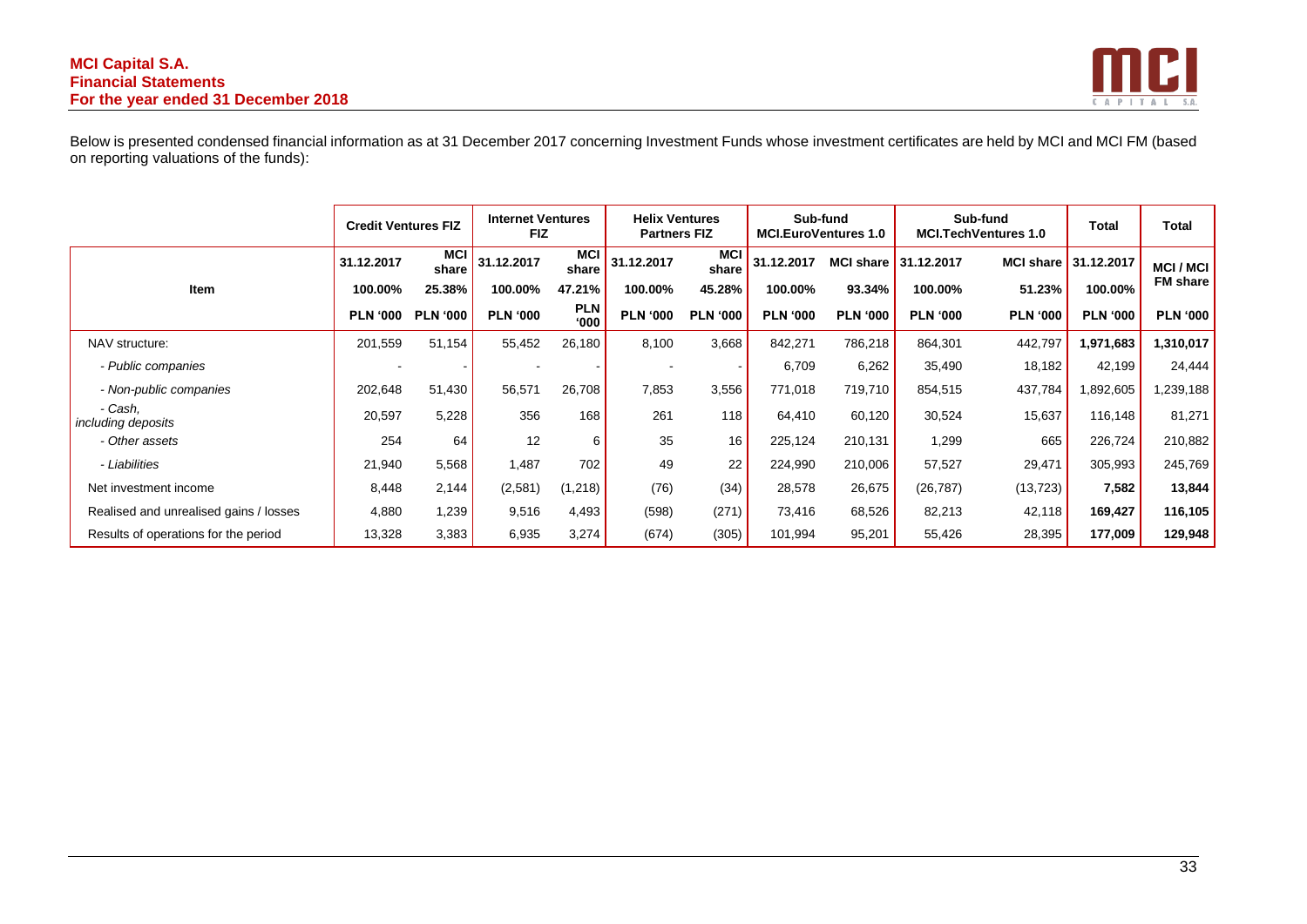Below is presented condensed financial information as at 31 December 2017 concerning Investment Funds whose investment certificates are held by MCI and MCI FM (based on reporting valuations of the funds):

| Item | Credit Ventures FIZ | | Internet Ventures FIZ | | Helix Ventures Partners FIZ | | Sub-fund MCI.EuroVentures 1.0 | | Sub-fund MCI.TechVentures 1.0 | | Total | Total |
|---|---|---|---|---|---|---|---|---|---|---|---|---|
| | 31.12.2017 | MCI share | 31.12.2017 | MCI share | 31.12.2017 | MCI share | 31.12.2017 | MCI share | 31.12.2017 | MCI share | 31.12.2017 | MCI / MCI FM share |
| | 100.00% | 25.38% | 100.00% | 47.21% | 100.00% | 45.28% | 100.00% | 93.34% | 100.00% | 51.23% | 100.00% | |
| | PLN '000 | PLN '000 | PLN '000 | PLN '000 | PLN '000 | PLN '000 | PLN '000 | PLN '000 | PLN '000 | PLN '000 | PLN '000 | PLN '000 |
| NAV structure: | 201,559 | 51,154 | 55,452 | 26,180 | 8,100 | 3,668 | 842,271 | 786,218 | 864,301 | 442,797 | **1,971,683** | **1,310,017** |
| *- Public companies* | - | - | - | - | - | - | 6,709 | 6,262 | 35,490 | 18,182 | 42,199 | 24,444 |
| *- Non-public companies* | 202,648 | 51,430 | 56,571 | 26,708 | 7,853 | 3,556 | 771,018 | 719,710 | 854,515 | 437,784 | 1,892,605 | 1,239,188 |
| *- Cash, including deposits* | 20,597 | 5,228 | 356 | 168 | 261 | 118 | 64,410 | 60,120 | 30,524 | 15,637 | 116,148 | 81,271 |
| *- Other assets* | 254 | 64 | 12 | 6 | 35 | 16 | 225,124 | 210,131 | 1,299 | 665 | 226,724 | 210,882 |
| *- Liabilities* | 21,940 | 5,568 | 1,487 | 702 | 49 | 22 | 224,990 | 210,006 | 57,527 | 29,471 | 305,993 | 245,769 |
| Net investment income | 8,448 | 2,144 | (2,581) | (1,218) | (76) | (34) | 28,578 | 26,675 | (26,787) | (13,723) | **7,582** | **13,844** |
| Realised and unrealised gains / losses | 4,880 | 1,239 | 9,516 | 4,493 | (598) | (271) | 73,416 | 68,526 | 82,213 | 42,118 | **169,427** | **116,105** |
| Results of operations for the period | 13,328 | 3,383 | 6,935 | 3,274 | (674) | (305) | 101,994 | 95,201 | 55,426 | 28,395 | **177,009** | **129,948** |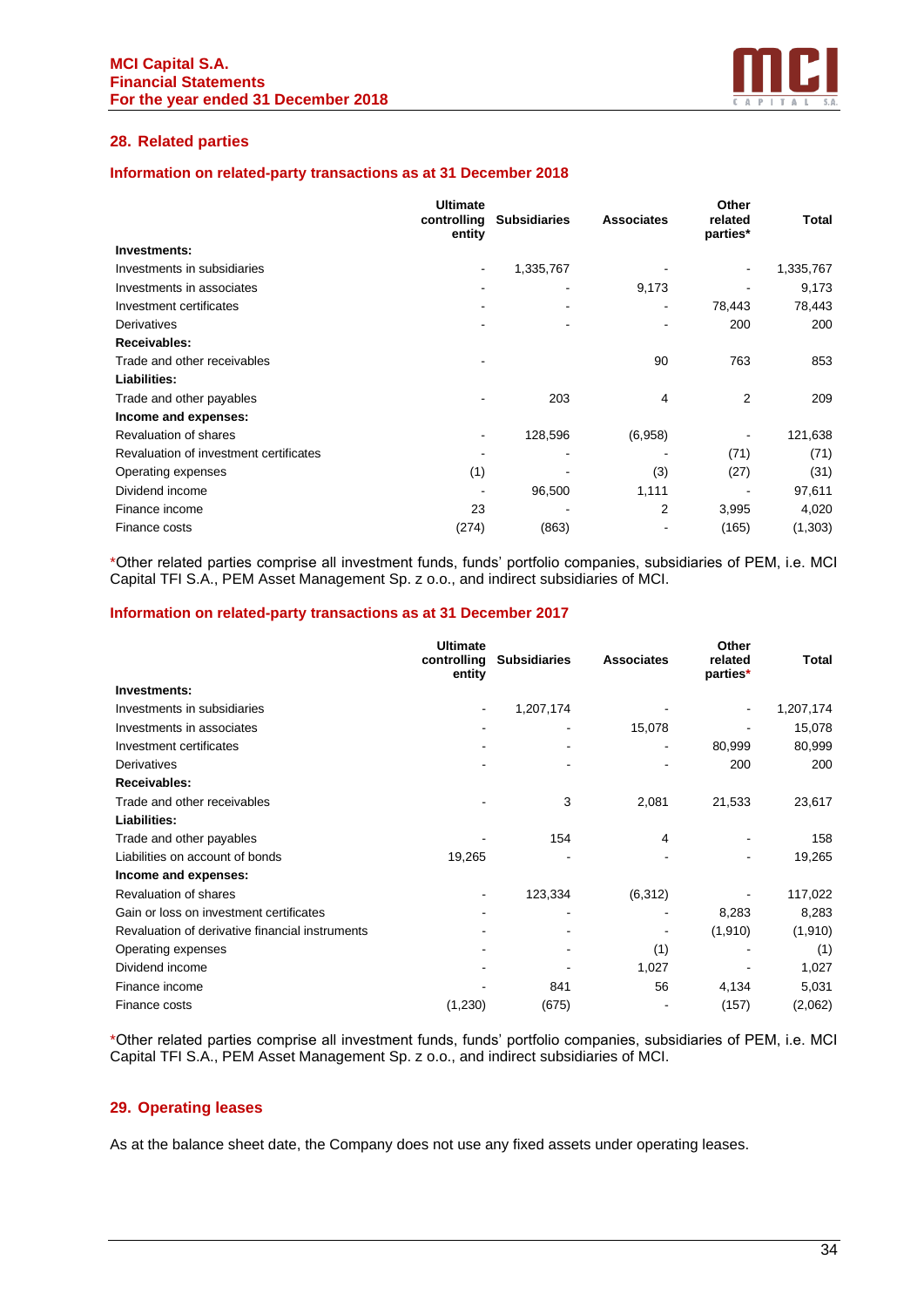## 28. Related parties

### Information on related-party transactions as at 31 December 2018

| | Ultimate controlling entity | Subsidiaries | Associates | Other related parties* | Total |
|---|---|---|---|---|---|
| **Investments:** | | | | | |
| Investments in subsidiaries | - | 1,335,767 | - | - | 1,335,767 |
| Investments in associates | - | - | 9,173 | - | 9,173 |
| Investment certificates | - | - | - | 78,443 | 78,443 |
| Derivatives | - | - | - | 200 | 200 |
| **Receivables:** | | | | | |
| Trade and other receivables | - | | 90 | 763 | 853 |
| **Liabilities:** | | | | | |
| Trade and other payables | - | 203 | 4 | 2 | 209 |
| **Income and expenses:** | | | | | |
| Revaluation of shares | - | 128,596 | (6,958) | - | 121,638 |
| Revaluation of investment certificates | - | - | - | (71) | (71) |
| Operating expenses | (1) | - | (3) | (27) | (31) |
| Dividend income | - | 96,500 | 1,111 | - | 97,611 |
| Finance income | 23 | - | 2 | 3,995 | 4,020 |
| Finance costs | (274) | (863) | - | (165) | (1,303) |

*Other related parties comprise all investment funds, funds' portfolio companies, subsidiaries of PEM, i.e. MCI Capital TFI S.A., PEM Asset Management Sp. z o.o., and indirect subsidiaries of MCI.

### Information on related-party transactions as at 31 December 2017

| | Ultimate controlling entity | Subsidiaries | Associates | Other related parties* | Total |
|---|---|---|---|---|---|
| **Investments:** | | | | | |
| Investments in subsidiaries | - | 1,207,174 | - | - | 1,207,174 |
| Investments in associates | - | - | 15,078 | - | 15,078 |
| Investment certificates | - | - | - | 80,999 | 80,999 |
| Derivatives | - | - | - | 200 | 200 |
| **Receivables:** | | | | | |
| Trade and other receivables | - | 3 | 2,081 | 21,533 | 23,617 |
| **Liabilities:** | | | | | |
| Trade and other payables | - | 154 | 4 | - | 158 |
| Liabilities on account of bonds | 19,265 | - | - | - | 19,265 |
| **Income and expenses:** | | | | | |
| Revaluation of shares | - | 123,334 | (6,312) | - | 117,022 |
| Gain or loss on investment certificates | - | - | - | 8,283 | 8,283 |
| Revaluation of derivative financial instruments | - | - | - | (1,910) | (1,910) |
| Operating expenses | - | - | (1) | - | (1) |
| Dividend income | - | - | 1,027 | - | 1,027 |
| Finance income | - | 841 | 56 | 4,134 | 5,031 |
| Finance costs | (1,230) | (675) | - | (157) | (2,062) |

*Other related parties comprise all investment funds, funds' portfolio companies, subsidiaries of PEM, i.e. MCI Capital TFI S.A., PEM Asset Management Sp. z o.o., and indirect subsidiaries of MCI.

## 29. Operating leases

As at the balance sheet date, the Company does not use any fixed assets under operating leases.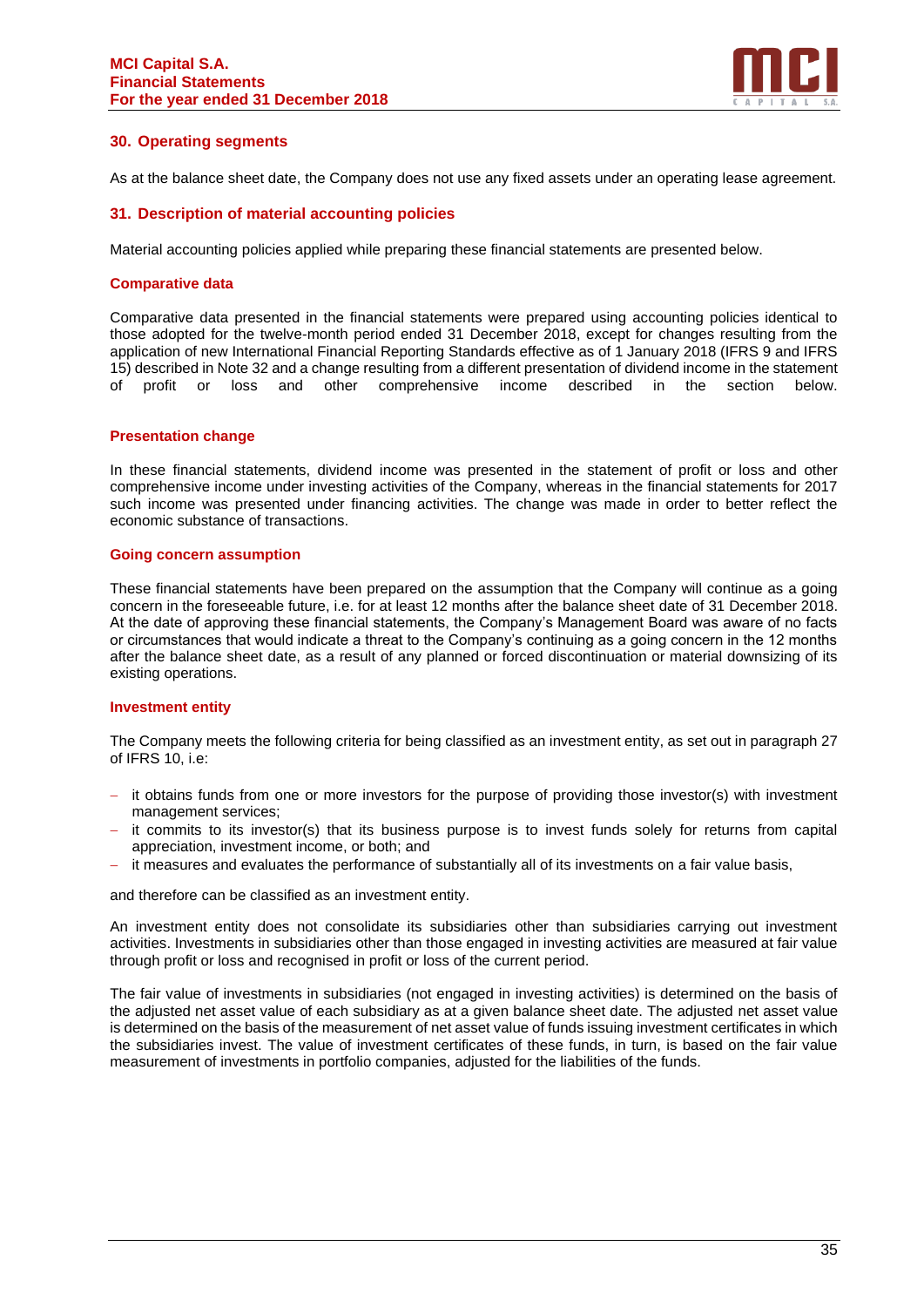## 30. Operating segments

As at the balance sheet date, the Company does not use any fixed assets under an operating lease agreement.

## 31. Description of material accounting policies

Material accounting policies applied while preparing these financial statements are presented below.

### Comparative data

Comparative data presented in the financial statements were prepared using accounting policies identical to those adopted for the twelve-month period ended 31 December 2018, except for changes resulting from the application of new International Financial Reporting Standards effective as of 1 January 2018 (IFRS 9 and IFRS 15) described in Note 32 and a change resulting from a different presentation of dividend income in the statement of profit or loss and other comprehensive income described in the section below.

### Presentation change

In these financial statements, dividend income was presented in the statement of profit or loss and other comprehensive income under investing activities of the Company, whereas in the financial statements for 2017 such income was presented under financing activities. The change was made in order to better reflect the economic substance of transactions.

### Going concern assumption

These financial statements have been prepared on the assumption that the Company will continue as a going concern in the foreseeable future, i.e. for at least 12 months after the balance sheet date of 31 December 2018. At the date of approving these financial statements, the Company's Management Board was aware of no facts or circumstances that would indicate a threat to the Company's continuing as a going concern in the 12 months after the balance sheet date, as a result of any planned or forced discontinuation or material downsizing of its existing operations.

### Investment entity

The Company meets the following criteria for being classified as an investment entity, as set out in paragraph 27 of IFRS 10, i.e:

- it obtains funds from one or more investors for the purpose of providing those investor(s) with investment management services;
- it commits to its investor(s) that its business purpose is to invest funds solely for returns from capital appreciation, investment income, or both; and
- it measures and evaluates the performance of substantially all of its investments on a fair value basis,

and therefore can be classified as an investment entity.

An investment entity does not consolidate its subsidiaries other than subsidiaries carrying out investment activities. Investments in subsidiaries other than those engaged in investing activities are measured at fair value through profit or loss and recognised in profit or loss of the current period.

The fair value of investments in subsidiaries (not engaged in investing activities) is determined on the basis of the adjusted net asset value of each subsidiary as at a given balance sheet date. The adjusted net asset value is determined on the basis of the measurement of net asset value of funds issuing investment certificates in which the subsidiaries invest. The value of investment certificates of these funds, in turn, is based on the fair value measurement of investments in portfolio companies, adjusted for the liabilities of the funds.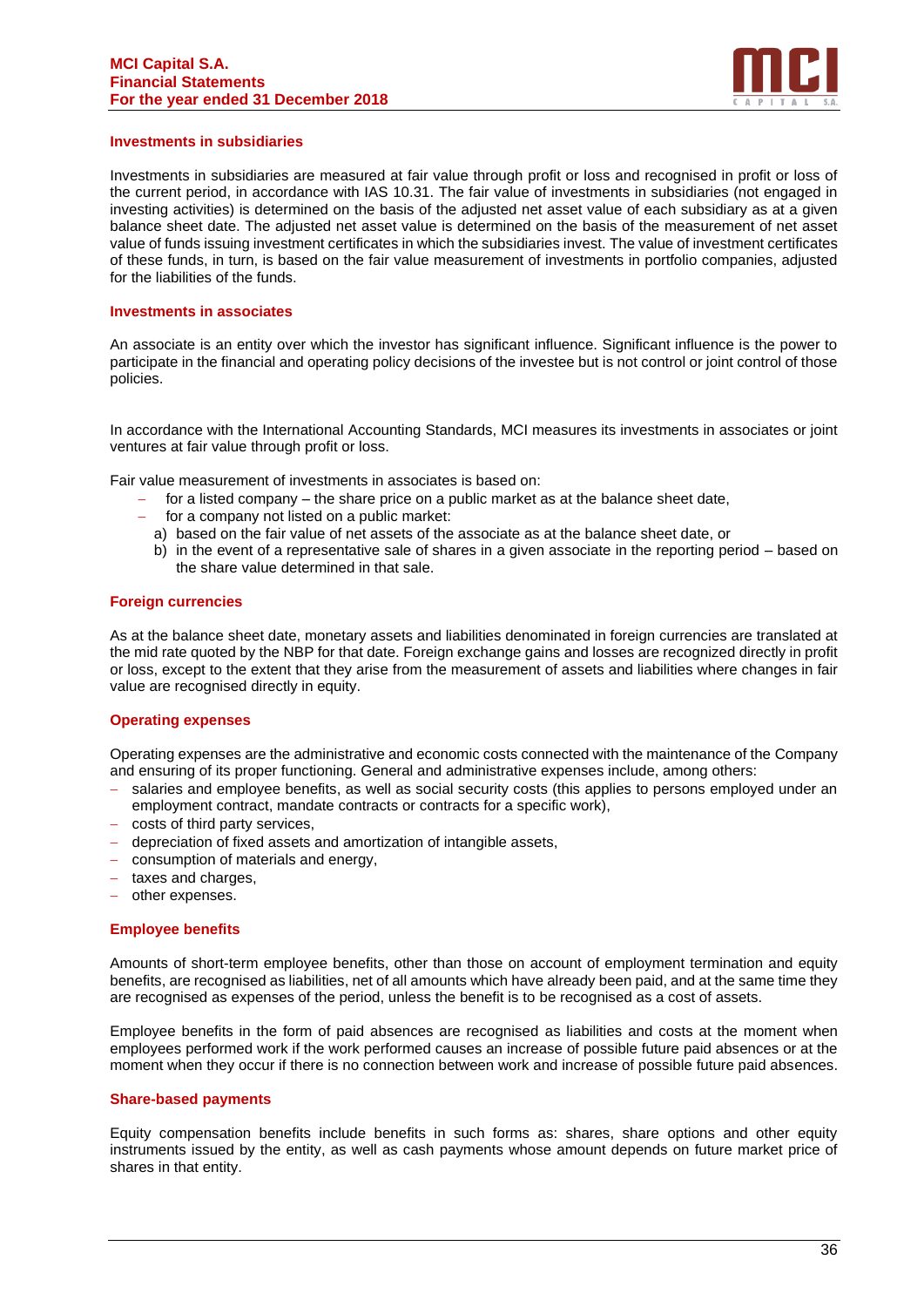### Investments in subsidiaries

Investments in subsidiaries are measured at fair value through profit or loss and recognised in profit or loss of the current period, in accordance with IAS 10.31. The fair value of investments in subsidiaries (not engaged in investing activities) is determined on the basis of the adjusted net asset value of each subsidiary as at a given balance sheet date. The adjusted net asset value is determined on the basis of the measurement of net asset value of funds issuing investment certificates in which the subsidiaries invest. The value of investment certificates of these funds, in turn, is based on the fair value measurement of investments in portfolio companies, adjusted for the liabilities of the funds.

### Investments in associates

An associate is an entity over which the investor has significant influence. Significant influence is the power to participate in the financial and operating policy decisions of the investee but is not control or joint control of those policies.

In accordance with the International Accounting Standards, MCI measures its investments in associates or joint ventures at fair value through profit or loss.

Fair value measurement of investments in associates is based on:

- for a listed company – the share price on a public market as at the balance sheet date,
- for a company not listed on a public market:
  a) based on the fair value of net assets of the associate as at the balance sheet date, or
  b) in the event of a representative sale of shares in a given associate in the reporting period – based on the share value determined in that sale.

### Foreign currencies

As at the balance sheet date, monetary assets and liabilities denominated in foreign currencies are translated at the mid rate quoted by the NBP for that date. Foreign exchange gains and losses are recognized directly in profit or loss, except to the extent that they arise from the measurement of assets and liabilities where changes in fair value are recognised directly in equity.

### Operating expenses

Operating expenses are the administrative and economic costs connected with the maintenance of the Company and ensuring of its proper functioning. General and administrative expenses include, among others:

- salaries and employee benefits, as well as social security costs (this applies to persons employed under an employment contract, mandate contracts or contracts for a specific work),
- costs of third party services,
- depreciation of fixed assets and amortization of intangible assets,
- consumption of materials and energy,
- taxes and charges,
- other expenses.

### Employee benefits

Amounts of short-term employee benefits, other than those on account of employment termination and equity benefits, are recognised as liabilities, net of all amounts which have already been paid, and at the same time they are recognised as expenses of the period, unless the benefit is to be recognised as a cost of assets.

Employee benefits in the form of paid absences are recognised as liabilities and costs at the moment when employees performed work if the work performed causes an increase of possible future paid absences or at the moment when they occur if there is no connection between work and increase of possible future paid absences.

### Share-based payments

Equity compensation benefits include benefits in such forms as: shares, share options and other equity instruments issued by the entity, as well as cash payments whose amount depends on future market price of shares in that entity.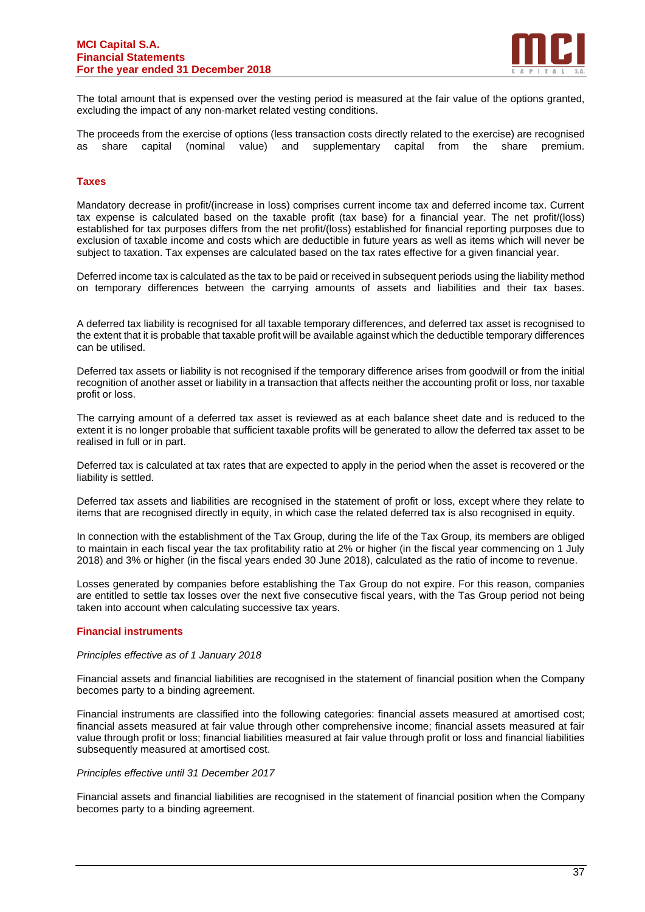The total amount that is expensed over the vesting period is measured at the fair value of the options granted, excluding the impact of any non-market related vesting conditions.

The proceeds from the exercise of options (less transaction costs directly related to the exercise) are recognised as share capital (nominal value) and supplementary capital from the share premium.

## Taxes

Mandatory decrease in profit/(increase in loss) comprises current income tax and deferred income tax. Current tax expense is calculated based on the taxable profit (tax base) for a financial year. The net profit/(loss) established for tax purposes differs from the net profit/(loss) established for financial reporting purposes due to exclusion of taxable income and costs which are deductible in future years as well as items which will never be subject to taxation. Tax expenses are calculated based on the tax rates effective for a given financial year.

Deferred income tax is calculated as the tax to be paid or received in subsequent periods using the liability method on temporary differences between the carrying amounts of assets and liabilities and their tax bases.

A deferred tax liability is recognised for all taxable temporary differences, and deferred tax asset is recognised to the extent that it is probable that taxable profit will be available against which the deductible temporary differences can be utilised.

Deferred tax assets or liability is not recognised if the temporary difference arises from goodwill or from the initial recognition of another asset or liability in a transaction that affects neither the accounting profit or loss, nor taxable profit or loss.

The carrying amount of a deferred tax asset is reviewed as at each balance sheet date and is reduced to the extent it is no longer probable that sufficient taxable profits will be generated to allow the deferred tax asset to be realised in full or in part.

Deferred tax is calculated at tax rates that are expected to apply in the period when the asset is recovered or the liability is settled.

Deferred tax assets and liabilities are recognised in the statement of profit or loss, except where they relate to items that are recognised directly in equity, in which case the related deferred tax is also recognised in equity.

In connection with the establishment of the Tax Group, during the life of the Tax Group, its members are obliged to maintain in each fiscal year the tax profitability ratio at 2% or higher (in the fiscal year commencing on 1 July 2018) and 3% or higher (in the fiscal years ended 30 June 2018), calculated as the ratio of income to revenue.

Losses generated by companies before establishing the Tax Group do not expire. For this reason, companies are entitled to settle tax losses over the next five consecutive fiscal years, with the Tas Group period not being taken into account when calculating successive tax years.

## Financial instruments

*Principles effective as of 1 January 2018*

Financial assets and financial liabilities are recognised in the statement of financial position when the Company becomes party to a binding agreement.

Financial instruments are classified into the following categories: financial assets measured at amortised cost; financial assets measured at fair value through other comprehensive income; financial assets measured at fair value through profit or loss; financial liabilities measured at fair value through profit or loss and financial liabilities subsequently measured at amortised cost.

*Principles effective until 31 December 2017*

Financial assets and financial liabilities are recognised in the statement of financial position when the Company becomes party to a binding agreement.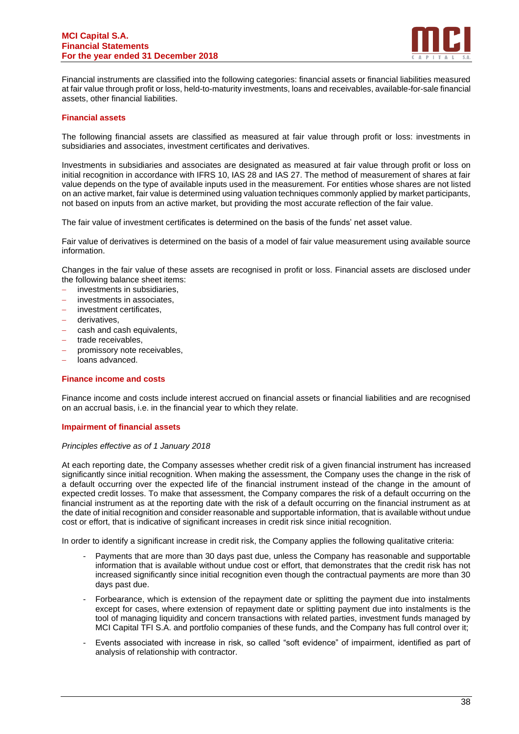Financial instruments are classified into the following categories: financial assets or financial liabilities measured at fair value through profit or loss, held-to-maturity investments, loans and receivables, available-for-sale financial assets, other financial liabilities.

## Financial assets

The following financial assets are classified as measured at fair value through profit or loss: investments in subsidiaries and associates, investment certificates and derivatives.

Investments in subsidiaries and associates are designated as measured at fair value through profit or loss on initial recognition in accordance with IFRS 10, IAS 28 and IAS 27. The method of measurement of shares at fair value depends on the type of available inputs used in the measurement. For entities whose shares are not listed on an active market, fair value is determined using valuation techniques commonly applied by market participants, not based on inputs from an active market, but providing the most accurate reflection of the fair value.

The fair value of investment certificates is determined on the basis of the funds' net asset value.

Fair value of derivatives is determined on the basis of a model of fair value measurement using available source information.

Changes in the fair value of these assets are recognised in profit or loss. Financial assets are disclosed under the following balance sheet items:

- investments in subsidiaries,
- investments in associates,
- investment certificates,
- derivatives,
- cash and cash equivalents,
- trade receivables,
- promissory note receivables,
- loans advanced.

## Finance income and costs

Finance income and costs include interest accrued on financial assets or financial liabilities and are recognised on an accrual basis, i.e. in the financial year to which they relate.

## Impairment of financial assets

*Principles effective as of 1 January 2018*

At each reporting date, the Company assesses whether credit risk of a given financial instrument has increased significantly since initial recognition. When making the assessment, the Company uses the change in the risk of a default occurring over the expected life of the financial instrument instead of the change in the amount of expected credit losses. To make that assessment, the Company compares the risk of a default occurring on the financial instrument as at the reporting date with the risk of a default occurring on the financial instrument as at the date of initial recognition and consider reasonable and supportable information, that is available without undue cost or effort, that is indicative of significant increases in credit risk since initial recognition.

In order to identify a significant increase in credit risk, the Company applies the following qualitative criteria:

- Payments that are more than 30 days past due, unless the Company has reasonable and supportable information that is available without undue cost or effort, that demonstrates that the credit risk has not increased significantly since initial recognition even though the contractual payments are more than 30 days past due.
- Forbearance, which is extension of the repayment date or splitting the payment due into instalments except for cases, where extension of repayment date or splitting payment due into instalments is the tool of managing liquidity and concern transactions with related parties, investment funds managed by MCI Capital TFI S.A. and portfolio companies of these funds, and the Company has full control over it;
- Events associated with increase in risk, so called "soft evidence" of impairment, identified as part of analysis of relationship with contractor.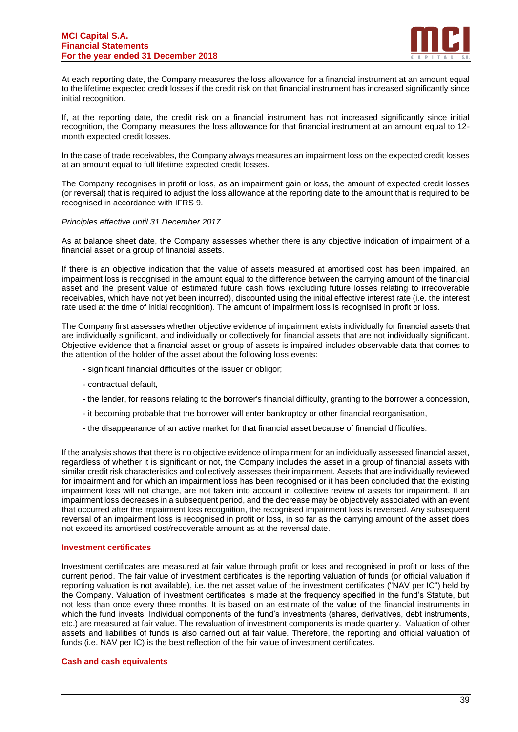At each reporting date, the Company measures the loss allowance for a financial instrument at an amount equal to the lifetime expected credit losses if the credit risk on that financial instrument has increased significantly since initial recognition.

If, at the reporting date, the credit risk on a financial instrument has not increased significantly since initial recognition, the Company measures the loss allowance for that financial instrument at an amount equal to 12-month expected credit losses.

In the case of trade receivables, the Company always measures an impairment loss on the expected credit losses at an amount equal to full lifetime expected credit losses.

The Company recognises in profit or loss, as an impairment gain or loss, the amount of expected credit losses (or reversal) that is required to adjust the loss allowance at the reporting date to the amount that is required to be recognised in accordance with IFRS 9.

*Principles effective until 31 December 2017*

As at balance sheet date, the Company assesses whether there is any objective indication of impairment of a financial asset or a group of financial assets.

If there is an objective indication that the value of assets measured at amortised cost has been impaired, an impairment loss is recognised in the amount equal to the difference between the carrying amount of the financial asset and the present value of estimated future cash flows (excluding future losses relating to irrecoverable receivables, which have not yet been incurred), discounted using the initial effective interest rate (i.e. the interest rate used at the time of initial recognition). The amount of impairment loss is recognised in profit or loss.

The Company first assesses whether objective evidence of impairment exists individually for financial assets that are individually significant, and individually or collectively for financial assets that are not individually significant. Objective evidence that a financial asset or group of assets is impaired includes observable data that comes to the attention of the holder of the asset about the following loss events:

- significant financial difficulties of the issuer or obligor;
- contractual default,
- the lender, for reasons relating to the borrower's financial difficulty, granting to the borrower a concession,
- it becoming probable that the borrower will enter bankruptcy or other financial reorganisation,
- the disappearance of an active market for that financial asset because of financial difficulties.

If the analysis shows that there is no objective evidence of impairment for an individually assessed financial asset, regardless of whether it is significant or not, the Company includes the asset in a group of financial assets with similar credit risk characteristics and collectively assesses their impairment. Assets that are individually reviewed for impairment and for which an impairment loss has been recognised or it has been concluded that the existing impairment loss will not change, are not taken into account in collective review of assets for impairment. If an impairment loss decreases in a subsequent period, and the decrease may be objectively associated with an event that occurred after the impairment loss recognition, the recognised impairment loss is reversed. Any subsequent reversal of an impairment loss is recognised in profit or loss, in so far as the carrying amount of the asset does not exceed its amortised cost/recoverable amount as at the reversal date.

## Investment certificates

Investment certificates are measured at fair value through profit or loss and recognised in profit or loss of the current period. The fair value of investment certificates is the reporting valuation of funds (or official valuation if reporting valuation is not available), i.e. the net asset value of the investment certificates ("NAV per IC") held by the Company. Valuation of investment certificates is made at the frequency specified in the fund's Statute, but not less than once every three months. It is based on an estimate of the value of the financial instruments in which the fund invests. Individual components of the fund's investments (shares, derivatives, debt instruments, etc.) are measured at fair value. The revaluation of investment components is made quarterly. Valuation of other assets and liabilities of funds is also carried out at fair value. Therefore, the reporting and official valuation of funds (i.e. NAV per IC) is the best reflection of the fair value of investment certificates.

## Cash and cash equivalents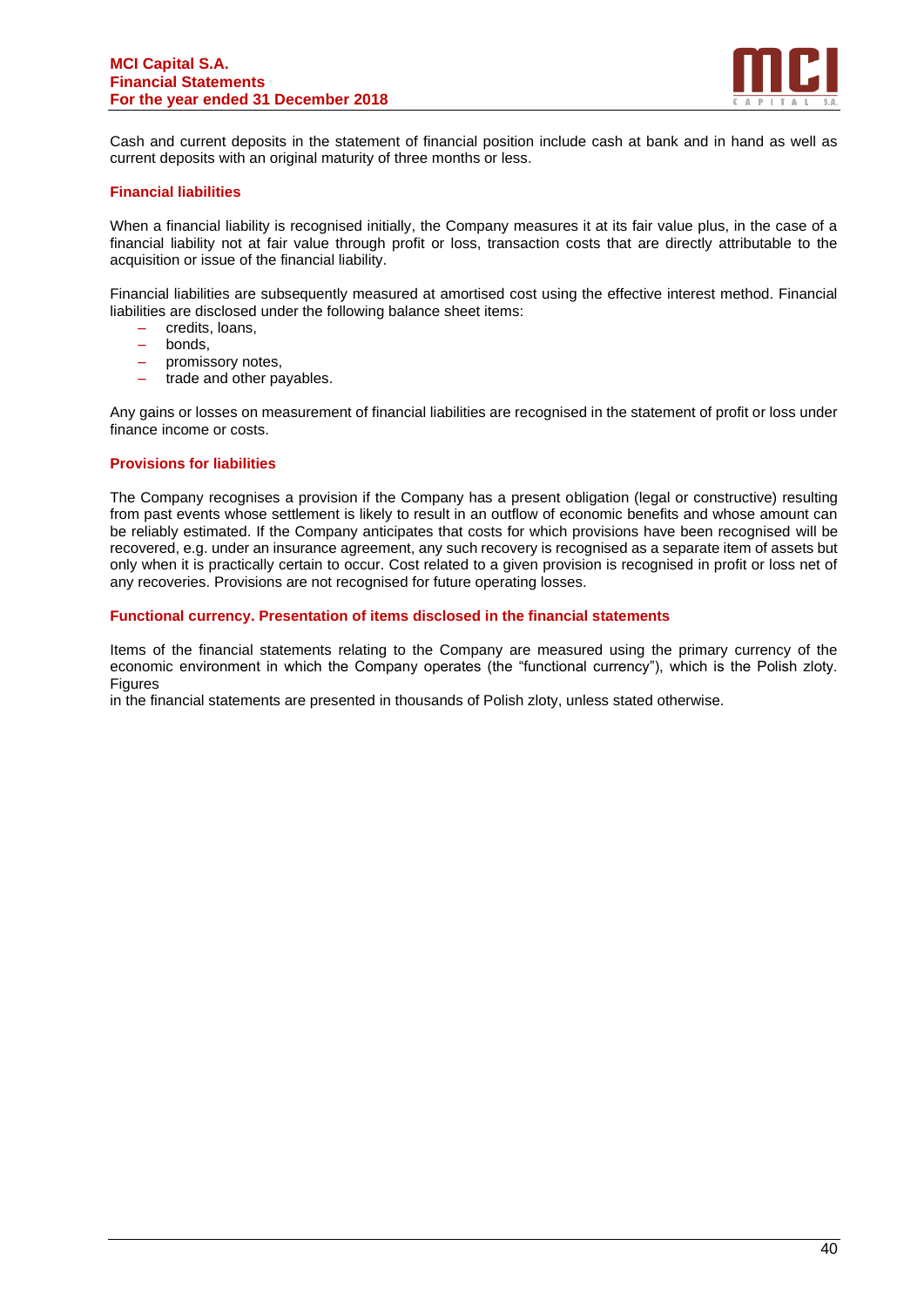Cash and current deposits in the statement of financial position include cash at bank and in hand as well as current deposits with an original maturity of three months or less.

### Financial liabilities

When a financial liability is recognised initially, the Company measures it at its fair value plus, in the case of a financial liability not at fair value through profit or loss, transaction costs that are directly attributable to the acquisition or issue of the financial liability.

Financial liabilities are subsequently measured at amortised cost using the effective interest method. Financial liabilities are disclosed under the following balance sheet items:

- credits, loans,
- bonds,
- promissory notes,
- trade and other payables.

Any gains or losses on measurement of financial liabilities are recognised in the statement of profit or loss under finance income or costs.

### Provisions for liabilities

The Company recognises a provision if the Company has a present obligation (legal or constructive) resulting from past events whose settlement is likely to result in an outflow of economic benefits and whose amount can be reliably estimated. If the Company anticipates that costs for which provisions have been recognised will be recovered, e.g. under an insurance agreement, any such recovery is recognised as a separate item of assets but only when it is practically certain to occur. Cost related to a given provision is recognised in profit or loss net of any recoveries. Provisions are not recognised for future operating losses.

### Functional currency. Presentation of items disclosed in the financial statements

Items of the financial statements relating to the Company are measured using the primary currency of the economic environment in which the Company operates (the "functional currency"), which is the Polish zloty. Figures
in the financial statements are presented in thousands of Polish zloty, unless stated otherwise.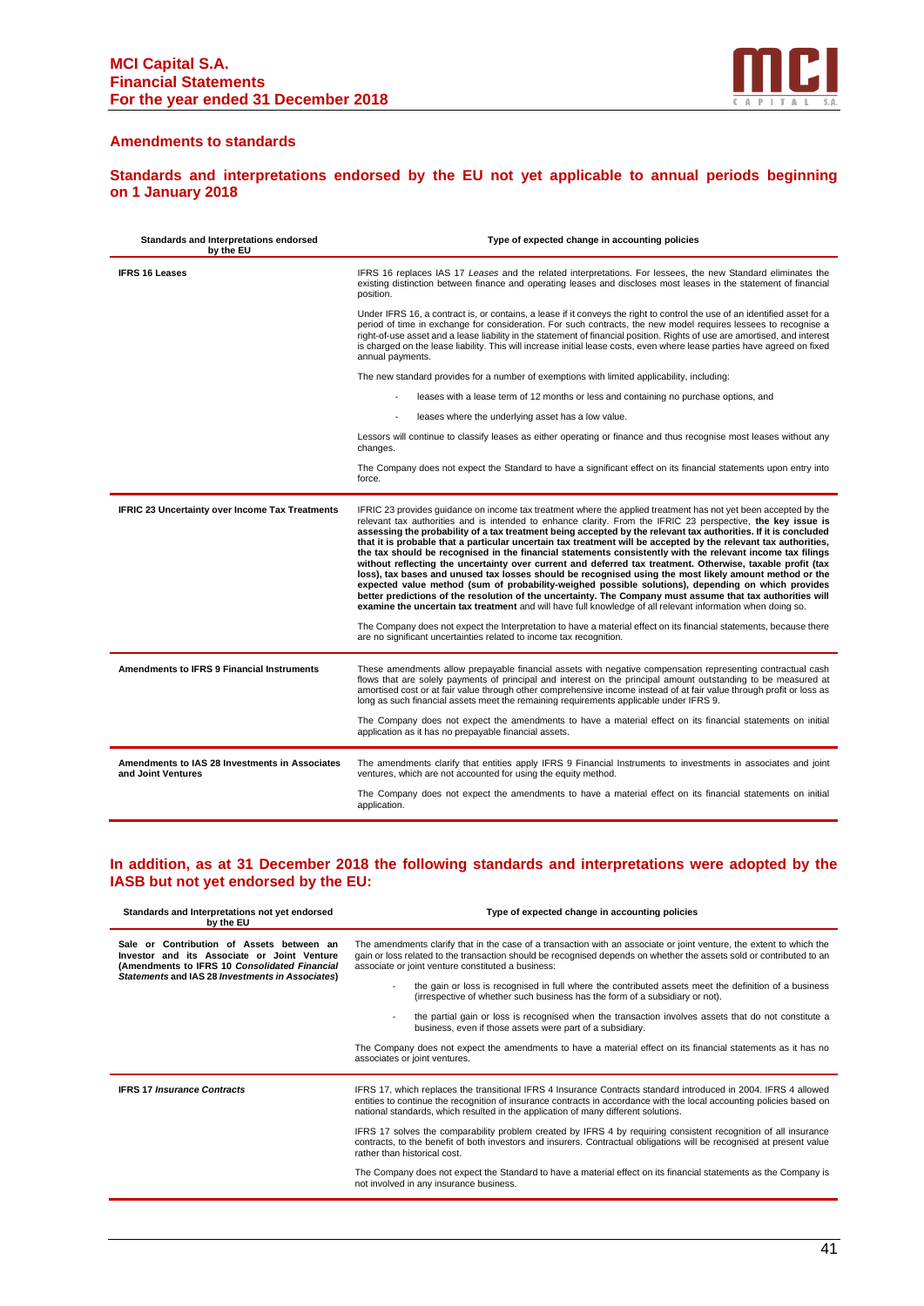## Amendments to standards

### Standards and interpretations endorsed by the EU not yet applicable to annual periods beginning on 1 January 2018

| Standards and Interpretations endorsed by the EU | Type of expected change in accounting policies |
|---|---|
| **IFRS 16 Leases** | IFRS 16 replaces IAS 17 *Leases* and the related interpretations. For lessees, the new Standard eliminates the existing distinction between finance and operating leases and discloses most leases in the statement of financial position.<br><br>Under IFRS 16, a contract is, or contains, a lease if it conveys the right to control the use of an identified asset for a period of time in exchange for consideration. For such contracts, the new model requires lessees to recognise a right-of-use asset and a lease liability in the statement of financial position. Rights of use are amortised, and interest is charged on the lease liability. This will increase initial lease costs, even where lease parties have agreed on fixed annual payments.<br><br>The new standard provides for a number of exemptions with limited applicability, including:<br><br>- leases with a lease term of 12 months or less and containing no purchase options, and<br>- leases where the underlying asset has a low value.<br><br>Lessors will continue to classify leases as either operating or finance and thus recognise most leases without any changes.<br><br>The Company does not expect the Standard to have a significant effect on its financial statements upon entry into force. |
| **IFRIC 23 Uncertainty over Income Tax Treatments** | IFRIC 23 provides guidance on income tax treatment where the applied treatment has not yet been accepted by the relevant tax authorities and is intended to enhance clarity. From the IFRIC 23 perspective, **the key issue is assessing the probability of a tax treatment being accepted by the relevant tax authorities. If it is concluded that it is probable that a particular uncertain tax treatment will be accepted by the relevant tax authorities, the tax should be recognised in the financial statements consistently with the relevant income tax filings without reflecting the uncertainty over current and deferred tax treatment. Otherwise, taxable profit (tax loss), tax bases and unused tax losses should be recognised using the most likely amount method or the expected value method (sum of probability-weighed possible solutions), depending on which provides better predictions of the resolution of the uncertainty. The Company must assume that tax authorities will examine the uncertain tax treatment** and will have full knowledge of all relevant information when doing so.<br><br>The Company does not expect the Interpretation to have a material effect on its financial statements, because there are no significant uncertainties related to income tax recognition. |
| **Amendments to IFRS 9 Financial Instruments** | These amendments allow prepayable financial assets with negative compensation representing contractual cash flows that are solely payments of principal and interest on the principal amount outstanding to be measured at amortised cost or at fair value through other comprehensive income instead of at fair value through profit or loss as long as such financial assets meet the remaining requirements applicable under IFRS 9.<br><br>The Company does not expect the amendments to have a material effect on its financial statements on initial application as it has no prepayable financial assets. |
| **Amendments to IAS 28 Investments in Associates and Joint Ventures** | The amendments clarify that entities apply IFRS 9 Financial Instruments to investments in associates and joint ventures, which are not accounted for using the equity method.<br><br>The Company does not expect the amendments to have a material effect on its financial statements on initial application. |

### In addition, as at 31 December 2018 the following standards and interpretations were adopted by the IASB but not yet endorsed by the EU:

| Standards and Interpretations not yet endorsed by the EU | Type of expected change in accounting policies |
|---|---|
| **Sale or Contribution of Assets between an Investor and its Associate or Joint Venture (Amendments to IFRS 10 *Consolidated Financial Statements* and IAS 28 *Investments in Associates*)** | The amendments clarify that in the case of a transaction with an associate or joint venture, the extent to which the gain or loss related to the transaction should be recognised depends on whether the assets sold or contributed to an associate or joint venture constituted a business:<br><br>- the gain or loss is recognised in full where the contributed assets meet the definition of a business (irrespective of whether such business has the form of a subsidiary or not).<br>- the partial gain or loss is recognised when the transaction involves assets that do not constitute a business, even if those assets were part of a subsidiary.<br><br>The Company does not expect the amendments to have a material effect on its financial statements as it has no associates or joint ventures. |
| **IFRS 17 *Insurance Contracts*** | IFRS 17, which replaces the transitional IFRS 4 Insurance Contracts standard introduced in 2004. IFRS 4 allowed entities to continue the recognition of insurance contracts in accordance with the local accounting policies based on national standards, which resulted in the application of many different solutions.<br><br>IFRS 17 solves the comparability problem created by IFRS 4 by requiring consistent recognition of all insurance contracts, to the benefit of both investors and insurers. Contractual obligations will be recognised at present value rather than historical cost.<br><br>The Company does not expect the Standard to have a material effect on its financial statements as the Company is not involved in any insurance business. |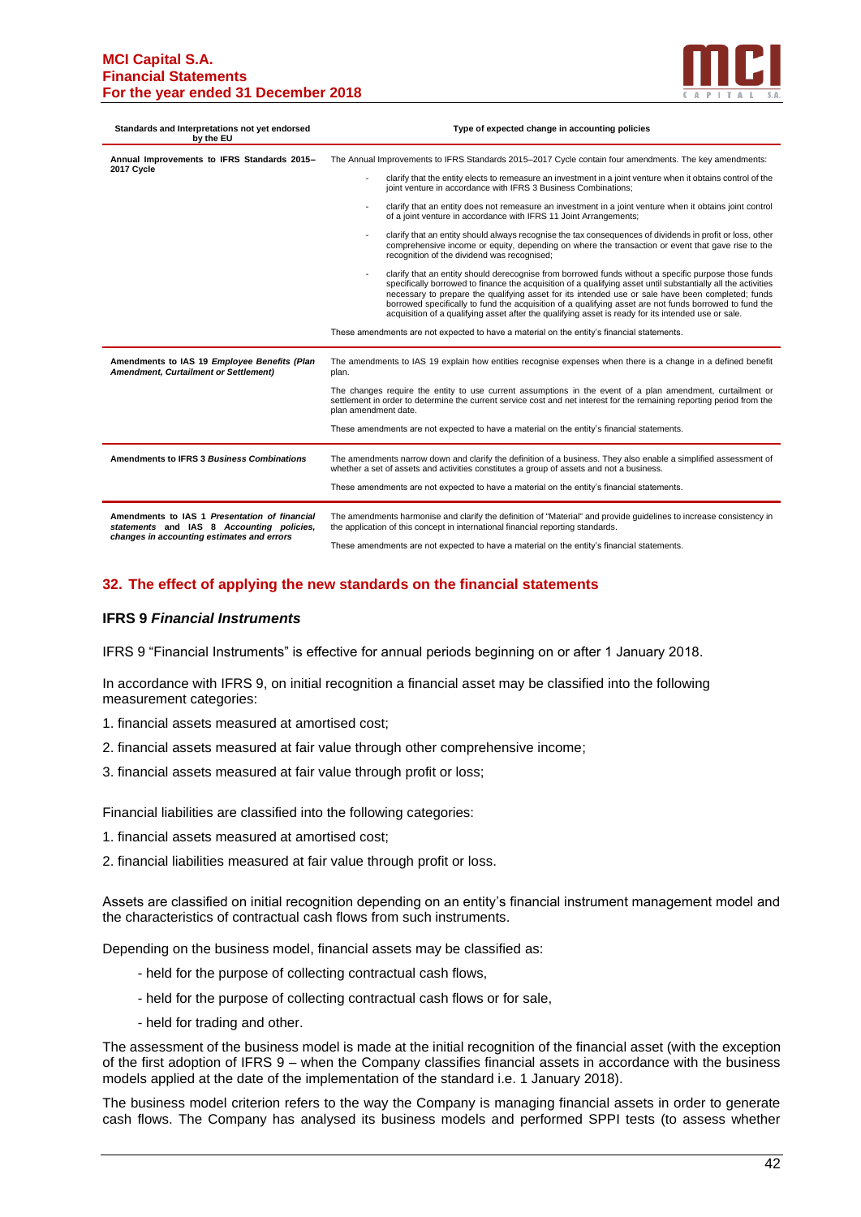| Standards and Interpretations not yet endorsed by the EU | Type of expected change in accounting policies |
|---|---|
| **Annual Improvements to IFRS Standards 2015–2017 Cycle** | The Annual Improvements to IFRS Standards 2015–2017 Cycle contain four amendments. The key amendments:<br>- clarify that the entity elects to remeasure an investment in a joint venture when it obtains control of the joint venture in accordance with IFRS 3 Business Combinations;<br>- clarify that an entity does not remeasure an investment in a joint venture when it obtains joint control of a joint venture in accordance with IFRS 11 Joint Arrangements;<br>- clarify that an entity should always recognise the tax consequences of dividends in profit or loss, other comprehensive income or equity, depending on where the transaction or event that gave rise to the recognition of the dividend was recognised;<br>- clarify that an entity should derecognise from borrowed funds without a specific purpose those funds specifically borrowed to finance the acquisition of a qualifying asset until substantially all the activities necessary to prepare the qualifying asset for its intended use or sale have been completed; funds borrowed specifically to fund the acquisition of a qualifying asset are not funds borrowed to fund the acquisition of a qualifying asset after the qualifying asset is ready for its intended use or sale.<br>These amendments are not expected to have a material on the entity's financial statements. |
| **Amendments to IAS 19 *Employee Benefits (Plan Amendment, Curtailment or Settlement)*** | The amendments to IAS 19 explain how entities recognise expenses when there is a change in a defined benefit plan.<br>The changes require the entity to use current assumptions in the event of a plan amendment, curtailment or settlement in order to determine the current service cost and net interest for the remaining reporting period from the plan amendment date.<br>These amendments are not expected to have a material on the entity's financial statements. |
| **Amendments to IFRS 3 *Business Combinations*** | The amendments narrow down and clarify the definition of a business. They also enable a simplified assessment of whether a set of assets and activities constitutes a group of assets and not a business.<br>These amendments are not expected to have a material on the entity's financial statements. |
| **Amendments to IAS 1 *Presentation of financial statements* and IAS 8 *Accounting policies, changes in accounting estimates and errors*** | The amendments harmonise and clarify the definition of "Material" and provide guidelines to increase consistency in the application of this concept in international financial reporting standards.<br>These amendments are not expected to have a material on the entity's financial statements. |

## 32. The effect of applying the new standards on the financial statements

### IFRS 9 *Financial Instruments*

IFRS 9 "Financial Instruments" is effective for annual periods beginning on or after 1 January 2018.

In accordance with IFRS 9, on initial recognition a financial asset may be classified into the following measurement categories:

1. financial assets measured at amortised cost;
2. financial assets measured at fair value through other comprehensive income;
3. financial assets measured at fair value through profit or loss;

Financial liabilities are classified into the following categories:

1. financial assets measured at amortised cost;
2. financial liabilities measured at fair value through profit or loss.

Assets are classified on initial recognition depending on an entity's financial instrument management model and the characteristics of contractual cash flows from such instruments.

Depending on the business model, financial assets may be classified as:

- held for the purpose of collecting contractual cash flows,
- held for the purpose of collecting contractual cash flows or for sale,
- held for trading and other.

The assessment of the business model is made at the initial recognition of the financial asset (with the exception of the first adoption of IFRS 9 – when the Company classifies financial assets in accordance with the business models applied at the date of the implementation of the standard i.e. 1 January 2018).

The business model criterion refers to the way the Company is managing financial assets in order to generate cash flows. The Company has analysed its business models and performed SPPI tests (to assess whether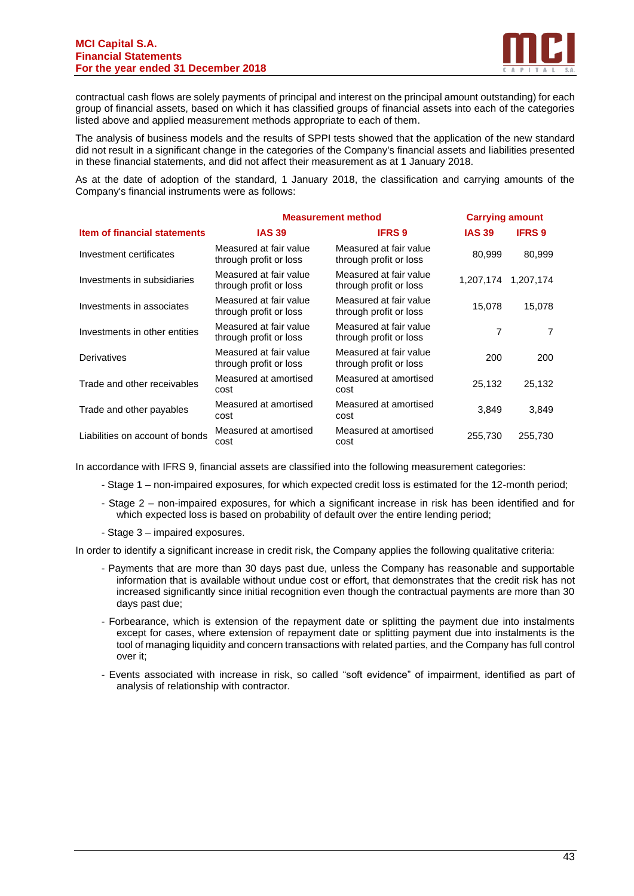contractual cash flows are solely payments of principal and interest on the principal amount outstanding) for each group of financial assets, based on which it has classified groups of financial assets into each of the categories listed above and applied measurement methods appropriate to each of them.

The analysis of business models and the results of SPPI tests showed that the application of the new standard did not result in a significant change in the categories of the Company's financial assets and liabilities presented in these financial statements, and did not affect their measurement as at 1 January 2018.

As at the date of adoption of the standard, 1 January 2018, the classification and carrying amounts of the Company's financial instruments were as follows:

| | Measurement method | | Carrying amount | |
|---|---|---|---|---|
| **Item of financial statements** | **IAS 39** | **IFRS 9** | **IAS 39** | **IFRS 9** |
| Investment certificates | Measured at fair value through profit or loss | Measured at fair value through profit or loss | 80,999 | 80,999 |
| Investments in subsidiaries | Measured at fair value through profit or loss | Measured at fair value through profit or loss | 1,207,174 | 1,207,174 |
| Investments in associates | Measured at fair value through profit or loss | Measured at fair value through profit or loss | 15,078 | 15,078 |
| Investments in other entities | Measured at fair value through profit or loss | Measured at fair value through profit or loss | 7 | 7 |
| Derivatives | Measured at fair value through profit or loss | Measured at fair value through profit or loss | 200 | 200 |
| Trade and other receivables | Measured at amortised cost | Measured at amortised cost | 25,132 | 25,132 |
| Trade and other payables | Measured at amortised cost | Measured at amortised cost | 3,849 | 3,849 |
| Liabilities on account of bonds | Measured at amortised cost | Measured at amortised cost | 255,730 | 255,730 |

In accordance with IFRS 9, financial assets are classified into the following measurement categories:

- Stage 1 – non-impaired exposures, for which expected credit loss is estimated for the 12-month period;
- Stage 2 – non-impaired exposures, for which a significant increase in risk has been identified and for which expected loss is based on probability of default over the entire lending period;
- Stage 3 – impaired exposures.

In order to identify a significant increase in credit risk, the Company applies the following qualitative criteria:

- Payments that are more than 30 days past due, unless the Company has reasonable and supportable information that is available without undue cost or effort, that demonstrates that the credit risk has not increased significantly since initial recognition even though the contractual payments are more than 30 days past due;
- Forbearance, which is extension of the repayment date or splitting the payment due into instalments except for cases, where extension of repayment date or splitting payment due into instalments is the tool of managing liquidity and concern transactions with related parties, and the Company has full control over it;
- Events associated with increase in risk, so called "soft evidence" of impairment, identified as part of analysis of relationship with contractor.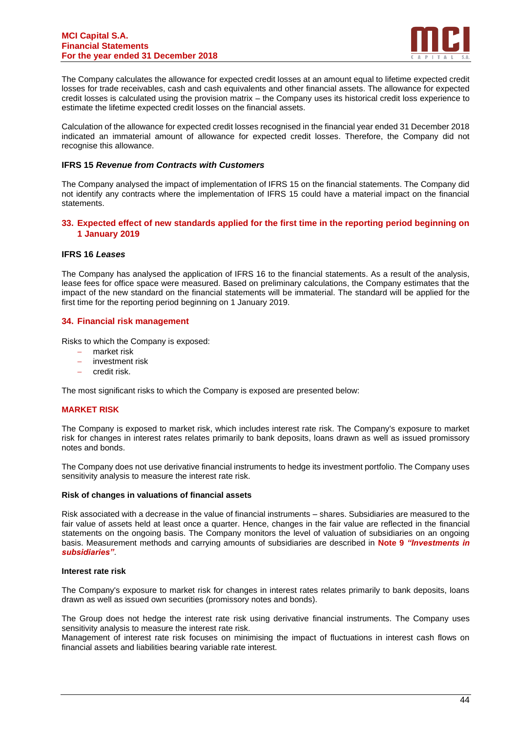The Company calculates the allowance for expected credit losses at an amount equal to lifetime expected credit losses for trade receivables, cash and cash equivalents and other financial assets. The allowance for expected credit losses is calculated using the provision matrix – the Company uses its historical credit loss experience to estimate the lifetime expected credit losses on the financial assets.

Calculation of the allowance for expected credit losses recognised in the financial year ended 31 December 2018 indicated an immaterial amount of allowance for expected credit losses. Therefore, the Company did not recognise this allowance.

**IFRS 15 *Revenue from Contracts with Customers***

The Company analysed the impact of implementation of IFRS 15 on the financial statements. The Company did not identify any contracts where the implementation of IFRS 15 could have a material impact on the financial statements.

## 33. Expected effect of new standards applied for the first time in the reporting period beginning on 1 January 2019

**IFRS 16 *Leases***

The Company has analysed the application of IFRS 16 to the financial statements. As a result of the analysis, lease fees for office space were measured. Based on preliminary calculations, the Company estimates that the impact of the new standard on the financial statements will be immaterial. The standard will be applied for the first time for the reporting period beginning on 1 January 2019.

## 34. Financial risk management

Risks to which the Company is exposed:

- market risk
- investment risk
- credit risk.

The most significant risks to which the Company is exposed are presented below:

### MARKET RISK

The Company is exposed to market risk, which includes interest rate risk. The Company's exposure to market risk for changes in interest rates relates primarily to bank deposits, loans drawn as well as issued promissory notes and bonds.

The Company does not use derivative financial instruments to hedge its investment portfolio. The Company uses sensitivity analysis to measure the interest rate risk.

**Risk of changes in valuations of financial assets**

Risk associated with a decrease in the value of financial instruments – shares. Subsidiaries are measured to the fair value of assets held at least once a quarter. Hence, changes in the fair value are reflected in the financial statements on the ongoing basis. The Company monitors the level of valuation of subsidiaries on an ongoing basis. Measurement methods and carrying amounts of subsidiaries are described in **Note 9 *"Investments in subsidiaries"***.

**Interest rate risk**

The Company's exposure to market risk for changes in interest rates relates primarily to bank deposits, loans drawn as well as issued own securities (promissory notes and bonds).

The Group does not hedge the interest rate risk using derivative financial instruments. The Company uses sensitivity analysis to measure the interest rate risk.
Management of interest rate risk focuses on minimising the impact of fluctuations in interest cash flows on financial assets and liabilities bearing variable rate interest.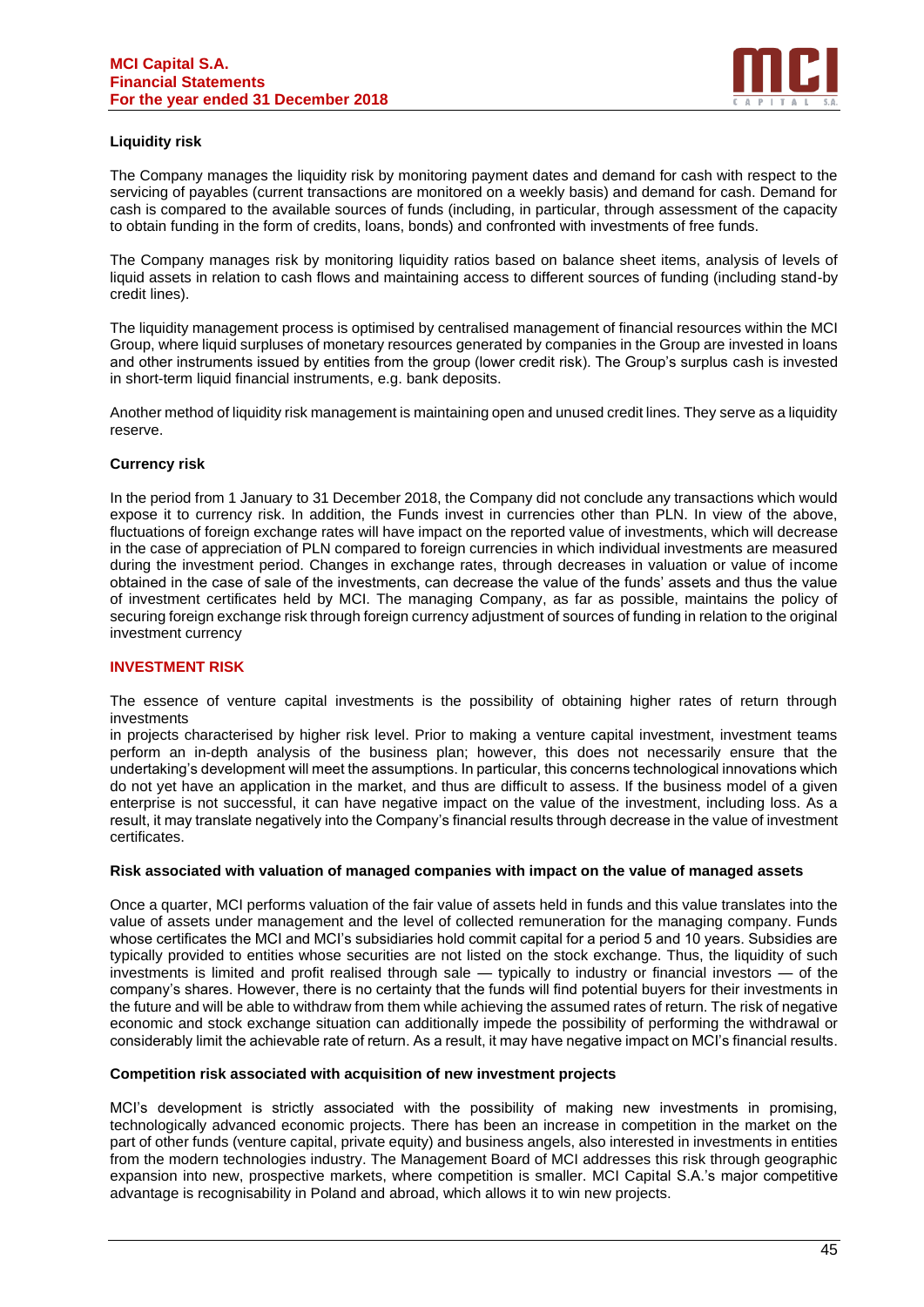### Liquidity risk

The Company manages the liquidity risk by monitoring payment dates and demand for cash with respect to the servicing of payables (current transactions are monitored on a weekly basis) and demand for cash. Demand for cash is compared to the available sources of funds (including, in particular, through assessment of the capacity to obtain funding in the form of credits, loans, bonds) and confronted with investments of free funds.

The Company manages risk by monitoring liquidity ratios based on balance sheet items, analysis of levels of liquid assets in relation to cash flows and maintaining access to different sources of funding (including stand-by credit lines).

The liquidity management process is optimised by centralised management of financial resources within the MCI Group, where liquid surpluses of monetary resources generated by companies in the Group are invested in loans and other instruments issued by entities from the group (lower credit risk). The Group's surplus cash is invested in short-term liquid financial instruments, e.g. bank deposits.

Another method of liquidity risk management is maintaining open and unused credit lines. They serve as a liquidity reserve.

### Currency risk

In the period from 1 January to 31 December 2018, the Company did not conclude any transactions which would expose it to currency risk. In addition, the Funds invest in currencies other than PLN. In view of the above, fluctuations of foreign exchange rates will have impact on the reported value of investments, which will decrease in the case of appreciation of PLN compared to foreign currencies in which individual investments are measured during the investment period. Changes in exchange rates, through decreases in valuation or value of income obtained in the case of sale of the investments, can decrease the value of the funds' assets and thus the value of investment certificates held by MCI. The managing Company, as far as possible, maintains the policy of securing foreign exchange risk through foreign currency adjustment of sources of funding in relation to the original investment currency

## INVESTMENT RISK

The essence of venture capital investments is the possibility of obtaining higher rates of return through investments
in projects characterised by higher risk level. Prior to making a venture capital investment, investment teams perform an in-depth analysis of the business plan; however, this does not necessarily ensure that the undertaking's development will meet the assumptions. In particular, this concerns technological innovations which do not yet have an application in the market, and thus are difficult to assess. If the business model of a given enterprise is not successful, it can have negative impact on the value of the investment, including loss. As a result, it may translate negatively into the Company's financial results through decrease in the value of investment certificates.

### Risk associated with valuation of managed companies with impact on the value of managed assets

Once a quarter, MCI performs valuation of the fair value of assets held in funds and this value translates into the value of assets under management and the level of collected remuneration for the managing company. Funds whose certificates the MCI and MCI's subsidiaries hold commit capital for a period 5 and 10 years. Subsidies are typically provided to entities whose securities are not listed on the stock exchange. Thus, the liquidity of such investments is limited and profit realised through sale — typically to industry or financial investors — of the company's shares. However, there is no certainty that the funds will find potential buyers for their investments in the future and will be able to withdraw from them while achieving the assumed rates of return. The risk of negative economic and stock exchange situation can additionally impede the possibility of performing the withdrawal or considerably limit the achievable rate of return. As a result, it may have negative impact on MCI's financial results.

### Competition risk associated with acquisition of new investment projects

MCI's development is strictly associated with the possibility of making new investments in promising, technologically advanced economic projects. There has been an increase in competition in the market on the part of other funds (venture capital, private equity) and business angels, also interested in investments in entities from the modern technologies industry. The Management Board of MCI addresses this risk through geographic expansion into new, prospective markets, where competition is smaller. MCI Capital S.A.'s major competitive advantage is recognisability in Poland and abroad, which allows it to win new projects.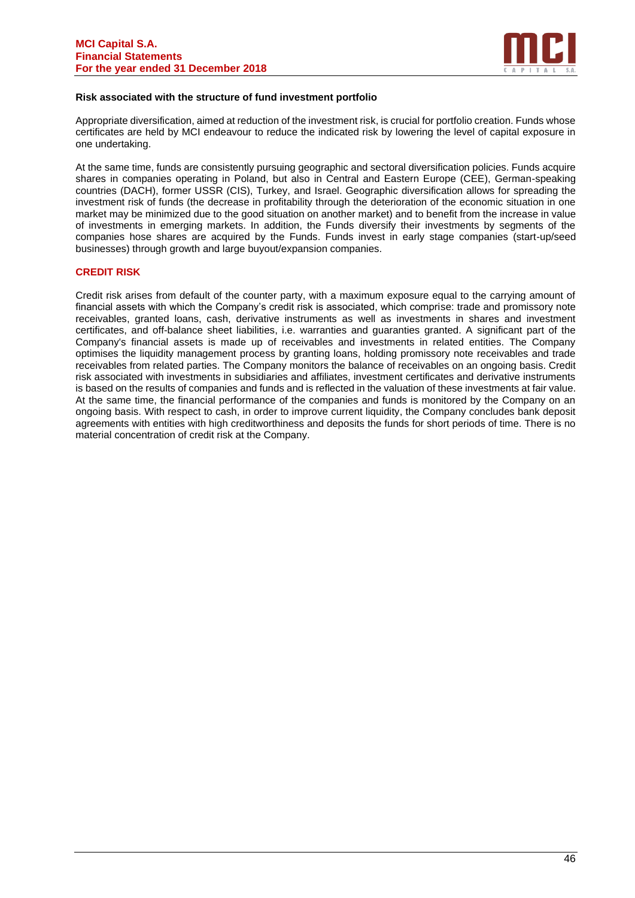**Risk associated with the structure of fund investment portfolio**

Appropriate diversification, aimed at reduction of the investment risk, is crucial for portfolio creation. Funds whose certificates are held by MCI endeavour to reduce the indicated risk by lowering the level of capital exposure in one undertaking.

At the same time, funds are consistently pursuing geographic and sectoral diversification policies. Funds acquire shares in companies operating in Poland, but also in Central and Eastern Europe (CEE), German-speaking countries (DACH), former USSR (CIS), Turkey, and Israel. Geographic diversification allows for spreading the investment risk of funds (the decrease in profitability through the deterioration of the economic situation in one market may be minimized due to the good situation on another market) and to benefit from the increase in value of investments in emerging markets. In addition, the Funds diversify their investments by segments of the companies hose shares are acquired by the Funds. Funds invest in early stage companies (start-up/seed businesses) through growth and large buyout/expansion companies.

## CREDIT RISK

Credit risk arises from default of the counter party, with a maximum exposure equal to the carrying amount of financial assets with which the Company's credit risk is associated, which comprise: trade and promissory note receivables, granted loans, cash, derivative instruments as well as investments in shares and investment certificates, and off-balance sheet liabilities, i.e. warranties and guaranties granted. A significant part of the Company's financial assets is made up of receivables and investments in related entities. The Company optimises the liquidity management process by granting loans, holding promissory note receivables and trade receivables from related parties. The Company monitors the balance of receivables on an ongoing basis. Credit risk associated with investments in subsidiaries and affiliates, investment certificates and derivative instruments is based on the results of companies and funds and is reflected in the valuation of these investments at fair value. At the same time, the financial performance of the companies and funds is monitored by the Company on an ongoing basis. With respect to cash, in order to improve current liquidity, the Company concludes bank deposit agreements with entities with high creditworthiness and deposits the funds for short periods of time. There is no material concentration of credit risk at the Company.